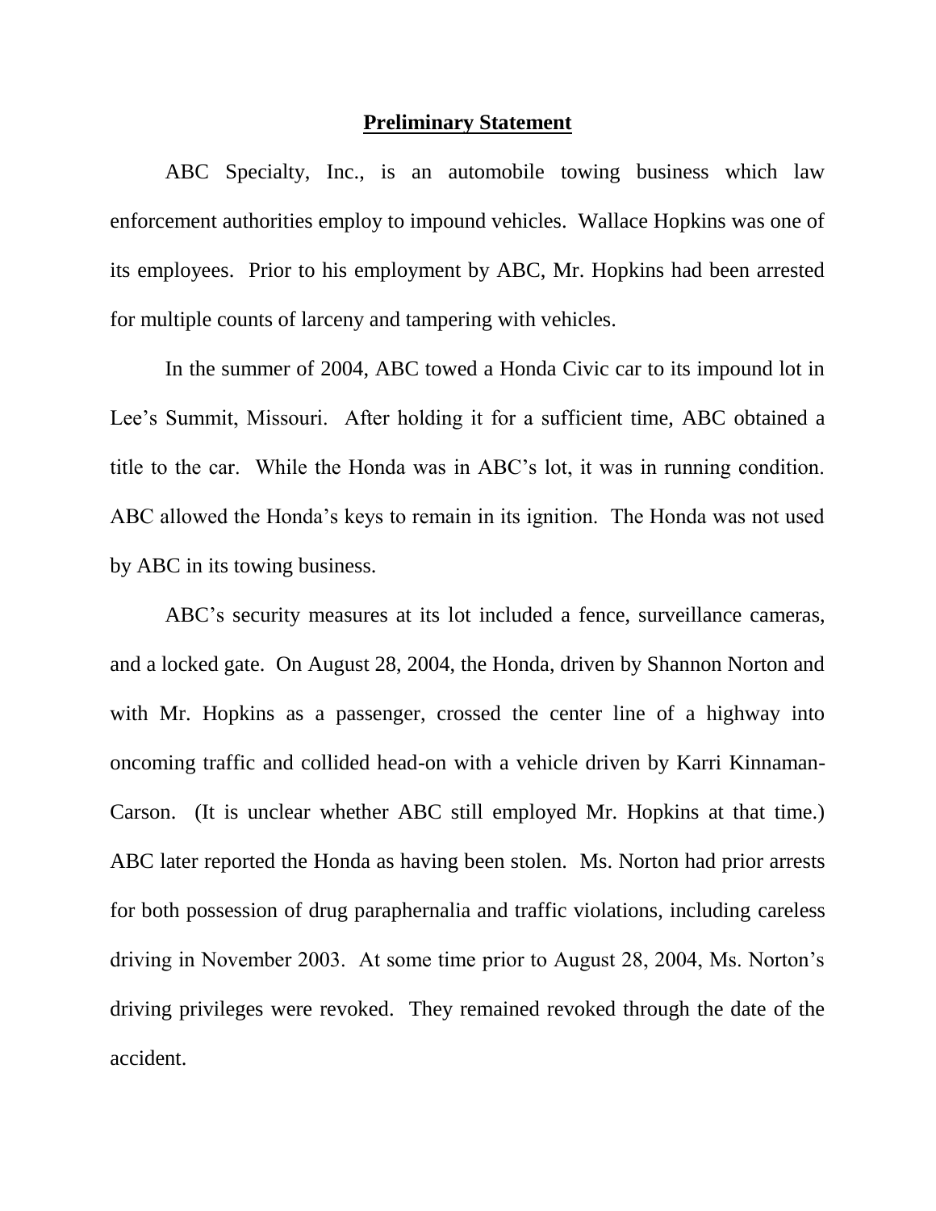## Preliminary Statement

ABC Specialty, Inc., is an automobile towing business which law enforcement authorities employ to impound vehicles. Wallace Hopkins was one of its employees. Prior to his employment by ABC, Mr. Hopkins had been arrested for multiple counts of larceny and tampering with vehicles.

In the summer of 2004, ABC towed a Honda Civic car to its impound lot in Lee's Summit, Missouri. After holding it for a sufficient time, ABC obtained a title to the car. While the Honda was in ABC's lot, it was in running condition. ABC allowed the Honda's keys to remain in its ignition. The Honda was not used by ABC in its towing business.

ABC's security measures at its lot included a fence, surveillance cameras, and a locked gate. On August 28, 2004, the Honda, driven by Shannon Norton and with Mr. Hopkins as a passenger, crossed the center line of a highway into oncoming traffic and collided head-on with a vehicle driven by Karri Kinnaman-Carson. (It is unclear whether ABC still employed Mr. Hopkins at that time.) ABC later reported the Honda as having been stolen. Ms. Norton had prior arrests for both possession of drug paraphernalia and traffic violations, including careless driving in November 2003. At some time prior to August 28, 2004, Ms. Norton's driving privileges were revoked. They remained revoked through the date of the accident.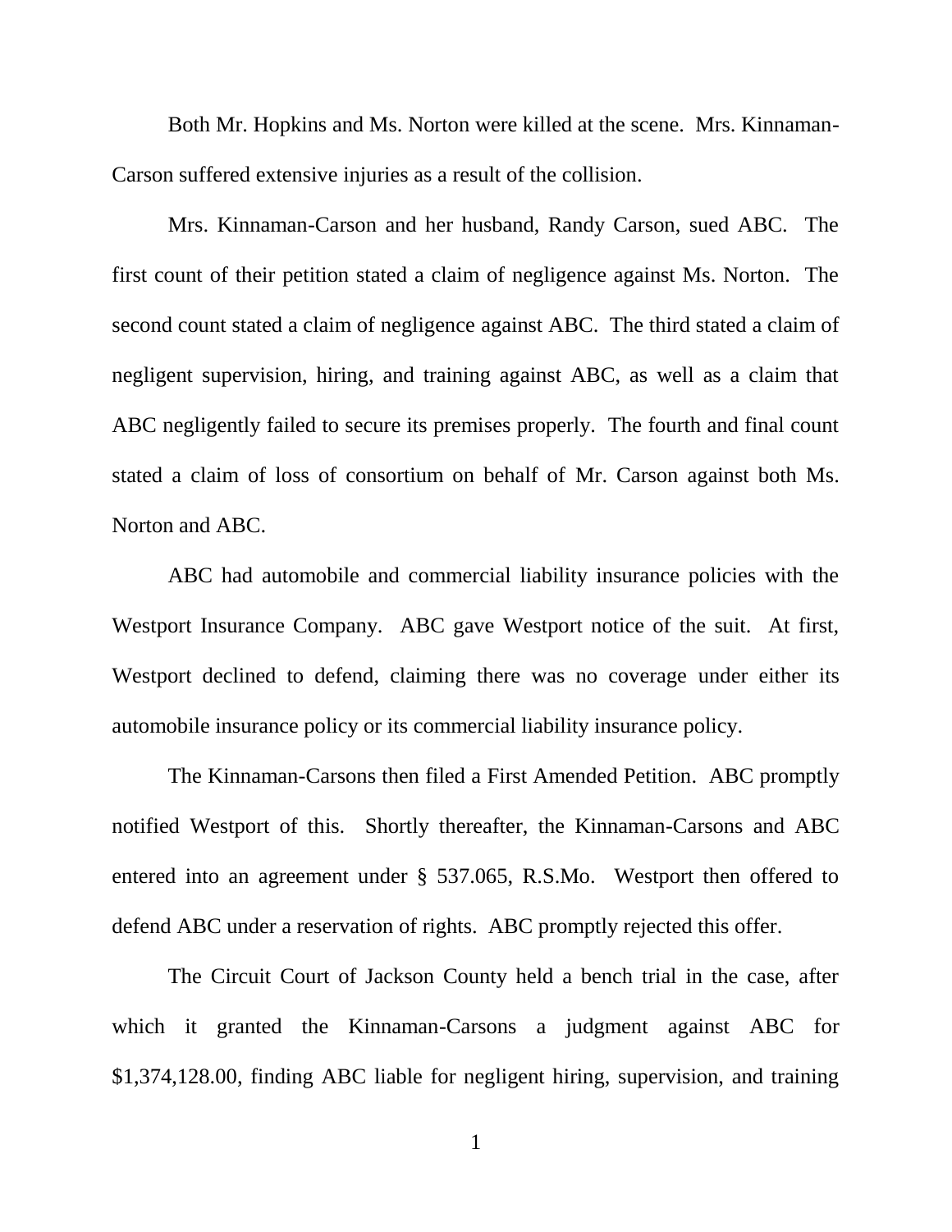Both Mr. Hopkins and Ms. Norton were killed at the scene. Mrs. Kinnaman-Carson suffered extensive injuries as a result of the collision.

Mrs. Kinnaman-Carson and her husband, Randy Carson, sued ABC. The first count of their petition stated a claim of negligence against Ms. Norton. The second count stated a claim of negligence against ABC. The third stated a claim of negligent supervision, hiring, and training against ABC, as well as a claim that ABC negligently failed to secure its premises properly. The fourth and final count stated a claim of loss of consortium on behalf of Mr. Carson against both Ms. Norton and ABC.

ABC had automobile and commercial liability insurance policies with the Westport Insurance Company. ABC gave Westport notice of the suit. At first, Westport declined to defend, claiming there was no coverage under either its automobile insurance policy or its commercial liability insurance policy.

The Kinnaman-Carsons then filed a First Amended Petition. ABC promptly notified Westport of this. Shortly thereafter, the Kinnaman-Carsons and ABC entered into an agreement under § 537.065, R.S.Mo. Westport then offered to defend ABC under a reservation of rights. ABC promptly rejected this offer.

The Circuit Court of Jackson County held a bench trial in the case, after which it granted the Kinnaman-Carsons a judgment against ABC for $1,374,128.00, finding ABC liable for negligent hiring, supervision, and training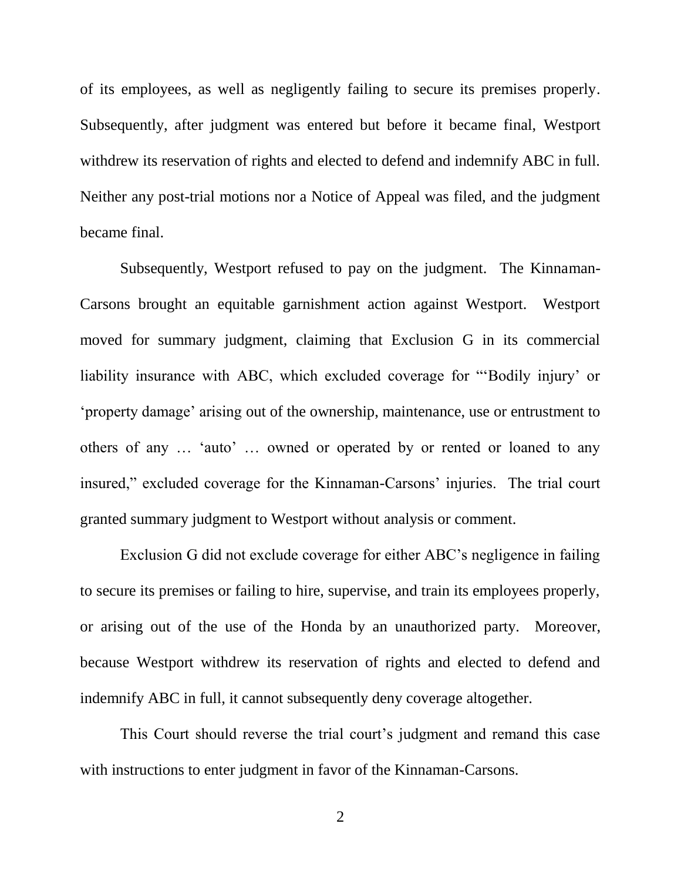of its employees, as well as negligently failing to secure its premises properly. Subsequently, after judgment was entered but before it became final, Westport withdrew its reservation of rights and elected to defend and indemnify ABC in full. Neither any post-trial motions nor a Notice of Appeal was filed, and the judgment became final.

Subsequently, Westport refused to pay on the judgment. The Kinnaman-Carsons brought an equitable garnishment action against Westport. Westport moved for summary judgment, claiming that Exclusion G in its commercial liability insurance with ABC, which excluded coverage for "'Bodily injury' or 'property damage' arising out of the ownership, maintenance, use or entrustment to others of any … 'auto' … owned or operated by or rented or loaned to any insured," excluded coverage for the Kinnaman-Carsons' injuries. The trial court granted summary judgment to Westport without analysis or comment.

Exclusion G did not exclude coverage for either ABC's negligence in failing to secure its premises or failing to hire, supervise, and train its employees properly, or arising out of the use of the Honda by an unauthorized party. Moreover, because Westport withdrew its reservation of rights and elected to defend and indemnify ABC in full, it cannot subsequently deny coverage altogether.

This Court should reverse the trial court's judgment and remand this case with instructions to enter judgment in favor of the Kinnaman-Carsons.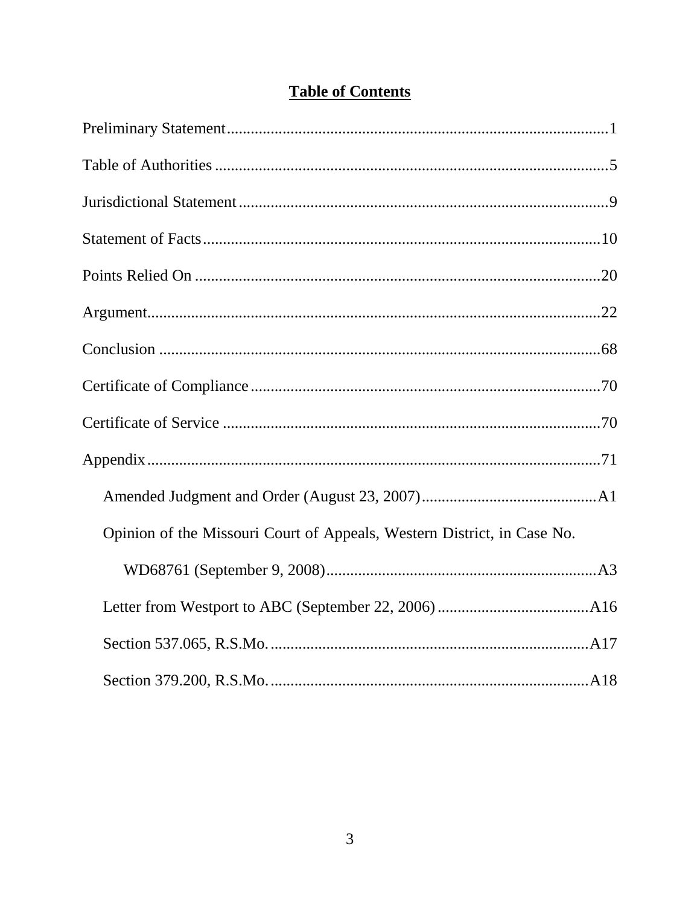# Table of Contents

Preliminary Statement ........................................................................................1

Table of Authorities ...........................................................................................5

Jurisdictional Statement ....................................................................................9

Statement of Facts ...........................................................................................10

Points Relied On ..............................................................................................20

Argument..........................................................................................................22

Conclusion .......................................................................................................68

Certificate of Compliance ................................................................................70

Certificate of Service .......................................................................................70

Appendix ..........................................................................................................71

- Amended Judgment and Order (August 23, 2007) ............................................A1
- Opinion of the Missouri Court of Appeals, Western District, in Case No. WD68761 (September 9, 2008) ....................................................................A3
- Letter from Westport to ABC (September 22, 2006) .......................................A16
- Section 537.065, R.S.Mo. .................................................................................A17
- Section 379.200, R.S.Mo. .................................................................................A18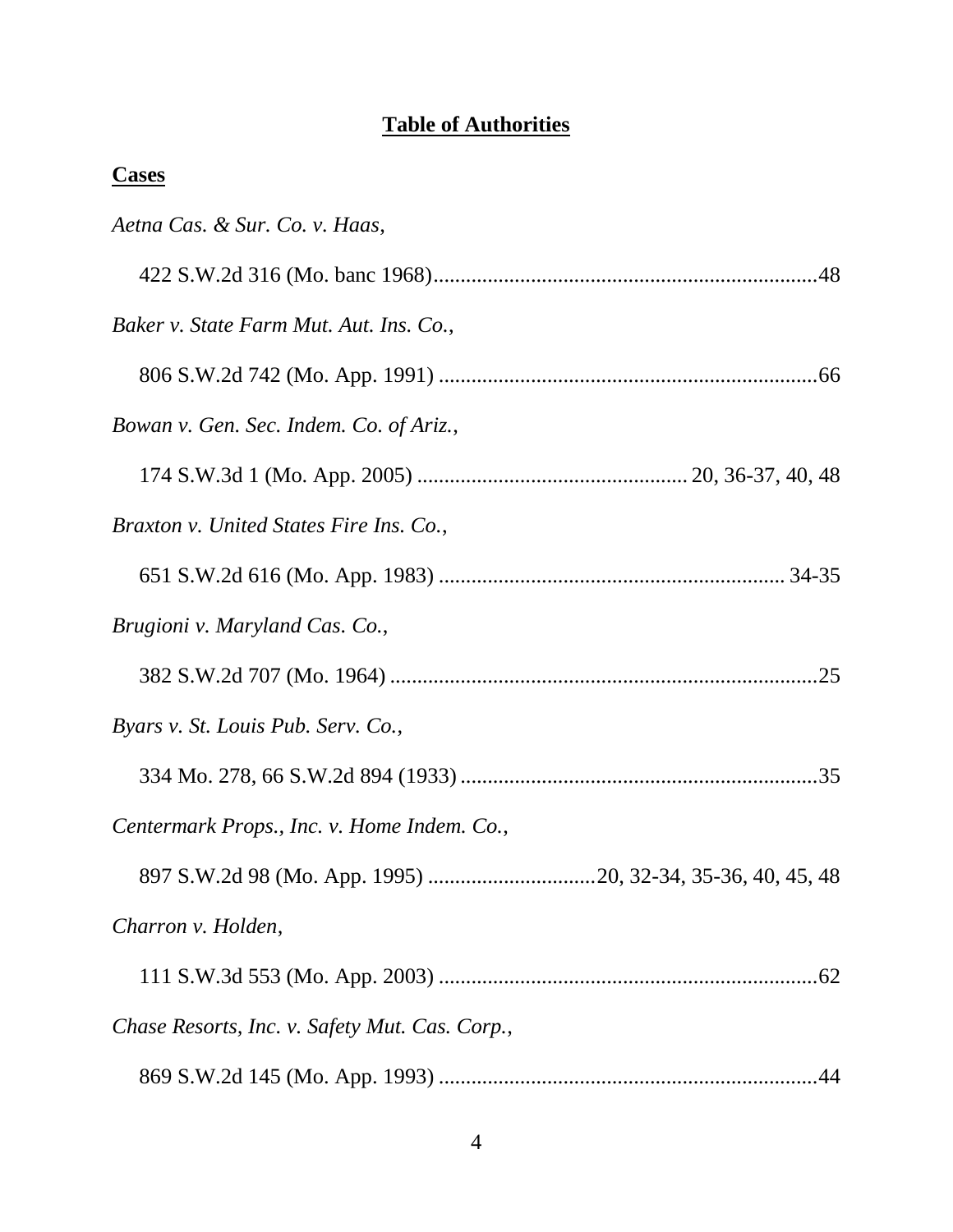# **Table of Authorities**

## **Cases**

*Aetna Cas. & Sur. Co. v. Haas*,

422 S.W.2d 316 (Mo. banc 1968)........................................................................48

*Baker v. State Farm Mut. Aut. Ins. Co.*,

806 S.W.2d 742 (Mo. App. 1991) ......................................................................66

*Bowan v. Gen. Sec. Indem. Co. of Ariz.*,

174 S.W.3d 1 (Mo. App. 2005) ................................................. 20, 36-37, 40, 48

*Braxton v. United States Fire Ins. Co.*,

651 S.W.2d 616 (Mo. App. 1983) ............................................................... 34-35

*Brugioni v. Maryland Cas. Co.*,

382 S.W.2d 707 (Mo. 1964) ...............................................................................25

*Byars v. St. Louis Pub. Serv. Co.*,

334 Mo. 278, 66 S.W.2d 894 (1933) ..................................................................35

*Centermark Props., Inc. v. Home Indem. Co.*,

897 S.W.2d 98 (Mo. App. 1995) ..............................20, 32-34, 35-36, 40, 45, 48

*Charron v. Holden*,

111 S.W.3d 553 (Mo. App. 2003) ......................................................................62

*Chase Resorts, Inc. v. Safety Mut. Cas. Corp.*,

869 S.W.2d 145 (Mo. App. 1993) ......................................................................44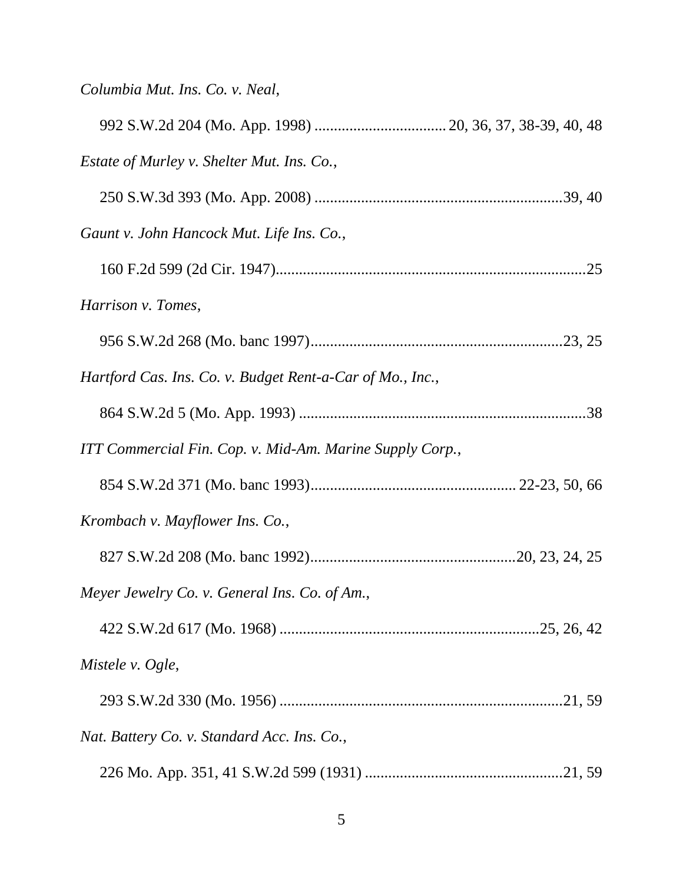*Columbia Mut. Ins. Co. v. Neal*,

992 S.W.2d 204 (Mo. App. 1998) .................................. 20, 36, 37, 38-39, 40, 48

*Estate of Murley v. Shelter Mut. Ins. Co.*,

250 S.W.3d 393 (Mo. App. 2008) ................................................................39, 40

*Gaunt v. John Hancock Mut. Life Ins. Co.*,

160 F.2d 599 (2d Cir. 1947).................................................................................25

*Harrison v. Tomes*,

956 S.W.2d 268 (Mo. banc 1997).................................................................23, 25

*Hartford Cas. Ins. Co. v. Budget Rent-a-Car of Mo., Inc.*,

864 S.W.2d 5 (Mo. App. 1993) ..........................................................................38

*ITT Commercial Fin. Cop. v. Mid-Am. Marine Supply Corp.*,

854 S.W.2d 371 (Mo. banc 1993)..................................................... 22-23, 50, 66

*Krombach v. Mayflower Ins. Co.*,

827 S.W.2d 208 (Mo. banc 1992).....................................................20, 23, 24, 25

*Meyer Jewelry Co. v. General Ins. Co. of Am.*,

422 S.W.2d 617 (Mo. 1968) ...................................................................25, 26, 42

*Mistele v. Ogle*,

293 S.W.2d 330 (Mo. 1956) .........................................................................21, 59

*Nat. Battery Co. v. Standard Acc. Ins. Co.*,

226 Mo. App. 351, 41 S.W.2d 599 (1931) ....................................................21, 59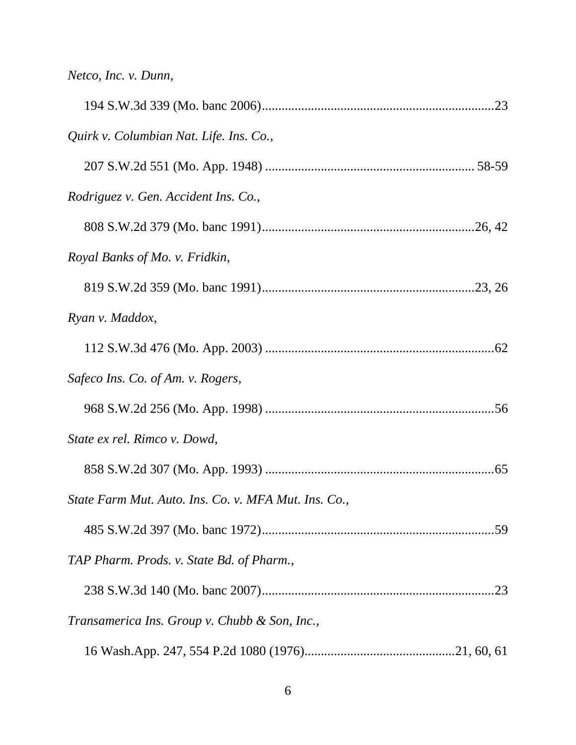*Netco, Inc. v. Dunn*,

194 S.W.3d 339 (Mo. banc 2006)......................................................................23

*Quirk v. Columbian Nat. Life. Ins. Co.*,

207 S.W.2d 551 (Mo. App. 1948) ............................................................... 58-59

*Rodriguez v. Gen. Accident Ins. Co.*,

808 S.W.2d 379 (Mo. banc 1991)................................................................26, 42

*Royal Banks of Mo. v. Fridkin*,

819 S.W.2d 359 (Mo. banc 1991)................................................................23, 26

*Ryan v. Maddox*,

112 S.W.3d 476 (Mo. App. 2003) .....................................................................62

*Safeco Ins. Co. of Am. v. Rogers*,

968 S.W.2d 256 (Mo. App. 1998) .....................................................................56

*State ex rel. Rimco v. Dowd*,

858 S.W.2d 307 (Mo. App. 1993) .....................................................................65

*State Farm Mut. Auto. Ins. Co. v. MFA Mut. Ins. Co.*,

485 S.W.2d 397 (Mo. banc 1972)......................................................................59

*TAP Pharm. Prods. v. State Bd. of Pharm.*,

238 S.W.3d 140 (Mo. banc 2007)......................................................................23

*Transamerica Ins. Group v. Chubb & Son, Inc.*,

16 Wash.App. 247, 554 P.2d 1080 (1976).............................................21, 60, 61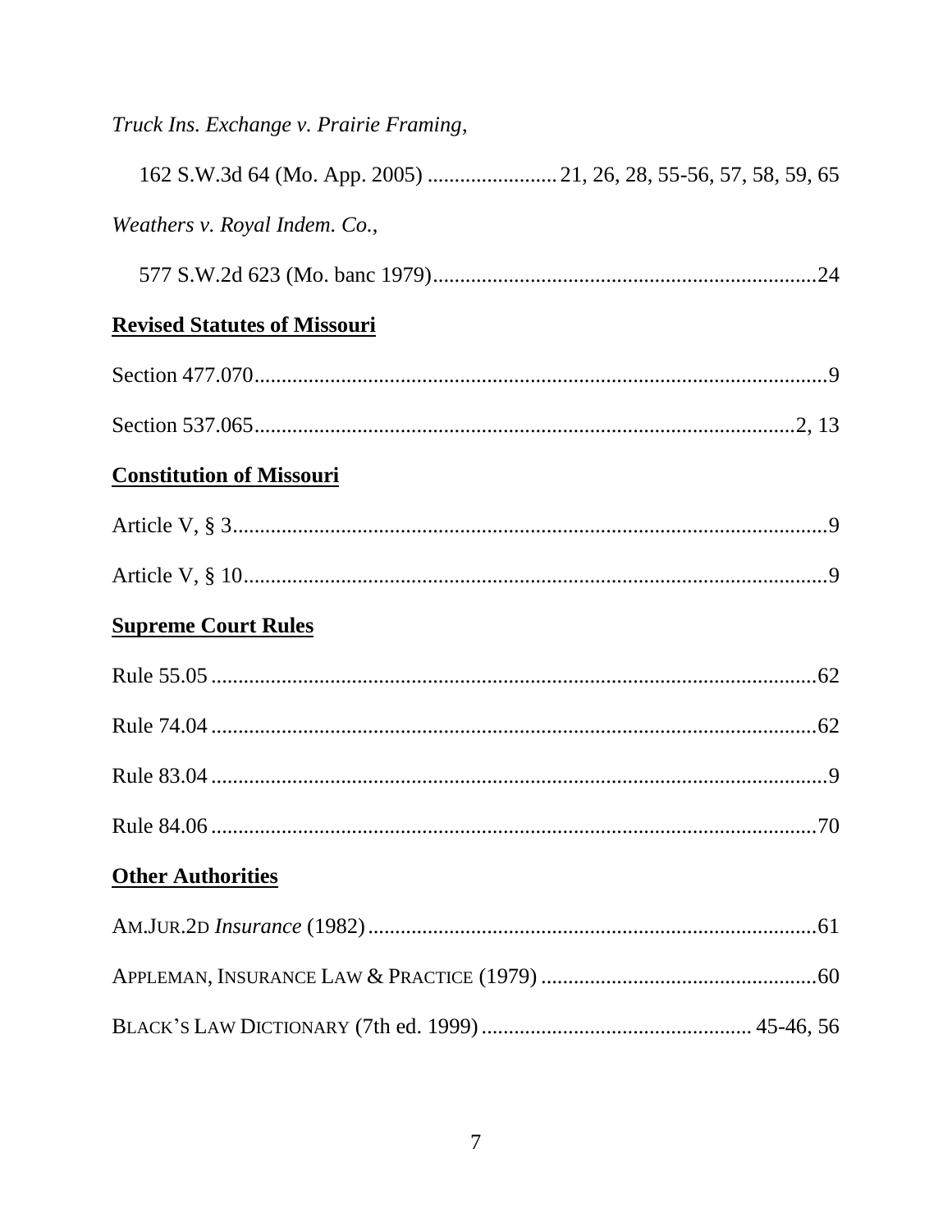*Truck Ins. Exchange v. Prairie Framing*,

162 S.W.3d 64 (Mo. App. 2005) ........................ 21, 26, 28, 55-56, 57, 58, 59, 65

*Weathers v. Royal Indem. Co.*,

577 S.W.2d 623 (Mo. banc 1979)......................................................................24

**Revised Statutes of Missouri**

Section 477.070..........................................................................................................9

Section 537.065.....................................................................................................2, 13

**Constitution of Missouri**

Article V, § 3..............................................................................................................9

Article V, § 10............................................................................................................9

**Supreme Court Rules**

Rule 55.05 ................................................................................................................62

Rule 74.04 ................................................................................................................62

Rule 83.04 ..................................................................................................................9

Rule 84.06 ................................................................................................................70

**Other Authorities**

AM.JUR.2D *Insurance* (1982)...................................................................................61

APPLEMAN, INSURANCE LAW & PRACTICE (1979) ...................................................60

BLACK'S LAW DICTIONARY (7th ed. 1999) ................................................. 45-46, 56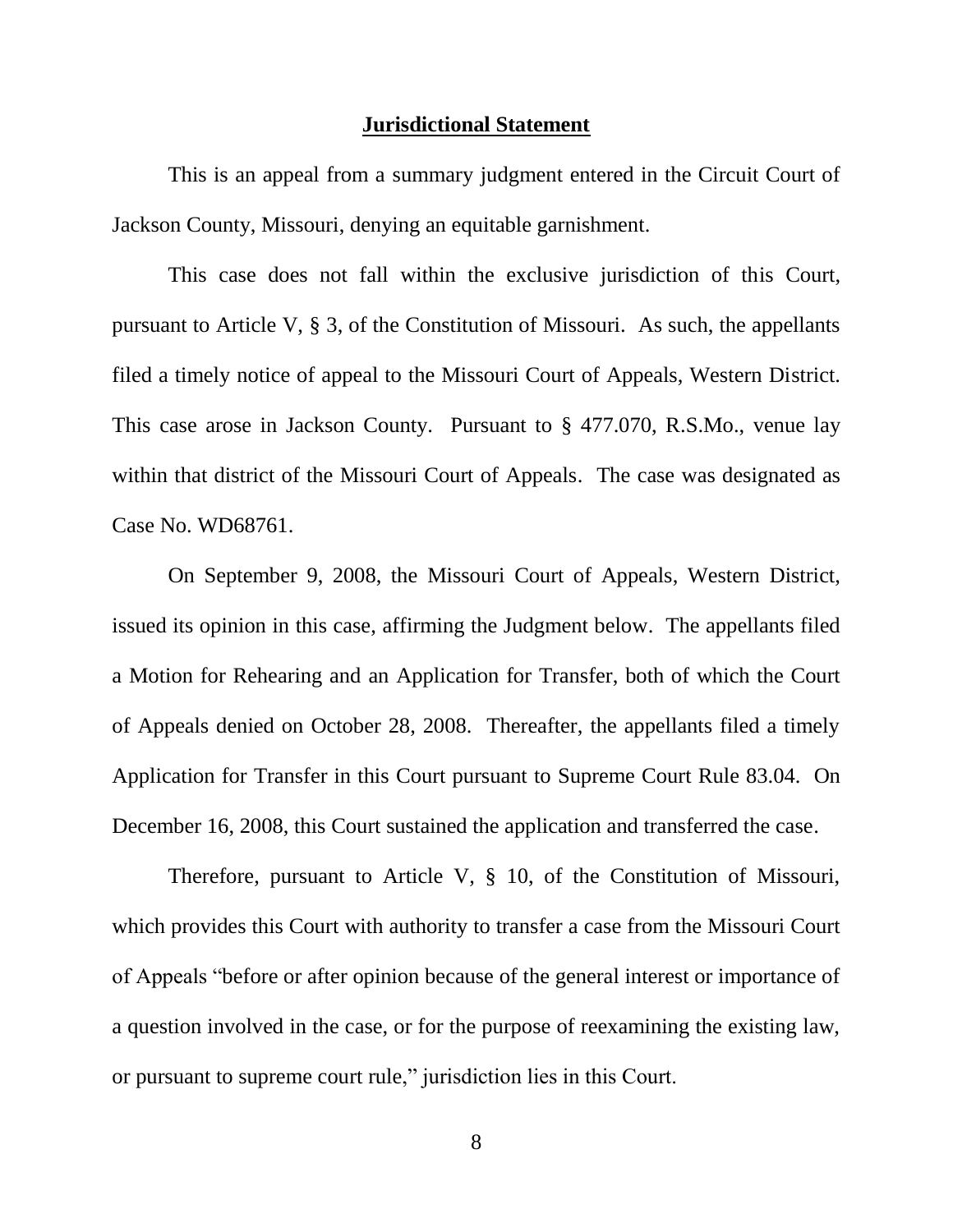## Jurisdictional Statement

This is an appeal from a summary judgment entered in the Circuit Court of Jackson County, Missouri, denying an equitable garnishment.

This case does not fall within the exclusive jurisdiction of this Court, pursuant to Article V, § 3, of the Constitution of Missouri. As such, the appellants filed a timely notice of appeal to the Missouri Court of Appeals, Western District. This case arose in Jackson County. Pursuant to § 477.070, R.S.Mo., venue lay within that district of the Missouri Court of Appeals. The case was designated as Case No. WD68761.

On September 9, 2008, the Missouri Court of Appeals, Western District, issued its opinion in this case, affirming the Judgment below. The appellants filed a Motion for Rehearing and an Application for Transfer, both of which the Court of Appeals denied on October 28, 2008. Thereafter, the appellants filed a timely Application for Transfer in this Court pursuant to Supreme Court Rule 83.04. On December 16, 2008, this Court sustained the application and transferred the case.

Therefore, pursuant to Article V, § 10, of the Constitution of Missouri, which provides this Court with authority to transfer a case from the Missouri Court of Appeals "before or after opinion because of the general interest or importance of a question involved in the case, or for the purpose of reexamining the existing law, or pursuant to supreme court rule," jurisdiction lies in this Court.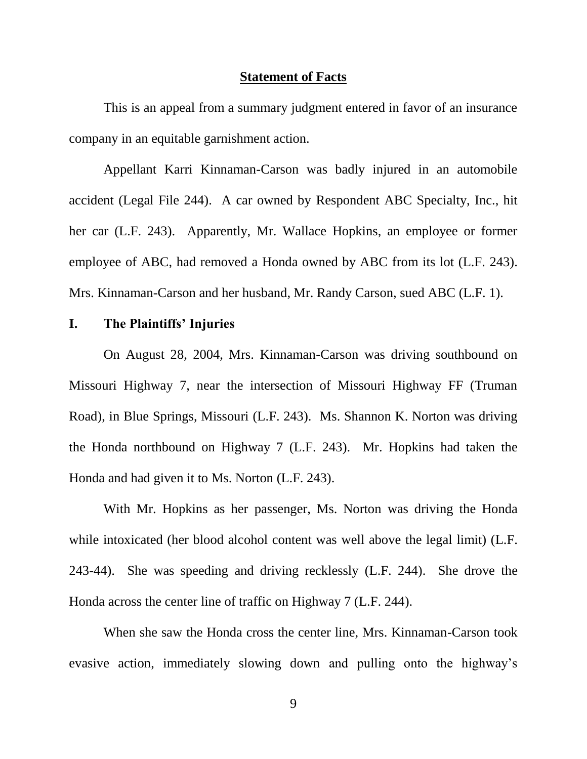## Statement of Facts

This is an appeal from a summary judgment entered in favor of an insurance company in an equitable garnishment action.

Appellant Karri Kinnaman-Carson was badly injured in an automobile accident (Legal File 244). A car owned by Respondent ABC Specialty, Inc., hit her car (L.F. 243). Apparently, Mr. Wallace Hopkins, an employee or former employee of ABC, had removed a Honda owned by ABC from its lot (L.F. 243). Mrs. Kinnaman-Carson and her husband, Mr. Randy Carson, sued ABC (L.F. 1).

### I. The Plaintiffs' Injuries

On August 28, 2004, Mrs. Kinnaman-Carson was driving southbound on Missouri Highway 7, near the intersection of Missouri Highway FF (Truman Road), in Blue Springs, Missouri (L.F. 243). Ms. Shannon K. Norton was driving the Honda northbound on Highway 7 (L.F. 243). Mr. Hopkins had taken the Honda and had given it to Ms. Norton (L.F. 243).

With Mr. Hopkins as her passenger, Ms. Norton was driving the Honda while intoxicated (her blood alcohol content was well above the legal limit) (L.F. 243-44). She was speeding and driving recklessly (L.F. 244). She drove the Honda across the center line of traffic on Highway 7 (L.F. 244).

When she saw the Honda cross the center line, Mrs. Kinnaman-Carson took evasive action, immediately slowing down and pulling onto the highway's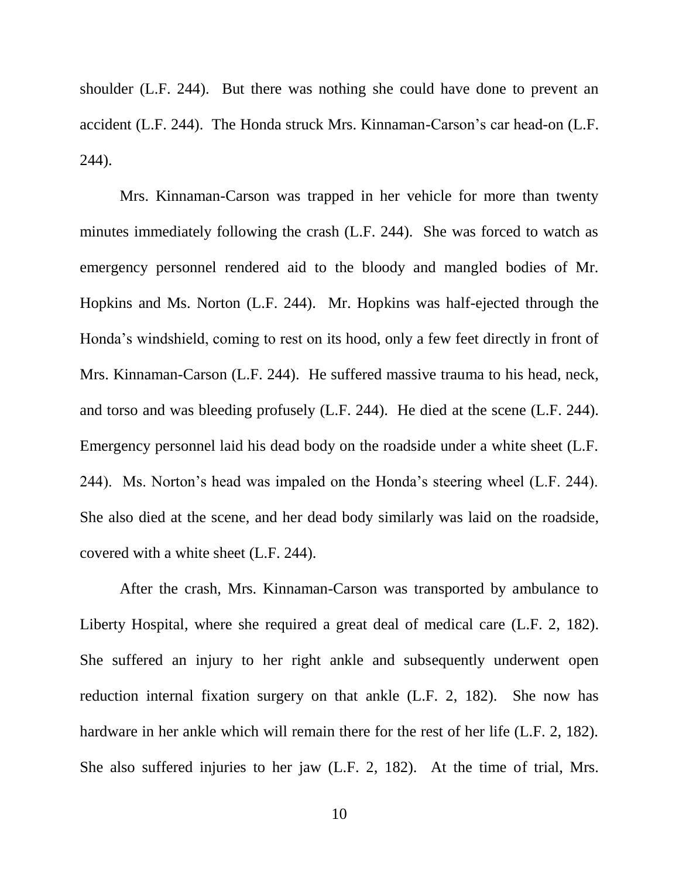shoulder (L.F. 244). But there was nothing she could have done to prevent an accident (L.F. 244). The Honda struck Mrs. Kinnaman-Carson's car head-on (L.F. 244).

Mrs. Kinnaman-Carson was trapped in her vehicle for more than twenty minutes immediately following the crash (L.F. 244). She was forced to watch as emergency personnel rendered aid to the bloody and mangled bodies of Mr. Hopkins and Ms. Norton (L.F. 244). Mr. Hopkins was half-ejected through the Honda's windshield, coming to rest on its hood, only a few feet directly in front of Mrs. Kinnaman-Carson (L.F. 244). He suffered massive trauma to his head, neck, and torso and was bleeding profusely (L.F. 244). He died at the scene (L.F. 244). Emergency personnel laid his dead body on the roadside under a white sheet (L.F. 244). Ms. Norton's head was impaled on the Honda's steering wheel (L.F. 244). She also died at the scene, and her dead body similarly was laid on the roadside, covered with a white sheet (L.F. 244).

After the crash, Mrs. Kinnaman-Carson was transported by ambulance to Liberty Hospital, where she required a great deal of medical care (L.F. 2, 182). She suffered an injury to her right ankle and subsequently underwent open reduction internal fixation surgery on that ankle (L.F. 2, 182). She now has hardware in her ankle which will remain there for the rest of her life (L.F. 2, 182). She also suffered injuries to her jaw (L.F. 2, 182). At the time of trial, Mrs.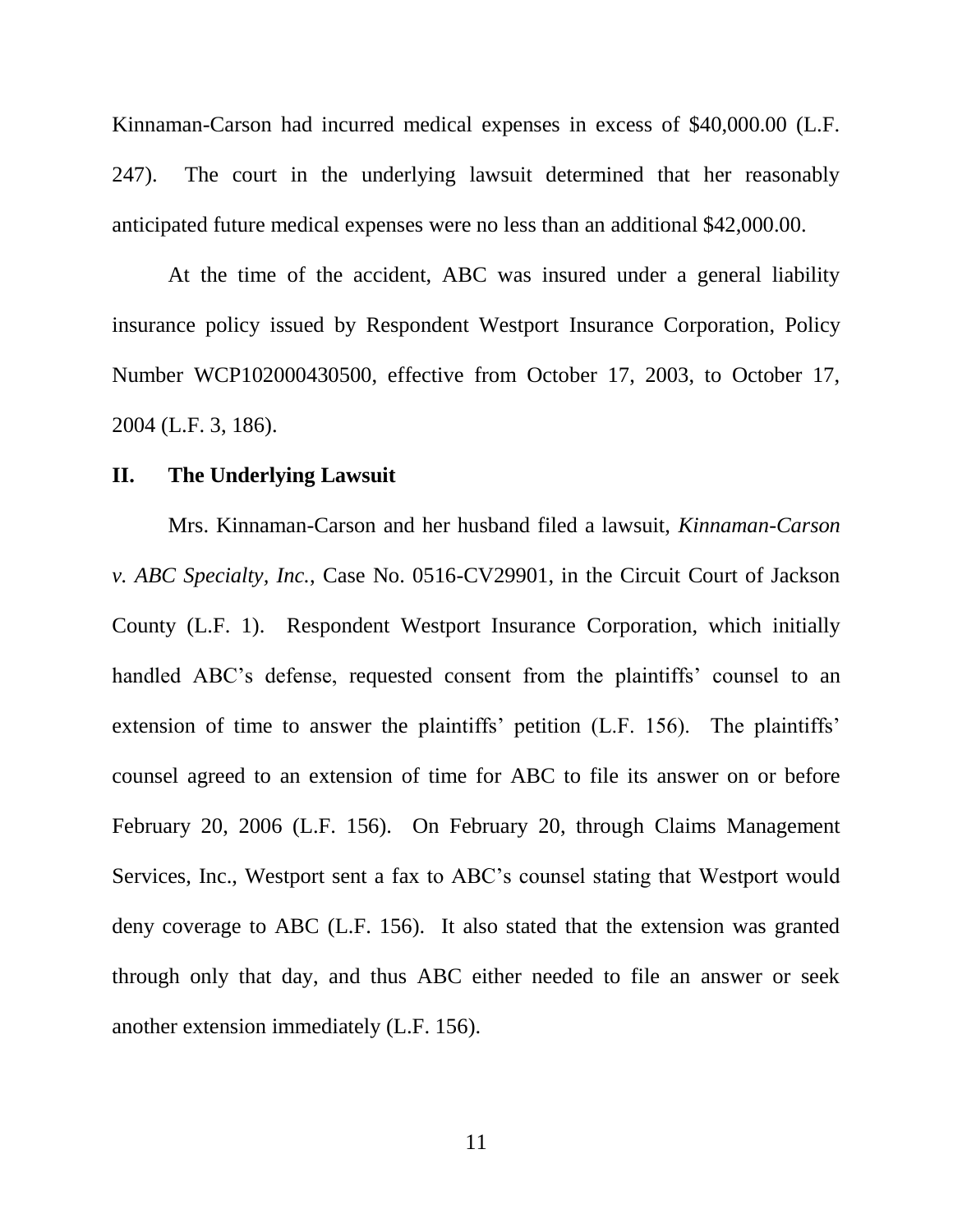Kinnaman-Carson had incurred medical expenses in excess of $40,000.00 (L.F. 247). The court in the underlying lawsuit determined that her reasonably anticipated future medical expenses were no less than an additional $42,000.00.

At the time of the accident, ABC was insured under a general liability insurance policy issued by Respondent Westport Insurance Corporation, Policy Number WCP102000430500, effective from October 17, 2003, to October 17, 2004 (L.F. 3, 186).

## II. The Underlying Lawsuit

Mrs. Kinnaman-Carson and her husband filed a lawsuit, *Kinnaman-Carson v. ABC Specialty, Inc.*, Case No. 0516-CV29901, in the Circuit Court of Jackson County (L.F. 1). Respondent Westport Insurance Corporation, which initially handled ABC's defense, requested consent from the plaintiffs' counsel to an extension of time to answer the plaintiffs' petition (L.F. 156). The plaintiffs' counsel agreed to an extension of time for ABC to file its answer on or before February 20, 2006 (L.F. 156). On February 20, through Claims Management Services, Inc., Westport sent a fax to ABC's counsel stating that Westport would deny coverage to ABC (L.F. 156). It also stated that the extension was granted through only that day, and thus ABC either needed to file an answer or seek another extension immediately (L.F. 156).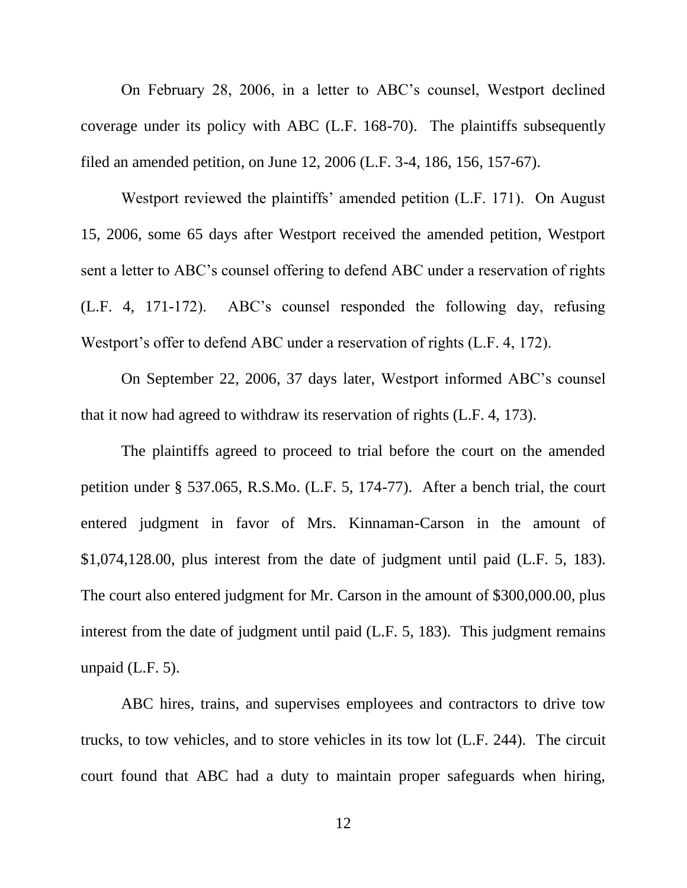On February 28, 2006, in a letter to ABC's counsel, Westport declined coverage under its policy with ABC (L.F. 168-70). The plaintiffs subsequently filed an amended petition, on June 12, 2006 (L.F. 3-4, 186, 156, 157-67).

Westport reviewed the plaintiffs' amended petition (L.F. 171). On August 15, 2006, some 65 days after Westport received the amended petition, Westport sent a letter to ABC's counsel offering to defend ABC under a reservation of rights (L.F. 4, 171-172). ABC's counsel responded the following day, refusing Westport's offer to defend ABC under a reservation of rights (L.F. 4, 172).

On September 22, 2006, 37 days later, Westport informed ABC's counsel that it now had agreed to withdraw its reservation of rights (L.F. 4, 173).

The plaintiffs agreed to proceed to trial before the court on the amended petition under § 537.065, R.S.Mo. (L.F. 5, 174-77). After a bench trial, the court entered judgment in favor of Mrs. Kinnaman-Carson in the amount of $1,074,128.00, plus interest from the date of judgment until paid (L.F. 5, 183). The court also entered judgment for Mr. Carson in the amount of $300,000.00, plus interest from the date of judgment until paid (L.F. 5, 183). This judgment remains unpaid (L.F. 5).

ABC hires, trains, and supervises employees and contractors to drive tow trucks, to tow vehicles, and to store vehicles in its tow lot (L.F. 244). The circuit court found that ABC had a duty to maintain proper safeguards when hiring,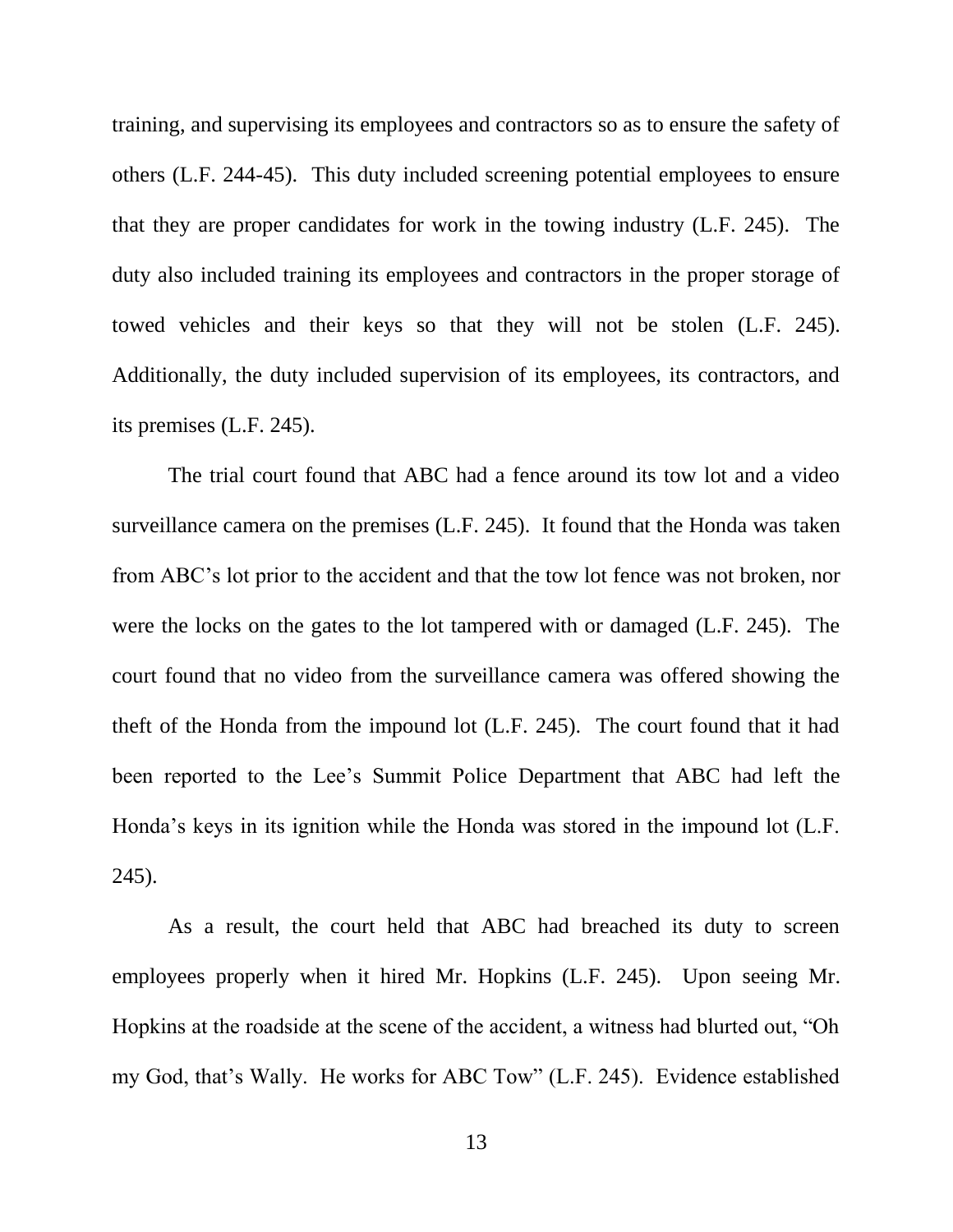training, and supervising its employees and contractors so as to ensure the safety of others (L.F. 244-45). This duty included screening potential employees to ensure that they are proper candidates for work in the towing industry (L.F. 245). The duty also included training its employees and contractors in the proper storage of towed vehicles and their keys so that they will not be stolen (L.F. 245). Additionally, the duty included supervision of its employees, its contractors, and its premises (L.F. 245).

The trial court found that ABC had a fence around its tow lot and a video surveillance camera on the premises (L.F. 245). It found that the Honda was taken from ABC's lot prior to the accident and that the tow lot fence was not broken, nor were the locks on the gates to the lot tampered with or damaged (L.F. 245). The court found that no video from the surveillance camera was offered showing the theft of the Honda from the impound lot (L.F. 245). The court found that it had been reported to the Lee's Summit Police Department that ABC had left the Honda's keys in its ignition while the Honda was stored in the impound lot (L.F. 245).

As a result, the court held that ABC had breached its duty to screen employees properly when it hired Mr. Hopkins (L.F. 245). Upon seeing Mr. Hopkins at the roadside at the scene of the accident, a witness had blurted out, "Oh my God, that's Wally. He works for ABC Tow" (L.F. 245). Evidence established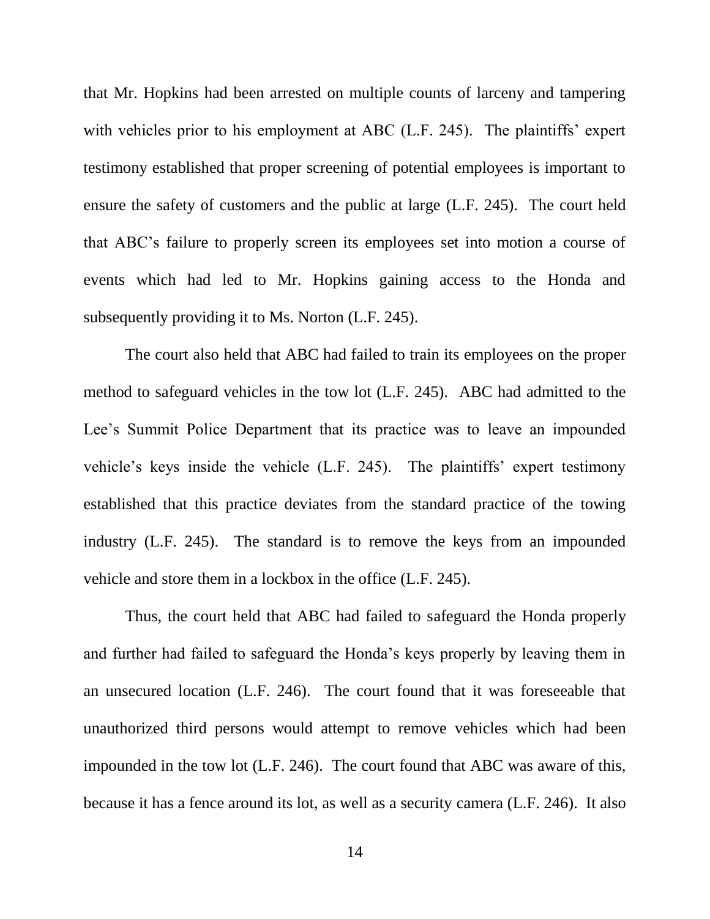that Mr. Hopkins had been arrested on multiple counts of larceny and tampering with vehicles prior to his employment at ABC (L.F. 245). The plaintiffs' expert testimony established that proper screening of potential employees is important to ensure the safety of customers and the public at large (L.F. 245). The court held that ABC's failure to properly screen its employees set into motion a course of events which had led to Mr. Hopkins gaining access to the Honda and subsequently providing it to Ms. Norton (L.F. 245).

The court also held that ABC had failed to train its employees on the proper method to safeguard vehicles in the tow lot (L.F. 245). ABC had admitted to the Lee's Summit Police Department that its practice was to leave an impounded vehicle's keys inside the vehicle (L.F. 245). The plaintiffs' expert testimony established that this practice deviates from the standard practice of the towing industry (L.F. 245). The standard is to remove the keys from an impounded vehicle and store them in a lockbox in the office (L.F. 245).

Thus, the court held that ABC had failed to safeguard the Honda properly and further had failed to safeguard the Honda's keys properly by leaving them in an unsecured location (L.F. 246). The court found that it was foreseeable that unauthorized third persons would attempt to remove vehicles which had been impounded in the tow lot (L.F. 246). The court found that ABC was aware of this, because it has a fence around its lot, as well as a security camera (L.F. 246). It also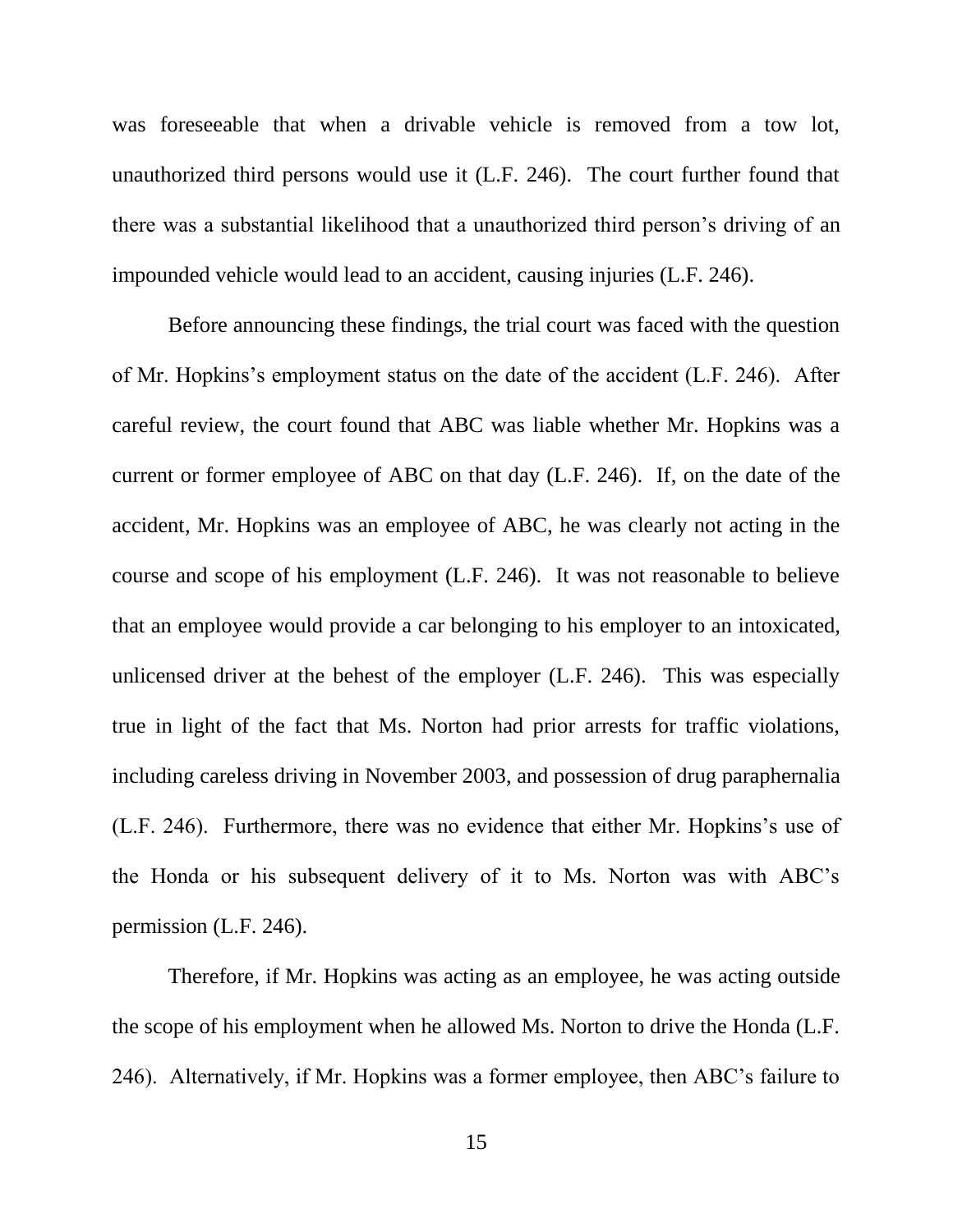was foreseeable that when a drivable vehicle is removed from a tow lot, unauthorized third persons would use it (L.F. 246). The court further found that there was a substantial likelihood that a unauthorized third person's driving of an impounded vehicle would lead to an accident, causing injuries (L.F. 246).

Before announcing these findings, the trial court was faced with the question of Mr. Hopkins's employment status on the date of the accident (L.F. 246). After careful review, the court found that ABC was liable whether Mr. Hopkins was a current or former employee of ABC on that day (L.F. 246). If, on the date of the accident, Mr. Hopkins was an employee of ABC, he was clearly not acting in the course and scope of his employment (L.F. 246). It was not reasonable to believe that an employee would provide a car belonging to his employer to an intoxicated, unlicensed driver at the behest of the employer (L.F. 246). This was especially true in light of the fact that Ms. Norton had prior arrests for traffic violations, including careless driving in November 2003, and possession of drug paraphernalia (L.F. 246). Furthermore, there was no evidence that either Mr. Hopkins's use of the Honda or his subsequent delivery of it to Ms. Norton was with ABC's permission (L.F. 246).

Therefore, if Mr. Hopkins was acting as an employee, he was acting outside the scope of his employment when he allowed Ms. Norton to drive the Honda (L.F. 246). Alternatively, if Mr. Hopkins was a former employee, then ABC's failure to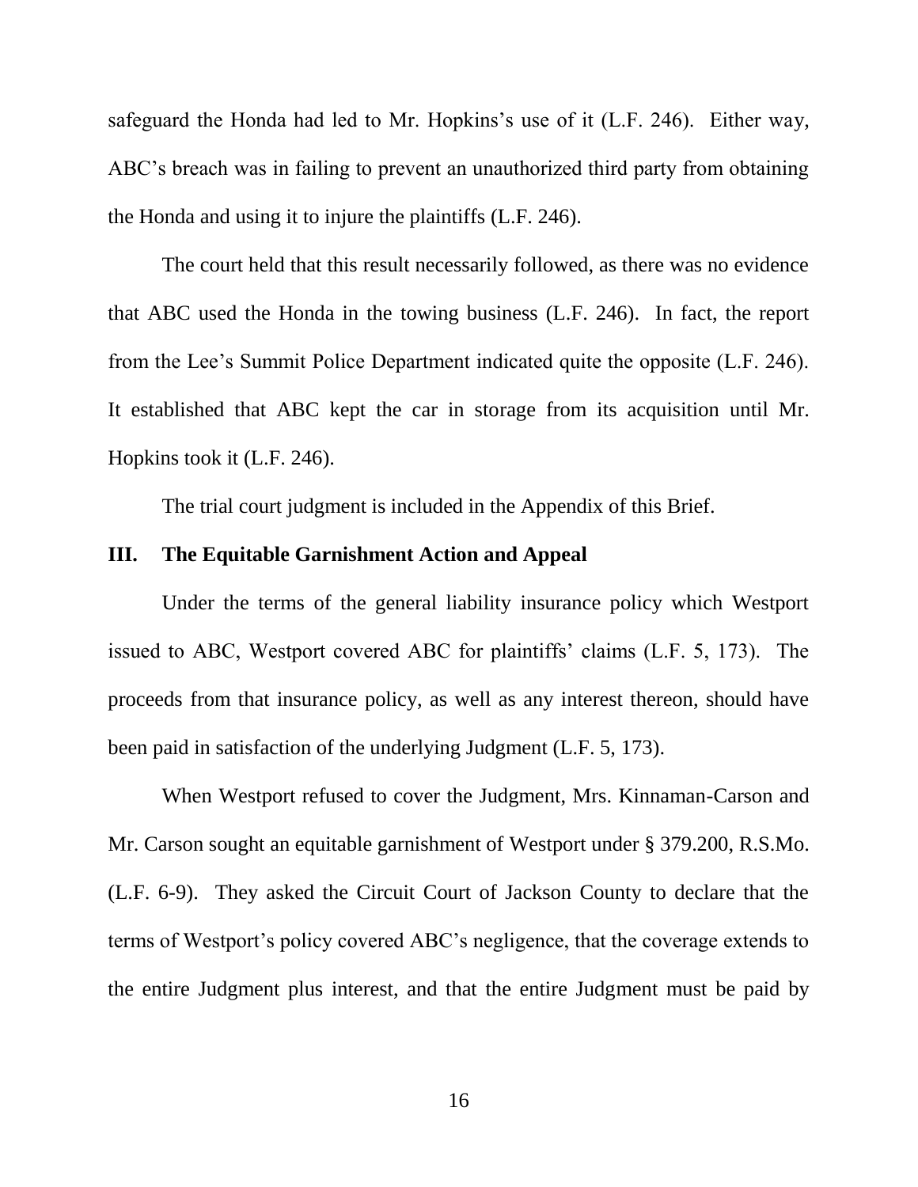safeguard the Honda had led to Mr. Hopkins's use of it (L.F. 246). Either way, ABC's breach was in failing to prevent an unauthorized third party from obtaining the Honda and using it to injure the plaintiffs (L.F. 246).

The court held that this result necessarily followed, as there was no evidence that ABC used the Honda in the towing business (L.F. 246). In fact, the report from the Lee's Summit Police Department indicated quite the opposite (L.F. 246). It established that ABC kept the car in storage from its acquisition until Mr. Hopkins took it (L.F. 246).

The trial court judgment is included in the Appendix of this Brief.

## III. The Equitable Garnishment Action and Appeal

Under the terms of the general liability insurance policy which Westport issued to ABC, Westport covered ABC for plaintiffs' claims (L.F. 5, 173). The proceeds from that insurance policy, as well as any interest thereon, should have been paid in satisfaction of the underlying Judgment (L.F. 5, 173).

When Westport refused to cover the Judgment, Mrs. Kinnaman-Carson and Mr. Carson sought an equitable garnishment of Westport under § 379.200, R.S.Mo. (L.F. 6-9). They asked the Circuit Court of Jackson County to declare that the terms of Westport's policy covered ABC's negligence, that the coverage extends to the entire Judgment plus interest, and that the entire Judgment must be paid by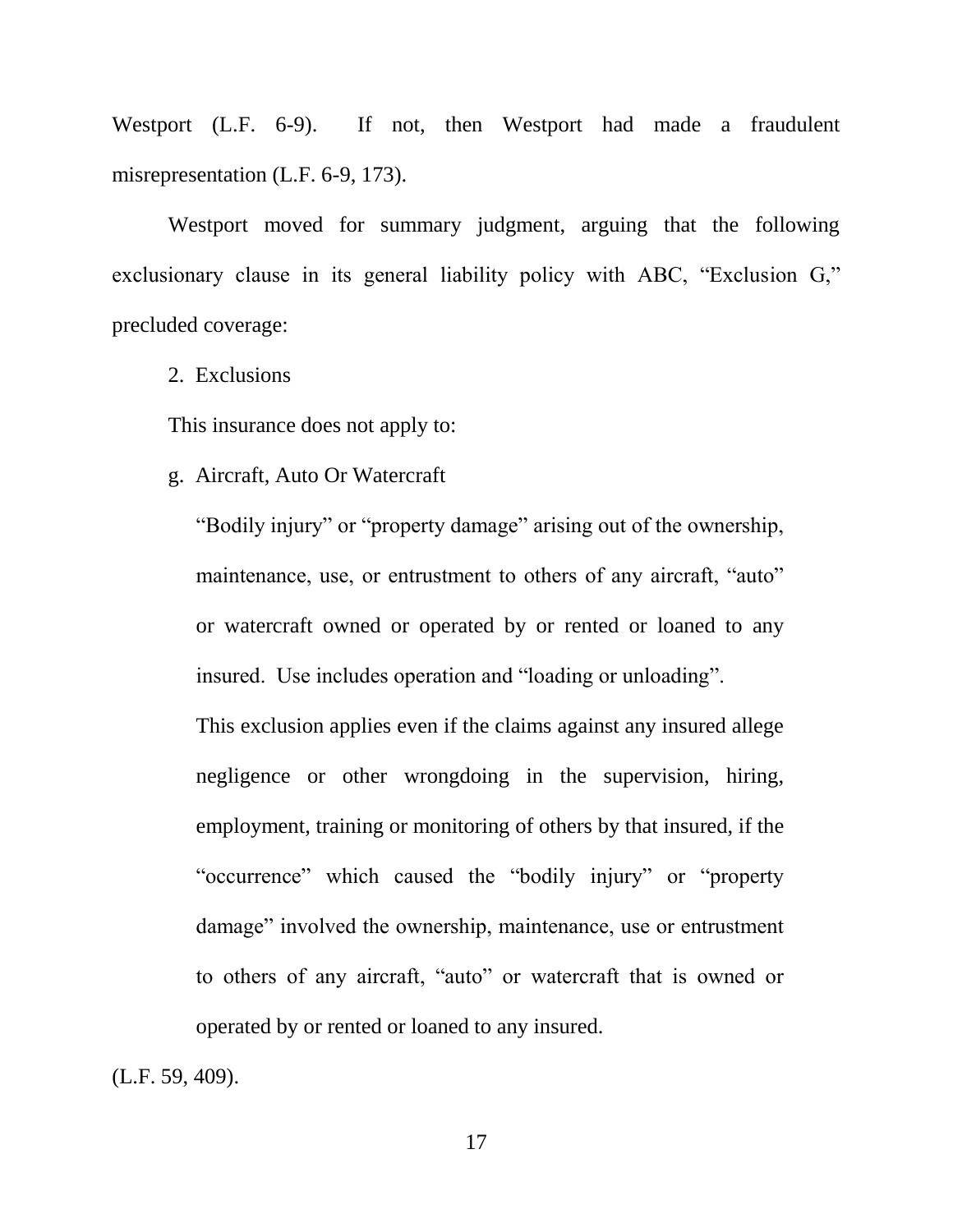Westport (L.F. 6-9). If not, then Westport had made a fraudulent misrepresentation (L.F. 6-9, 173).

Westport moved for summary judgment, arguing that the following exclusionary clause in its general liability policy with ABC, "Exclusion G," precluded coverage:

> 2. Exclusions
>
> This insurance does not apply to:
>
> g. Aircraft, Auto Or Watercraft
>
> "Bodily injury" or "property damage" arising out of the ownership, maintenance, use, or entrustment to others of any aircraft, "auto" or watercraft owned or operated by or rented or loaned to any insured. Use includes operation and "loading or unloading".
>
> This exclusion applies even if the claims against any insured allege negligence or other wrongdoing in the supervision, hiring, employment, training or monitoring of others by that insured, if the "occurrence" which caused the "bodily injury" or "property damage" involved the ownership, maintenance, use or entrustment to others of any aircraft, "auto" or watercraft that is owned or operated by or rented or loaned to any insured.

(L.F. 59, 409).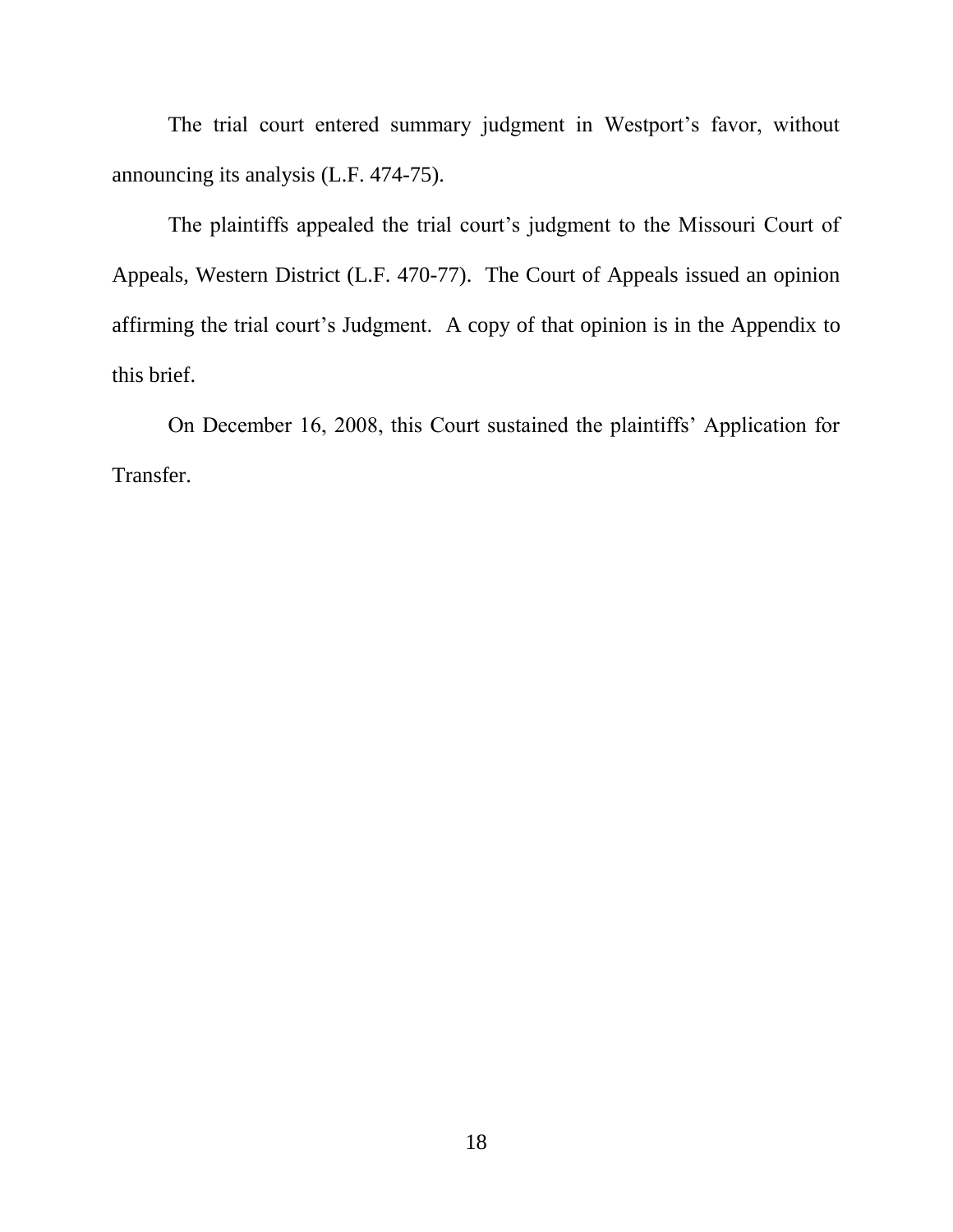The trial court entered summary judgment in Westport's favor, without announcing its analysis (L.F. 474-75).

The plaintiffs appealed the trial court's judgment to the Missouri Court of Appeals, Western District (L.F. 470-77). The Court of Appeals issued an opinion affirming the trial court's Judgment. A copy of that opinion is in the Appendix to this brief.

On December 16, 2008, this Court sustained the plaintiffs' Application for Transfer.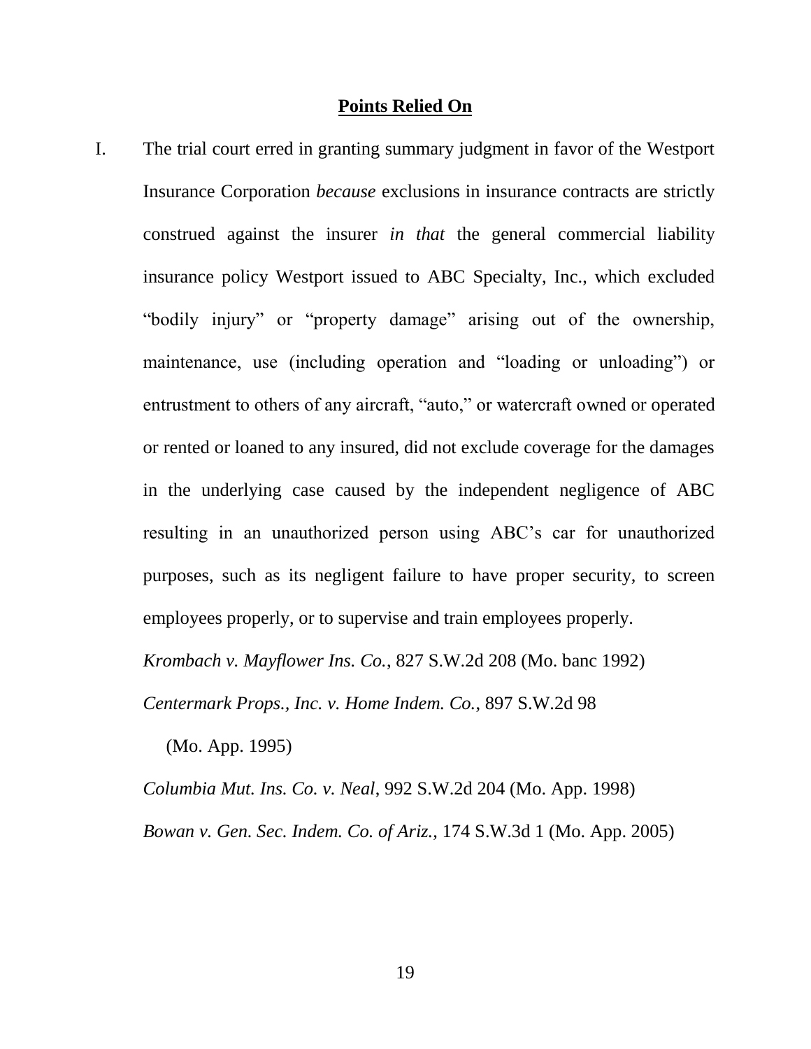## Points Relied On

I. The trial court erred in granting summary judgment in favor of the Westport Insurance Corporation *because* exclusions in insurance contracts are strictly construed against the insurer *in that* the general commercial liability insurance policy Westport issued to ABC Specialty, Inc., which excluded "bodily injury" or "property damage" arising out of the ownership, maintenance, use (including operation and "loading or unloading") or entrustment to others of any aircraft, "auto," or watercraft owned or operated or rented or loaned to any insured, did not exclude coverage for the damages in the underlying case caused by the independent negligence of ABC resulting in an unauthorized person using ABC's car for unauthorized purposes, such as its negligent failure to have proper security, to screen employees properly, or to supervise and train employees properly.

*Krombach v. Mayflower Ins. Co.*, 827 S.W.2d 208 (Mo. banc 1992)

*Centermark Props., Inc. v. Home Indem. Co.*, 897 S.W.2d 98 (Mo. App. 1995)

*Columbia Mut. Ins. Co. v. Neal*, 992 S.W.2d 204 (Mo. App. 1998)

*Bowan v. Gen. Sec. Indem. Co. of Ariz.*, 174 S.W.3d 1 (Mo. App. 2005)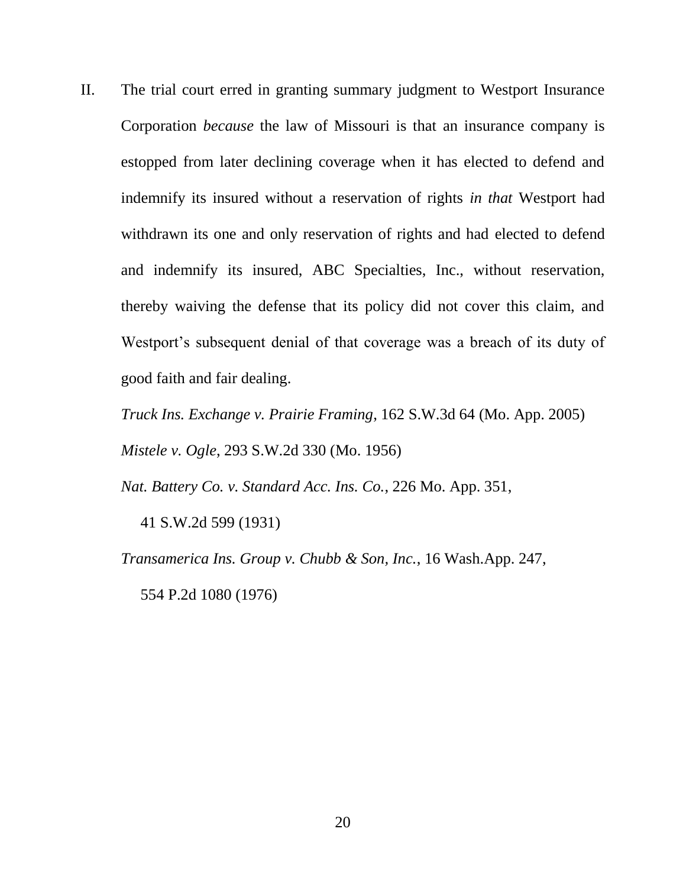II. The trial court erred in granting summary judgment to Westport Insurance Corporation *because* the law of Missouri is that an insurance company is estopped from later declining coverage when it has elected to defend and indemnify its insured without a reservation of rights *in that* Westport had withdrawn its one and only reservation of rights and had elected to defend and indemnify its insured, ABC Specialties, Inc., without reservation, thereby waiving the defense that its policy did not cover this claim, and Westport's subsequent denial of that coverage was a breach of its duty of good faith and fair dealing.

*Truck Ins. Exchange v. Prairie Framing*, 162 S.W.3d 64 (Mo. App. 2005)

*Mistele v. Ogle*, 293 S.W.2d 330 (Mo. 1956)

*Nat. Battery Co. v. Standard Acc. Ins. Co.*, 226 Mo. App. 351, 41 S.W.2d 599 (1931)

*Transamerica Ins. Group v. Chubb & Son, Inc.*, 16 Wash.App. 247, 554 P.2d 1080 (1976)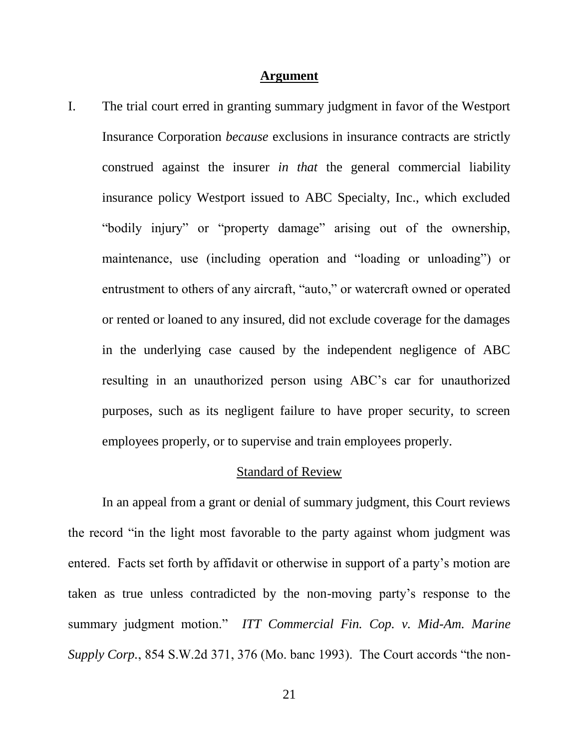## Argument

I. The trial court erred in granting summary judgment in favor of the Westport Insurance Corporation *because* exclusions in insurance contracts are strictly construed against the insurer *in that* the general commercial liability insurance policy Westport issued to ABC Specialty, Inc., which excluded "bodily injury" or "property damage" arising out of the ownership, maintenance, use (including operation and "loading or unloading") or entrustment to others of any aircraft, "auto," or watercraft owned or operated or rented or loaned to any insured, did not exclude coverage for the damages in the underlying case caused by the independent negligence of ABC resulting in an unauthorized person using ABC's car for unauthorized purposes, such as its negligent failure to have proper security, to screen employees properly, or to supervise and train employees properly.

### Standard of Review

In an appeal from a grant or denial of summary judgment, this Court reviews the record "in the light most favorable to the party against whom judgment was entered. Facts set forth by affidavit or otherwise in support of a party's motion are taken as true unless contradicted by the non-moving party's response to the summary judgment motion." *ITT Commercial Fin. Cop. v. Mid-Am. Marine Supply Corp.*, 854 S.W.2d 371, 376 (Mo. banc 1993). The Court accords "the non-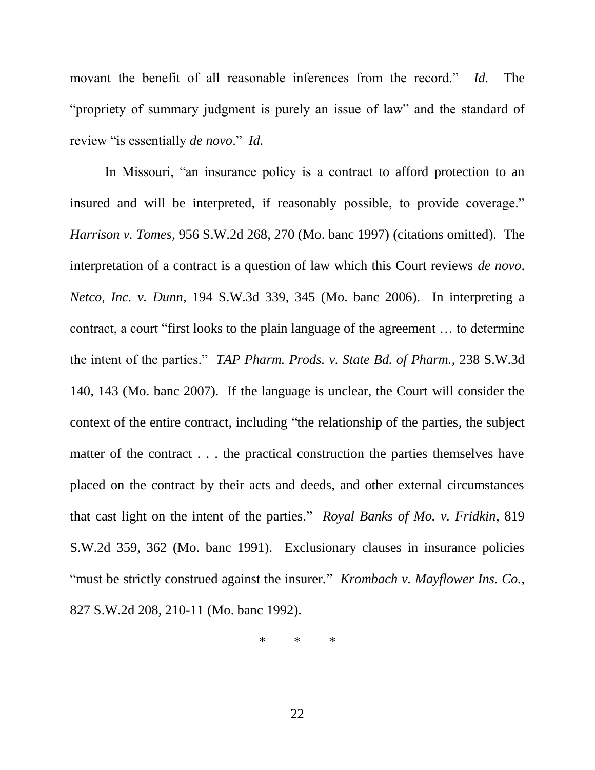movant the benefit of all reasonable inferences from the record." *Id.* The "propriety of summary judgment is purely an issue of law" and the standard of review "is essentially *de novo*." *Id.*

In Missouri, "an insurance policy is a contract to afford protection to an insured and will be interpreted, if reasonably possible, to provide coverage." *Harrison v. Tomes*, 956 S.W.2d 268, 270 (Mo. banc 1997) (citations omitted). The interpretation of a contract is a question of law which this Court reviews *de novo*. *Netco, Inc. v. Dunn*, 194 S.W.3d 339, 345 (Mo. banc 2006). In interpreting a contract, a court "first looks to the plain language of the agreement … to determine the intent of the parties." *TAP Pharm. Prods. v. State Bd. of Pharm.*, 238 S.W.3d 140, 143 (Mo. banc 2007). If the language is unclear, the Court will consider the context of the entire contract, including "the relationship of the parties, the subject matter of the contract . . . the practical construction the parties themselves have placed on the contract by their acts and deeds, and other external circumstances that cast light on the intent of the parties." *Royal Banks of Mo. v. Fridkin*, 819 S.W.2d 359, 362 (Mo. banc 1991). Exclusionary clauses in insurance policies "must be strictly construed against the insurer." *Krombach v. Mayflower Ins. Co.*, 827 S.W.2d 208, 210-11 (Mo. banc 1992).

\* \* \*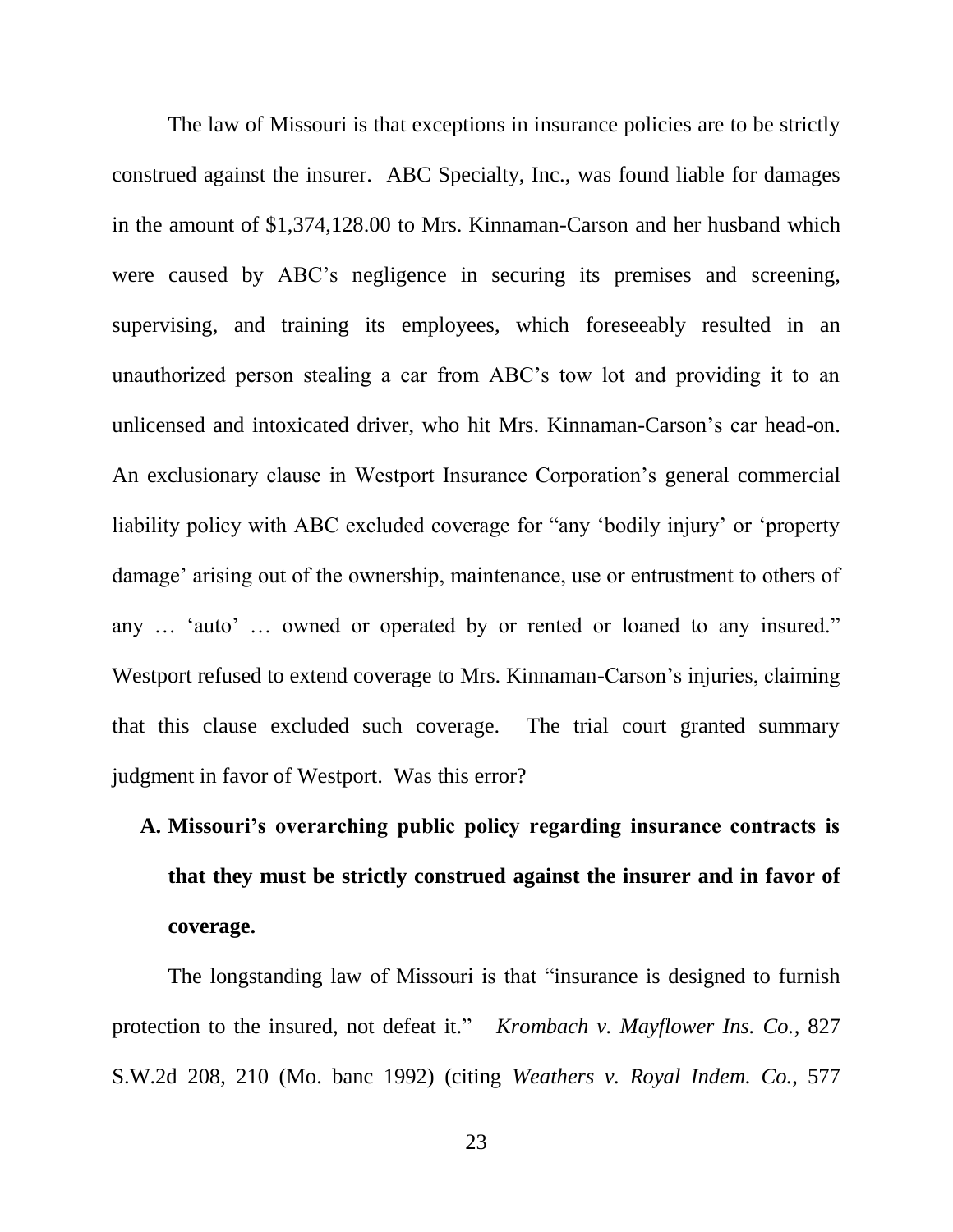The law of Missouri is that exceptions in insurance policies are to be strictly construed against the insurer. ABC Specialty, Inc., was found liable for damages in the amount of $1,374,128.00 to Mrs. Kinnaman-Carson and her husband which were caused by ABC's negligence in securing its premises and screening, supervising, and training its employees, which foreseeably resulted in an unauthorized person stealing a car from ABC's tow lot and providing it to an unlicensed and intoxicated driver, who hit Mrs. Kinnaman-Carson's car head-on. An exclusionary clause in Westport Insurance Corporation's general commercial liability policy with ABC excluded coverage for "any 'bodily injury' or 'property damage' arising out of the ownership, maintenance, use or entrustment to others of any … 'auto' … owned or operated by or rented or loaned to any insured." Westport refused to extend coverage to Mrs. Kinnaman-Carson's injuries, claiming that this clause excluded such coverage. The trial court granted summary judgment in favor of Westport. Was this error?

**A. Missouri's overarching public policy regarding insurance contracts is that they must be strictly construed against the insurer and in favor of coverage.**

The longstanding law of Missouri is that "insurance is designed to furnish protection to the insured, not defeat it." *Krombach v. Mayflower Ins. Co.*, 827 S.W.2d 208, 210 (Mo. banc 1992) (citing *Weathers v. Royal Indem. Co.*, 577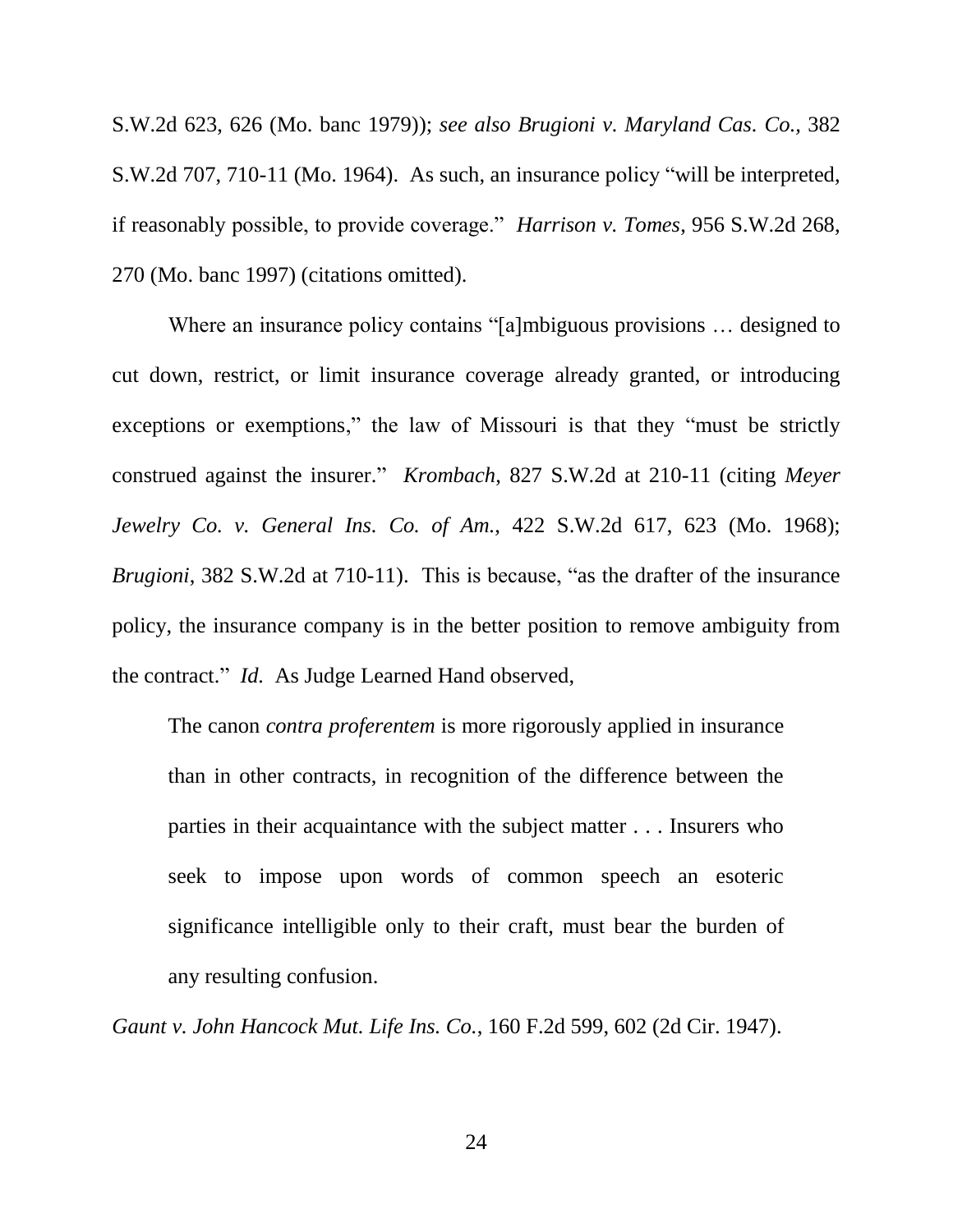S.W.2d 623, 626 (Mo. banc 1979)); *see also Brugioni v. Maryland Cas. Co.*, 382 S.W.2d 707, 710-11 (Mo. 1964). As such, an insurance policy "will be interpreted, if reasonably possible, to provide coverage." *Harrison v. Tomes*, 956 S.W.2d 268, 270 (Mo. banc 1997) (citations omitted).

Where an insurance policy contains "[a]mbiguous provisions … designed to cut down, restrict, or limit insurance coverage already granted, or introducing exceptions or exemptions," the law of Missouri is that they "must be strictly construed against the insurer." *Krombach*, 827 S.W.2d at 210-11 (citing *Meyer Jewelry Co. v. General Ins. Co. of Am.*, 422 S.W.2d 617, 623 (Mo. 1968); *Brugioni*, 382 S.W.2d at 710-11). This is because, "as the drafter of the insurance policy, the insurance company is in the better position to remove ambiguity from the contract." *Id.* As Judge Learned Hand observed,

> The canon *contra proferentem* is more rigorously applied in insurance than in other contracts, in recognition of the difference between the parties in their acquaintance with the subject matter . . . Insurers who seek to impose upon words of common speech an esoteric significance intelligible only to their craft, must bear the burden of any resulting confusion.

*Gaunt v. John Hancock Mut. Life Ins. Co.*, 160 F.2d 599, 602 (2d Cir. 1947).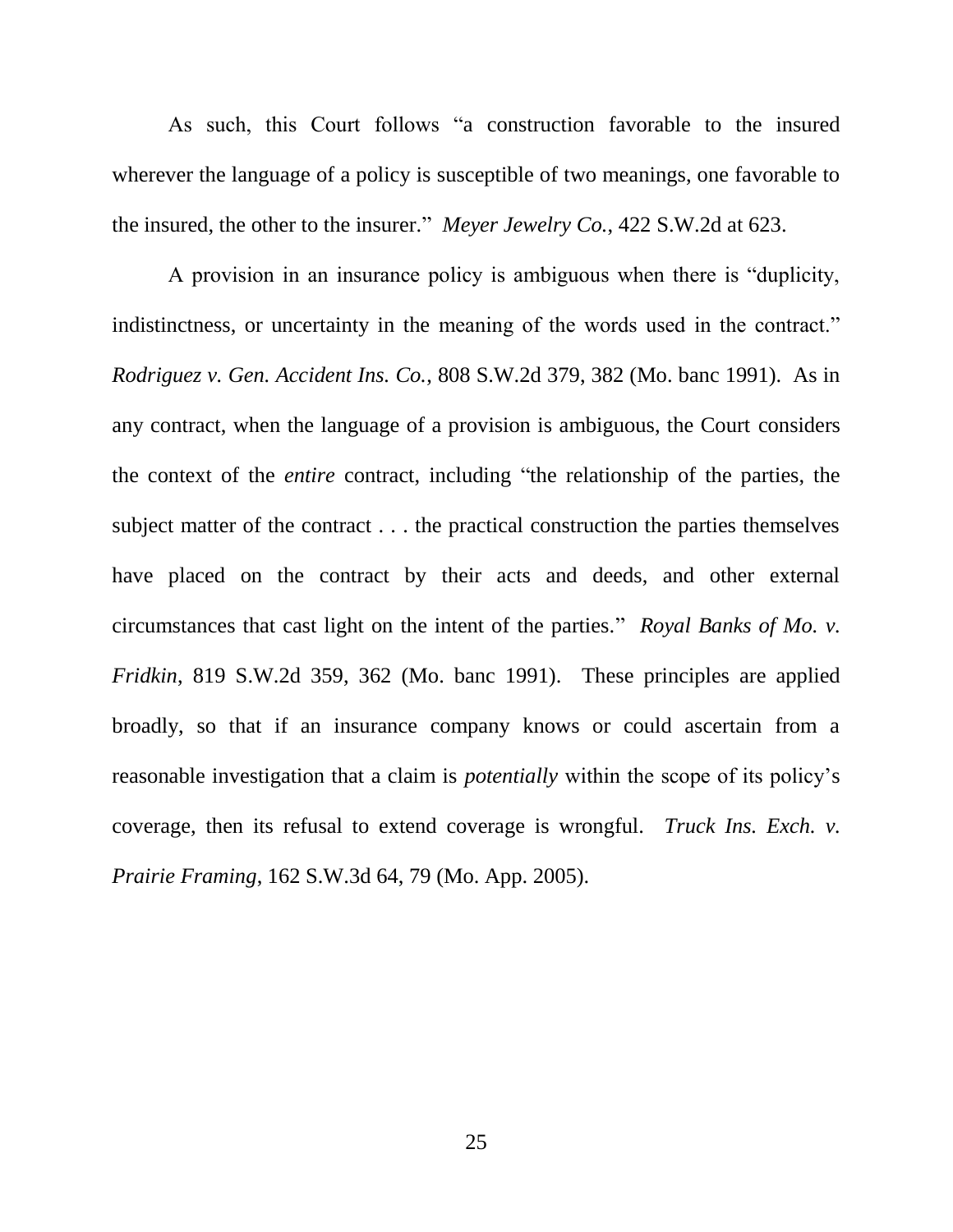As such, this Court follows "a construction favorable to the insured wherever the language of a policy is susceptible of two meanings, one favorable to the insured, the other to the insurer." *Meyer Jewelry Co.*, 422 S.W.2d at 623.

A provision in an insurance policy is ambiguous when there is "duplicity, indistinctness, or uncertainty in the meaning of the words used in the contract." *Rodriguez v. Gen. Accident Ins. Co.*, 808 S.W.2d 379, 382 (Mo. banc 1991). As in any contract, when the language of a provision is ambiguous, the Court considers the context of the *entire* contract, including "the relationship of the parties, the subject matter of the contract . . . the practical construction the parties themselves have placed on the contract by their acts and deeds, and other external circumstances that cast light on the intent of the parties." *Royal Banks of Mo. v. Fridkin*, 819 S.W.2d 359, 362 (Mo. banc 1991). These principles are applied broadly, so that if an insurance company knows or could ascertain from a reasonable investigation that a claim is *potentially* within the scope of its policy's coverage, then its refusal to extend coverage is wrongful. *Truck Ins. Exch. v. Prairie Framing*, 162 S.W.3d 64, 79 (Mo. App. 2005).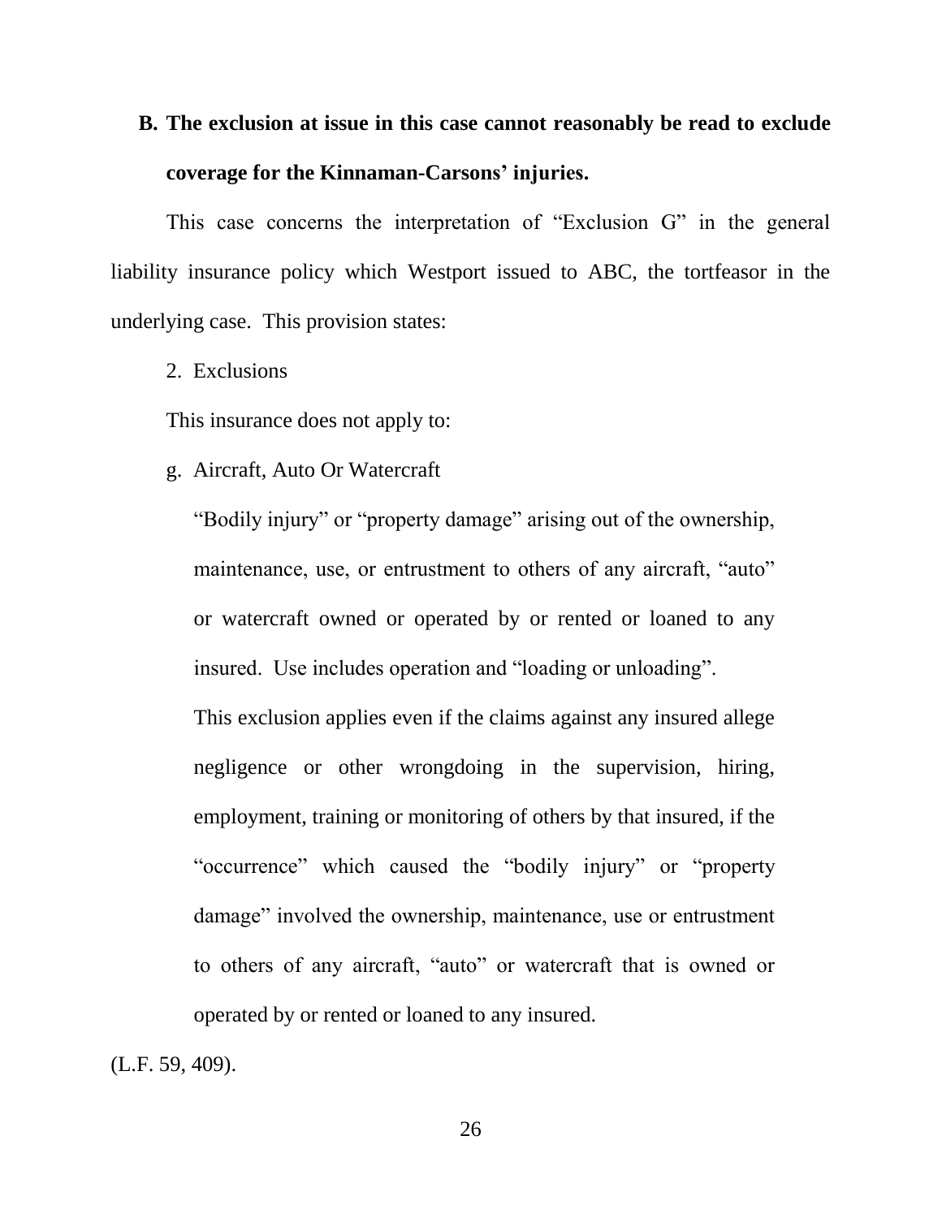### B. The exclusion at issue in this case cannot reasonably be read to exclude coverage for the Kinnaman-Carsons' injuries.

This case concerns the interpretation of "Exclusion G" in the general liability insurance policy which Westport issued to ABC, the tortfeasor in the underlying case. This provision states:

> 2. Exclusions
>
> This insurance does not apply to:
>
> g. Aircraft, Auto Or Watercraft
>
> "Bodily injury" or "property damage" arising out of the ownership, maintenance, use, or entrustment to others of any aircraft, "auto" or watercraft owned or operated by or rented or loaned to any insured. Use includes operation and "loading or unloading".
>
> This exclusion applies even if the claims against any insured allege negligence or other wrongdoing in the supervision, hiring, employment, training or monitoring of others by that insured, if the "occurrence" which caused the "bodily injury" or "property damage" involved the ownership, maintenance, use or entrustment to others of any aircraft, "auto" or watercraft that is owned or operated by or rented or loaned to any insured.

(L.F. 59, 409).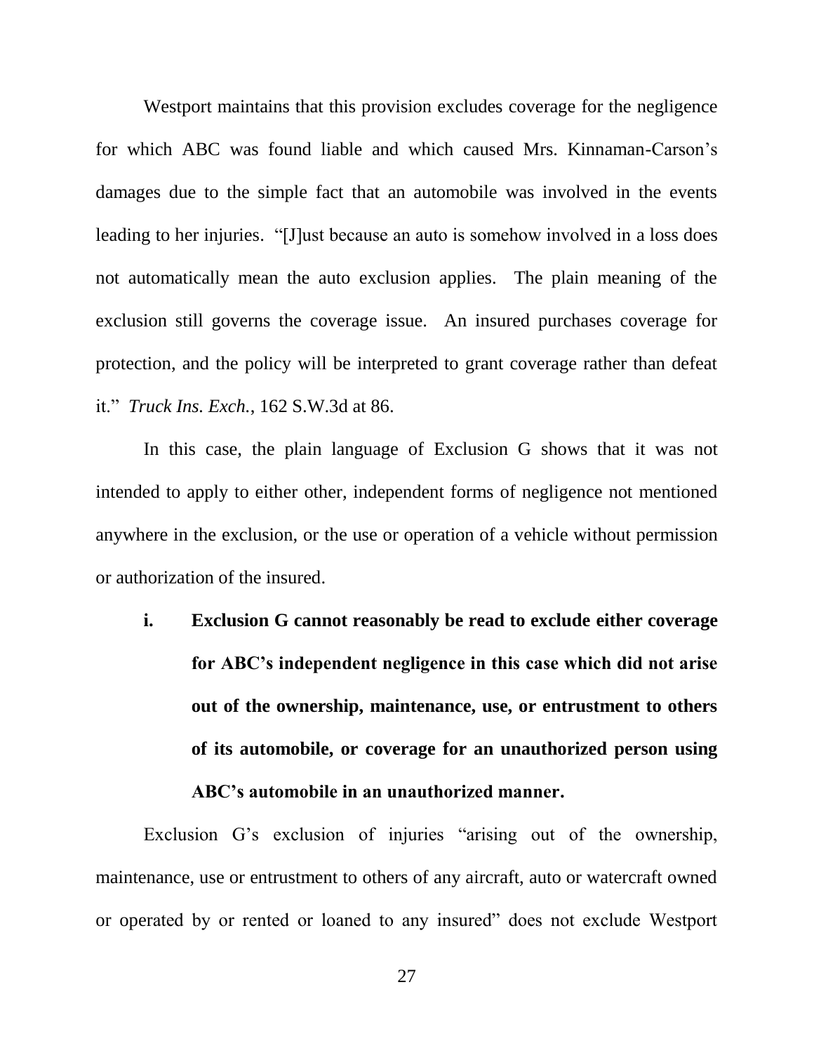Westport maintains that this provision excludes coverage for the negligence for which ABC was found liable and which caused Mrs. Kinnaman-Carson's damages due to the simple fact that an automobile was involved in the events leading to her injuries. "[J]ust because an auto is somehow involved in a loss does not automatically mean the auto exclusion applies. The plain meaning of the exclusion still governs the coverage issue. An insured purchases coverage for protection, and the policy will be interpreted to grant coverage rather than defeat it." *Truck Ins. Exch.*, 162 S.W.3d at 86.

In this case, the plain language of Exclusion G shows that it was not intended to apply to either other, independent forms of negligence not mentioned anywhere in the exclusion, or the use or operation of a vehicle without permission or authorization of the insured.

**i. Exclusion G cannot reasonably be read to exclude either coverage for ABC's independent negligence in this case which did not arise out of the ownership, maintenance, use, or entrustment to others of its automobile, or coverage for an unauthorized person using ABC's automobile in an unauthorized manner.**

Exclusion G's exclusion of injuries "arising out of the ownership, maintenance, use or entrustment to others of any aircraft, auto or watercraft owned or operated by or rented or loaned to any insured" does not exclude Westport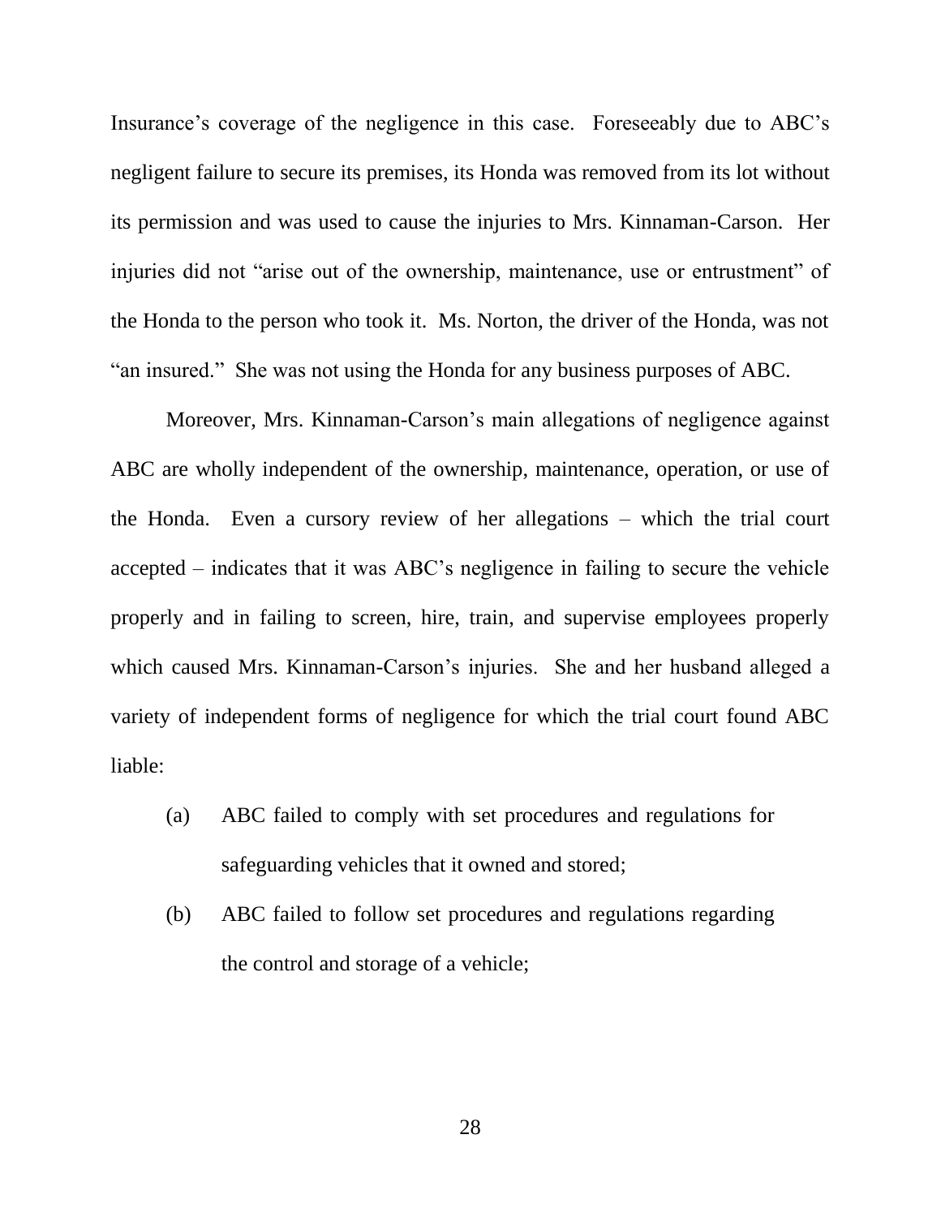Insurance's coverage of the negligence in this case. Foreseeably due to ABC's negligent failure to secure its premises, its Honda was removed from its lot without its permission and was used to cause the injuries to Mrs. Kinnaman-Carson. Her injuries did not "arise out of the ownership, maintenance, use or entrustment" of the Honda to the person who took it. Ms. Norton, the driver of the Honda, was not "an insured." She was not using the Honda for any business purposes of ABC.

Moreover, Mrs. Kinnaman-Carson's main allegations of negligence against ABC are wholly independent of the ownership, maintenance, operation, or use of the Honda. Even a cursory review of her allegations – which the trial court accepted – indicates that it was ABC's negligence in failing to secure the vehicle properly and in failing to screen, hire, train, and supervise employees properly which caused Mrs. Kinnaman-Carson's injuries. She and her husband alleged a variety of independent forms of negligence for which the trial court found ABC liable:

(a) ABC failed to comply with set procedures and regulations for safeguarding vehicles that it owned and stored;

(b) ABC failed to follow set procedures and regulations regarding the control and storage of a vehicle;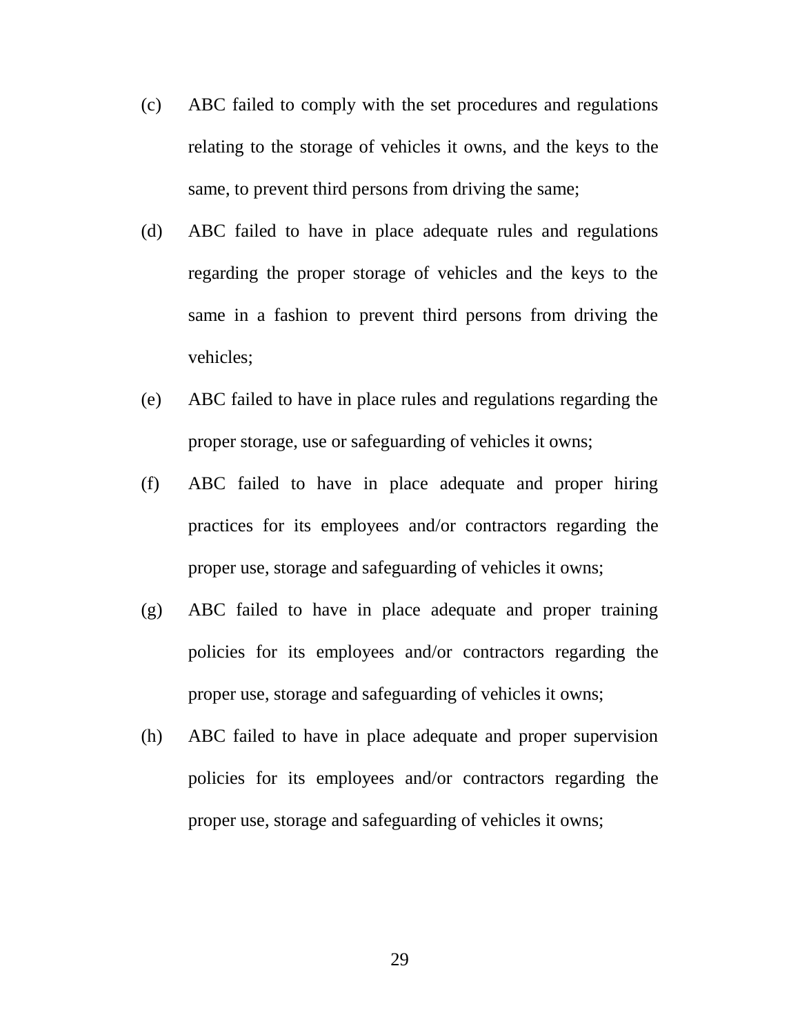(c) ABC failed to comply with the set procedures and regulations relating to the storage of vehicles it owns, and the keys to the same, to prevent third persons from driving the same;

(d) ABC failed to have in place adequate rules and regulations regarding the proper storage of vehicles and the keys to the same in a fashion to prevent third persons from driving the vehicles;

(e) ABC failed to have in place rules and regulations regarding the proper storage, use or safeguarding of vehicles it owns;

(f) ABC failed to have in place adequate and proper hiring practices for its employees and/or contractors regarding the proper use, storage and safeguarding of vehicles it owns;

(g) ABC failed to have in place adequate and proper training policies for its employees and/or contractors regarding the proper use, storage and safeguarding of vehicles it owns;

(h) ABC failed to have in place adequate and proper supervision policies for its employees and/or contractors regarding the proper use, storage and safeguarding of vehicles it owns;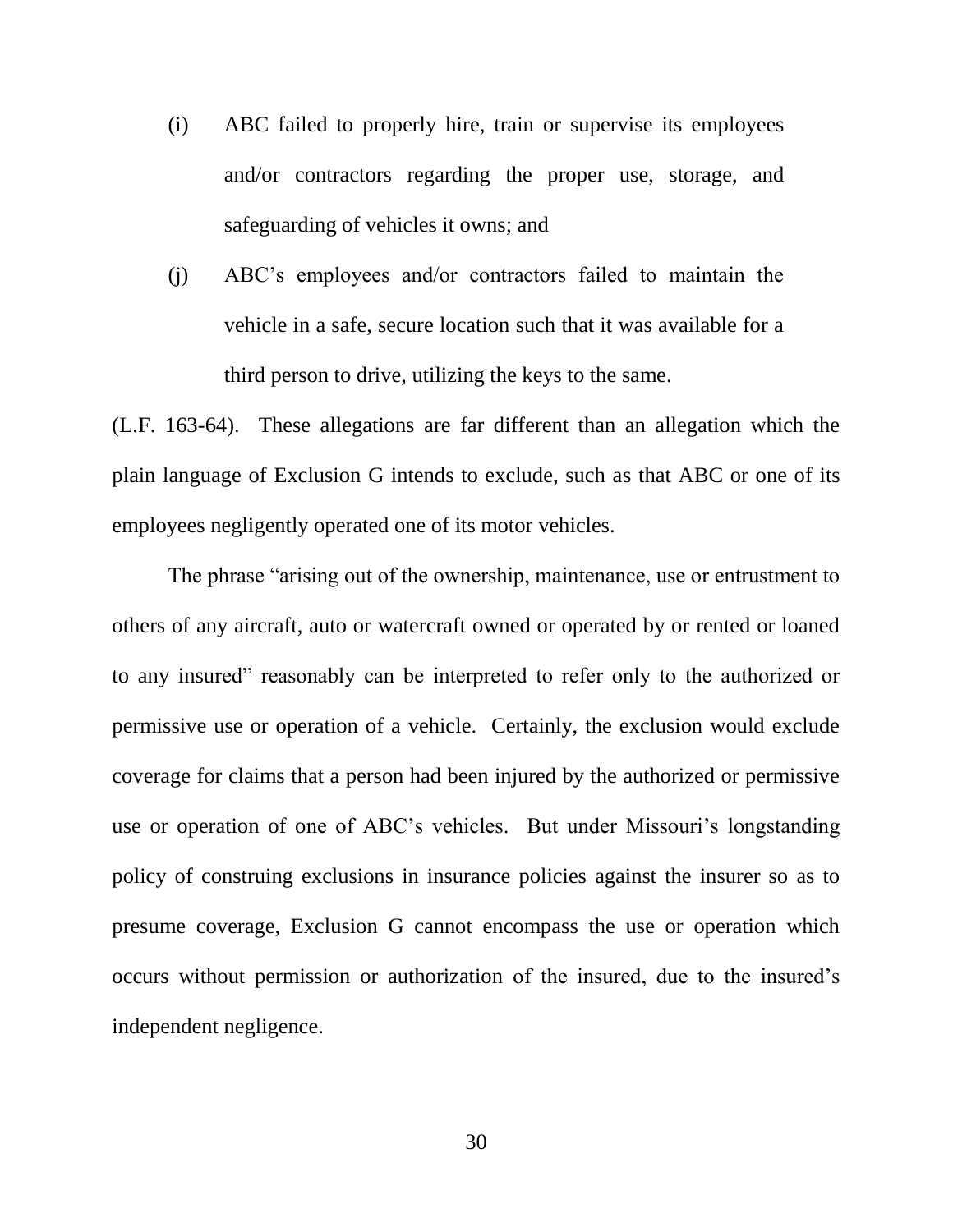(i) ABC failed to properly hire, train or supervise its employees and/or contractors regarding the proper use, storage, and safeguarding of vehicles it owns; and

(j) ABC's employees and/or contractors failed to maintain the vehicle in a safe, secure location such that it was available for a third person to drive, utilizing the keys to the same.

(L.F. 163-64). These allegations are far different than an allegation which the plain language of Exclusion G intends to exclude, such as that ABC or one of its employees negligently operated one of its motor vehicles.

The phrase "arising out of the ownership, maintenance, use or entrustment to others of any aircraft, auto or watercraft owned or operated by or rented or loaned to any insured" reasonably can be interpreted to refer only to the authorized or permissive use or operation of a vehicle. Certainly, the exclusion would exclude coverage for claims that a person had been injured by the authorized or permissive use or operation of one of ABC's vehicles. But under Missouri's longstanding policy of construing exclusions in insurance policies against the insurer so as to presume coverage, Exclusion G cannot encompass the use or operation which occurs without permission or authorization of the insured, due to the insured's independent negligence.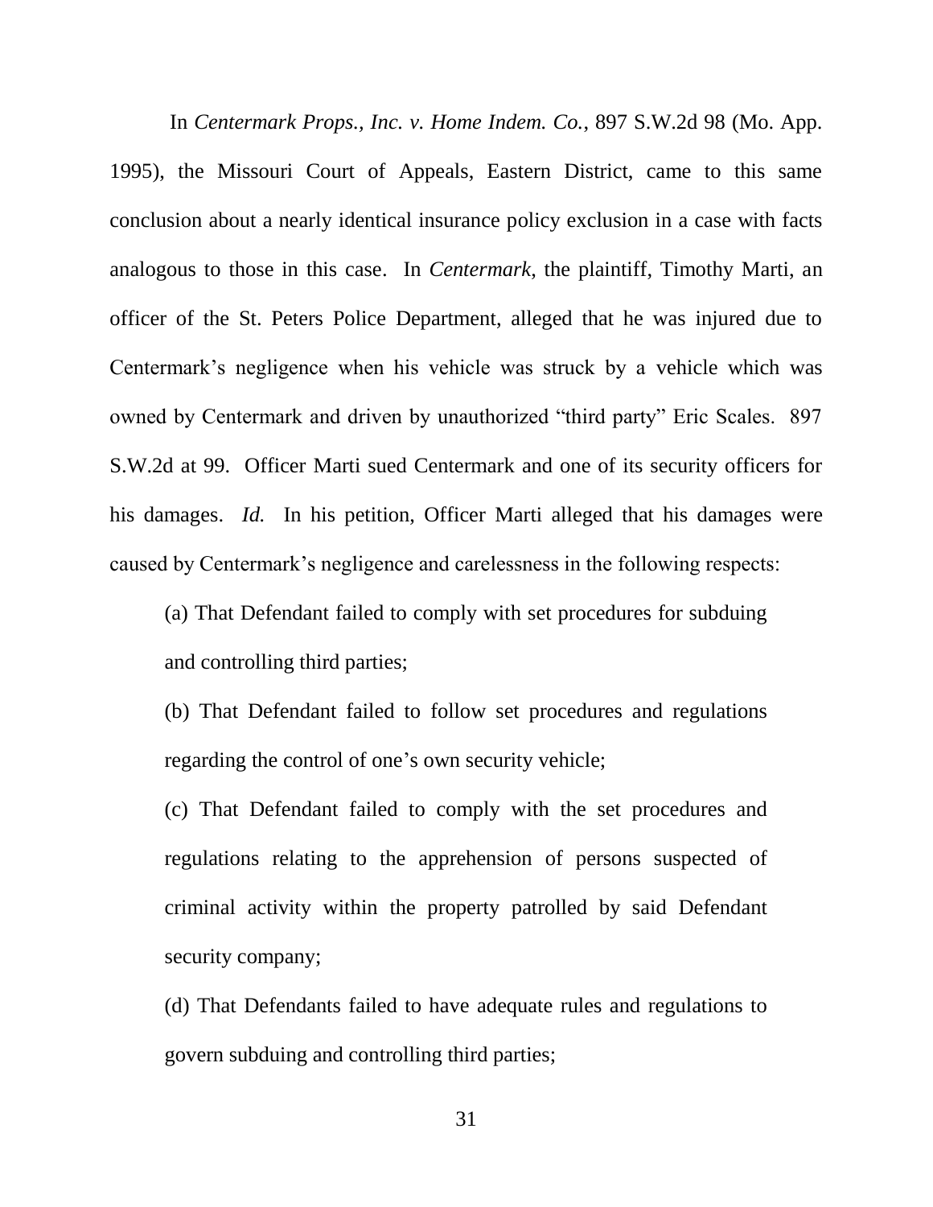In *Centermark Props., Inc. v. Home Indem. Co.*, 897 S.W.2d 98 (Mo. App. 1995), the Missouri Court of Appeals, Eastern District, came to this same conclusion about a nearly identical insurance policy exclusion in a case with facts analogous to those in this case. In *Centermark*, the plaintiff, Timothy Marti, an officer of the St. Peters Police Department, alleged that he was injured due to Centermark's negligence when his vehicle was struck by a vehicle which was owned by Centermark and driven by unauthorized "third party" Eric Scales. 897 S.W.2d at 99. Officer Marti sued Centermark and one of its security officers for his damages. *Id.* In his petition, Officer Marti alleged that his damages were caused by Centermark's negligence and carelessness in the following respects:

> (a) That Defendant failed to comply with set procedures for subduing and controlling third parties;
>
> (b) That Defendant failed to follow set procedures and regulations regarding the control of one's own security vehicle;
>
> (c) That Defendant failed to comply with the set procedures and regulations relating to the apprehension of persons suspected of criminal activity within the property patrolled by said Defendant security company;
>
> (d) That Defendants failed to have adequate rules and regulations to govern subduing and controlling third parties;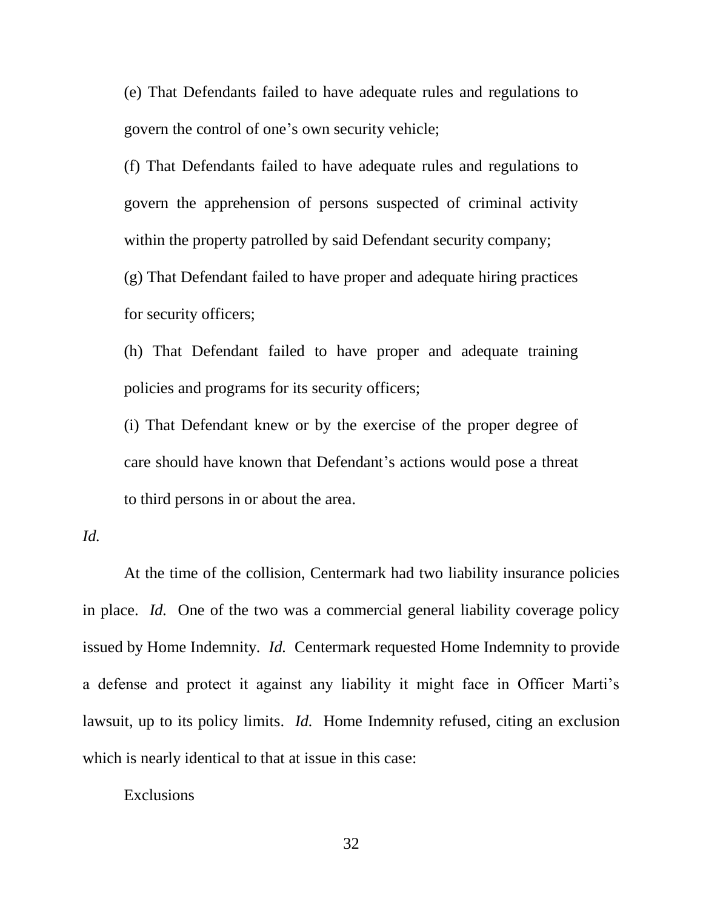> (e) That Defendants failed to have adequate rules and regulations to govern the control of one's own security vehicle;
>
> (f) That Defendants failed to have adequate rules and regulations to govern the apprehension of persons suspected of criminal activity within the property patrolled by said Defendant security company;
>
> (g) That Defendant failed to have proper and adequate hiring practices for security officers;
>
> (h) That Defendant failed to have proper and adequate training policies and programs for its security officers;
>
> (i) That Defendant knew or by the exercise of the proper degree of care should have known that Defendant's actions would pose a threat to third persons in or about the area.

*Id.*

At the time of the collision, Centermark had two liability insurance policies in place. *Id.* One of the two was a commercial general liability coverage policy issued by Home Indemnity. *Id.* Centermark requested Home Indemnity to provide a defense and protect it against any liability it might face in Officer Marti's lawsuit, up to its policy limits. *Id.* Home Indemnity refused, citing an exclusion which is nearly identical to that at issue in this case:

> Exclusions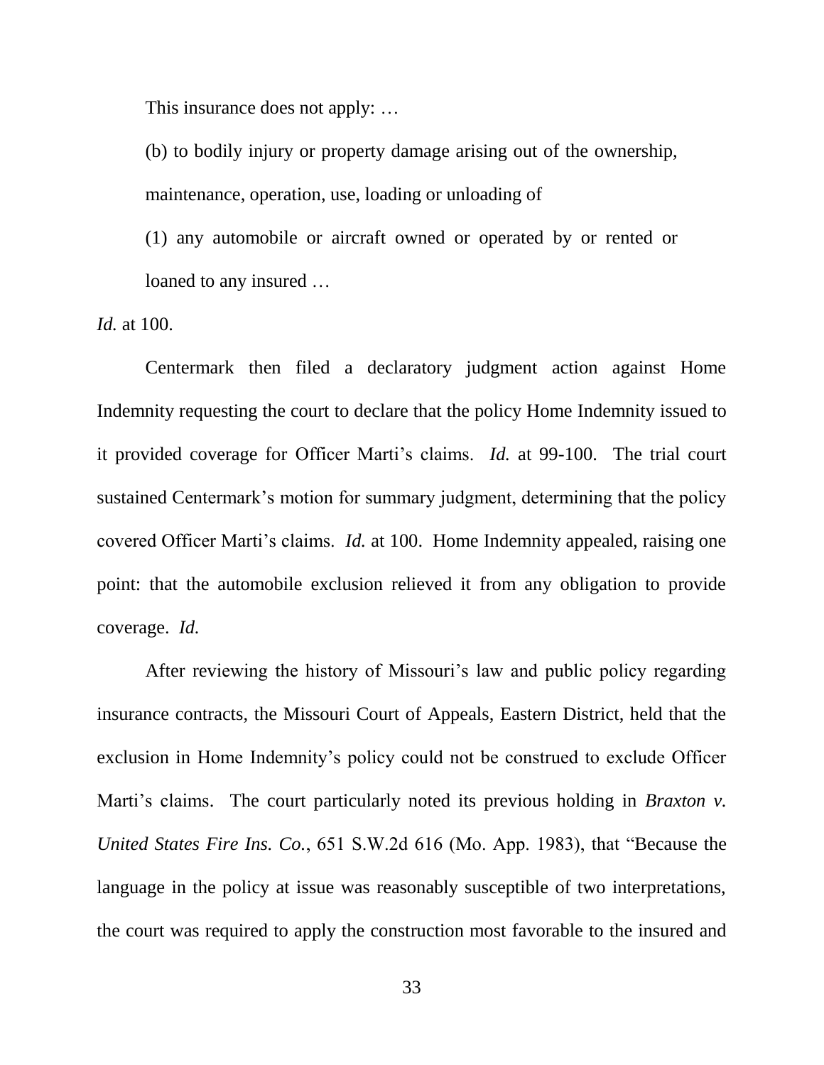This insurance does not apply: …

(b) to bodily injury or property damage arising out of the ownership, maintenance, operation, use, loading or unloading of

(1) any automobile or aircraft owned or operated by or rented or loaned to any insured …

*Id.* at 100.

Centermark then filed a declaratory judgment action against Home Indemnity requesting the court to declare that the policy Home Indemnity issued to it provided coverage for Officer Marti's claims. *Id.* at 99-100. The trial court sustained Centermark's motion for summary judgment, determining that the policy covered Officer Marti's claims. *Id.* at 100. Home Indemnity appealed, raising one point: that the automobile exclusion relieved it from any obligation to provide coverage. *Id.*

After reviewing the history of Missouri's law and public policy regarding insurance contracts, the Missouri Court of Appeals, Eastern District, held that the exclusion in Home Indemnity's policy could not be construed to exclude Officer Marti's claims. The court particularly noted its previous holding in *Braxton v. United States Fire Ins. Co.*, 651 S.W.2d 616 (Mo. App. 1983), that "Because the language in the policy at issue was reasonably susceptible of two interpretations, the court was required to apply the construction most favorable to the insured and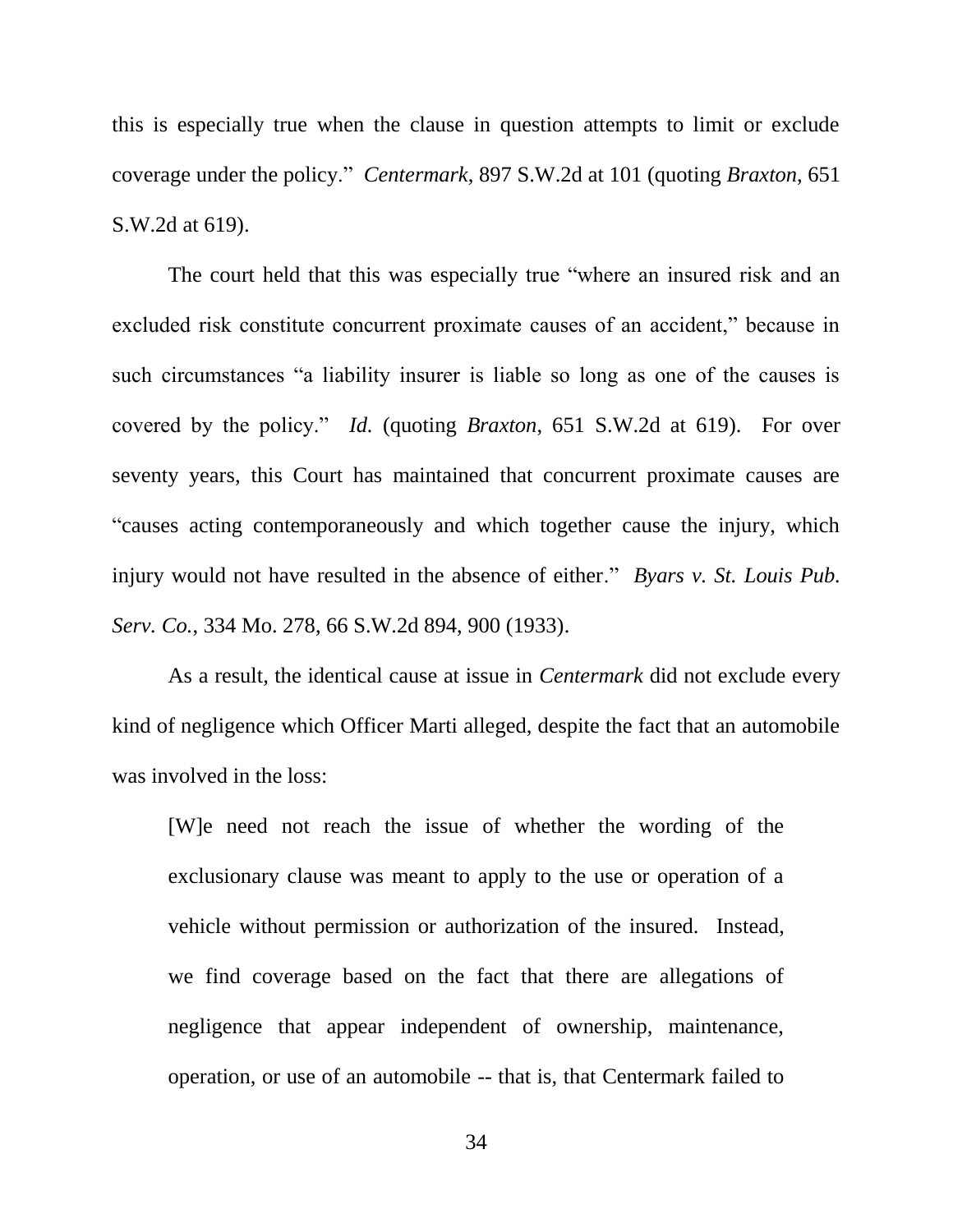this is especially true when the clause in question attempts to limit or exclude coverage under the policy." *Centermark*, 897 S.W.2d at 101 (quoting *Braxton*, 651 S.W.2d at 619).

The court held that this was especially true "where an insured risk and an excluded risk constitute concurrent proximate causes of an accident," because in such circumstances "a liability insurer is liable so long as one of the causes is covered by the policy." *Id.* (quoting *Braxton*, 651 S.W.2d at 619). For over seventy years, this Court has maintained that concurrent proximate causes are "causes acting contemporaneously and which together cause the injury, which injury would not have resulted in the absence of either." *Byars v. St. Louis Pub. Serv. Co.*, 334 Mo. 278, 66 S.W.2d 894, 900 (1933).

As a result, the identical cause at issue in *Centermark* did not exclude every kind of negligence which Officer Marti alleged, despite the fact that an automobile was involved in the loss:

> [W]e need not reach the issue of whether the wording of the exclusionary clause was meant to apply to the use or operation of a vehicle without permission or authorization of the insured. Instead, we find coverage based on the fact that there are allegations of negligence that appear independent of ownership, maintenance, operation, or use of an automobile -- that is, that Centermark failed to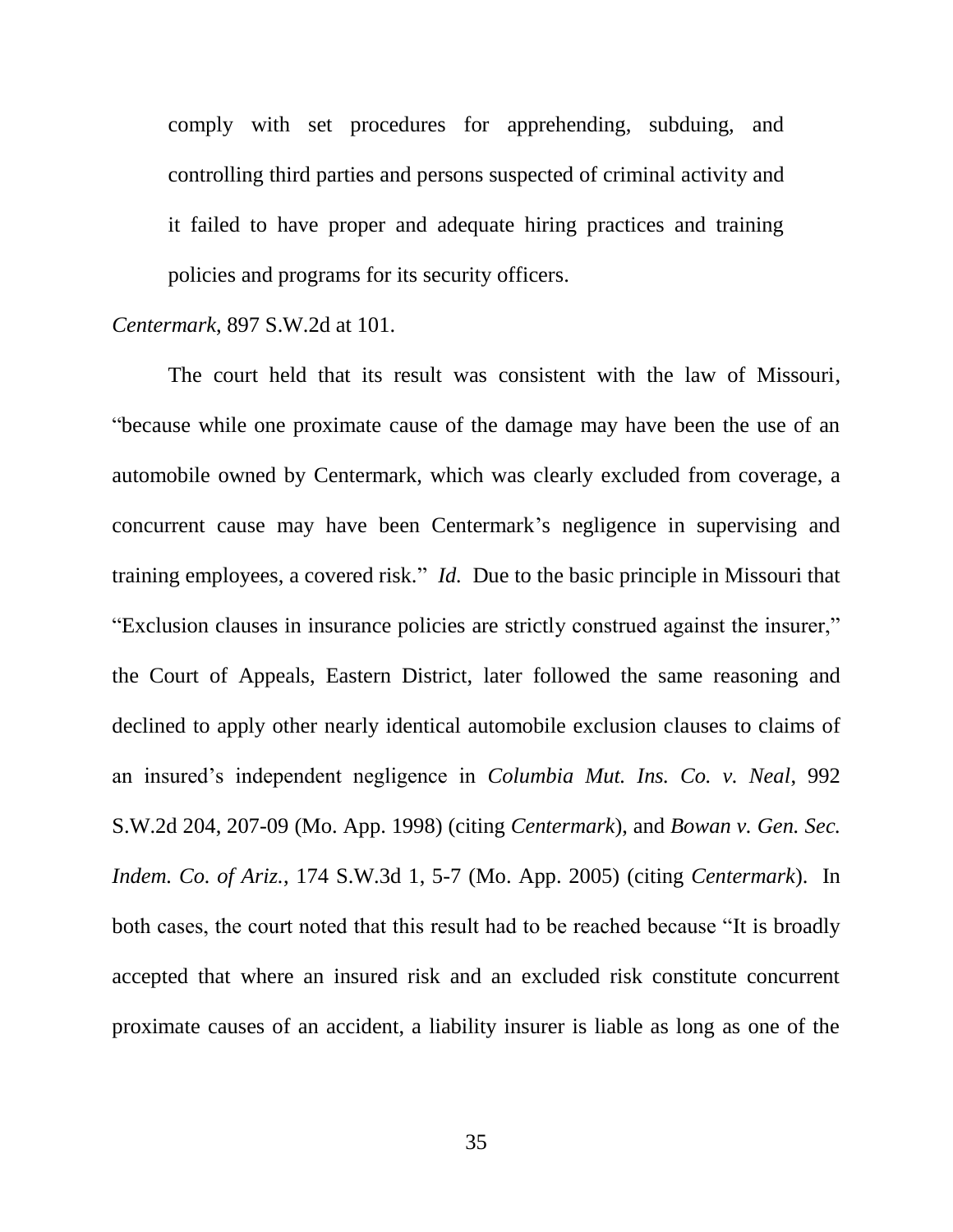comply with set procedures for apprehending, subduing, and controlling third parties and persons suspected of criminal activity and it failed to have proper and adequate hiring practices and training policies and programs for its security officers.

*Centermark*, 897 S.W.2d at 101.

The court held that its result was consistent with the law of Missouri, "because while one proximate cause of the damage may have been the use of an automobile owned by Centermark, which was clearly excluded from coverage, a concurrent cause may have been Centermark's negligence in supervising and training employees, a covered risk." *Id.* Due to the basic principle in Missouri that "Exclusion clauses in insurance policies are strictly construed against the insurer," the Court of Appeals, Eastern District, later followed the same reasoning and declined to apply other nearly identical automobile exclusion clauses to claims of an insured's independent negligence in *Columbia Mut. Ins. Co. v. Neal*, 992 S.W.2d 204, 207-09 (Mo. App. 1998) (citing *Centermark*), and *Bowan v. Gen. Sec. Indem. Co. of Ariz.*, 174 S.W.3d 1, 5-7 (Mo. App. 2005) (citing *Centermark*). In both cases, the court noted that this result had to be reached because "It is broadly accepted that where an insured risk and an excluded risk constitute concurrent proximate causes of an accident, a liability insurer is liable as long as one of the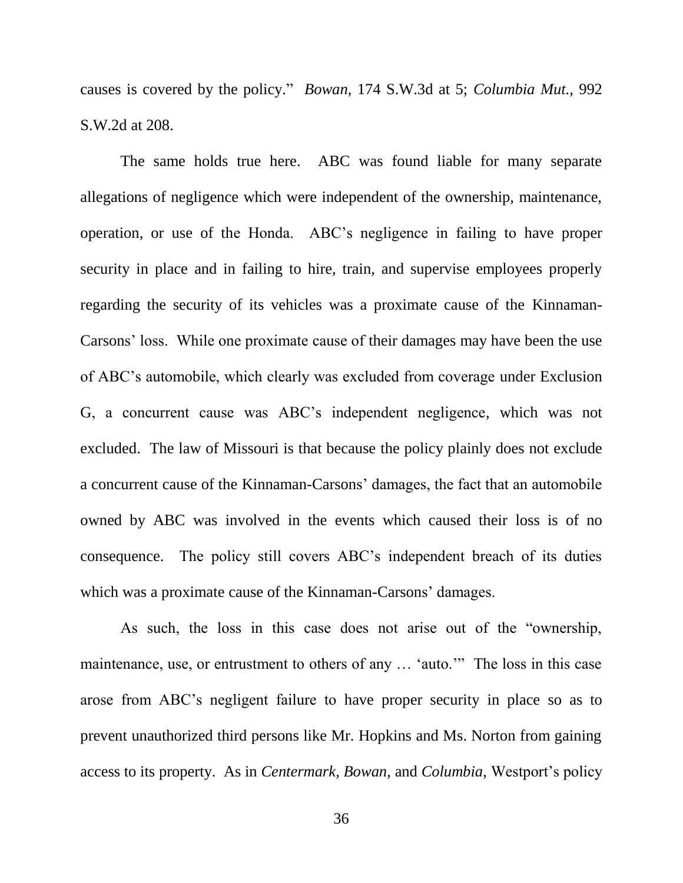causes is covered by the policy." *Bowan*, 174 S.W.3d at 5; *Columbia Mut.*, 992 S.W.2d at 208.

The same holds true here. ABC was found liable for many separate allegations of negligence which were independent of the ownership, maintenance, operation, or use of the Honda. ABC's negligence in failing to have proper security in place and in failing to hire, train, and supervise employees properly regarding the security of its vehicles was a proximate cause of the Kinnaman-Carsons' loss. While one proximate cause of their damages may have been the use of ABC's automobile, which clearly was excluded from coverage under Exclusion G, a concurrent cause was ABC's independent negligence, which was not excluded. The law of Missouri is that because the policy plainly does not exclude a concurrent cause of the Kinnaman-Carsons' damages, the fact that an automobile owned by ABC was involved in the events which caused their loss is of no consequence. The policy still covers ABC's independent breach of its duties which was a proximate cause of the Kinnaman-Carsons' damages.

As such, the loss in this case does not arise out of the "ownership, maintenance, use, or entrustment to others of any … 'auto.'" The loss in this case arose from ABC's negligent failure to have proper security in place so as to prevent unauthorized third persons like Mr. Hopkins and Ms. Norton from gaining access to its property. As in *Centermark*, *Bowan*, and *Columbia*, Westport's policy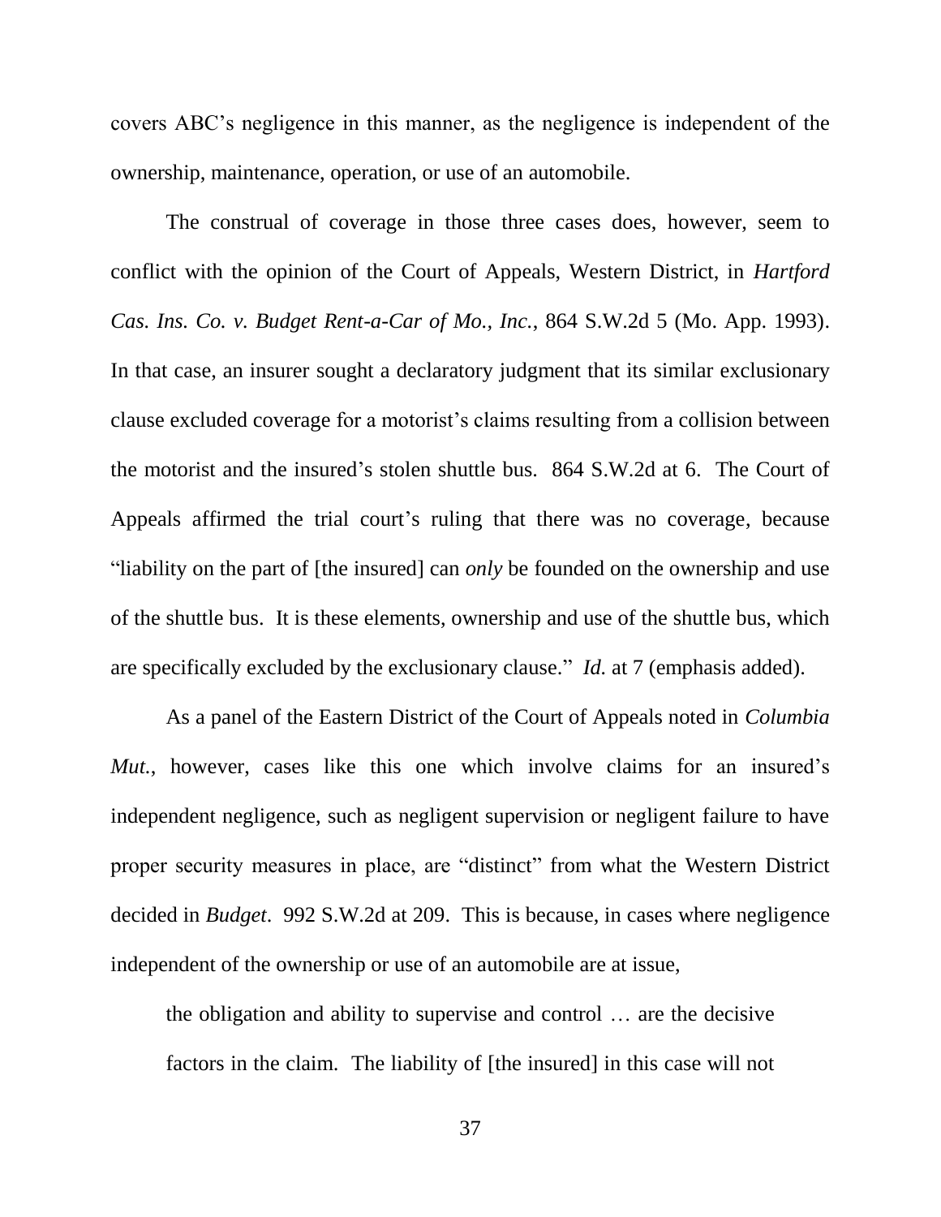covers ABC's negligence in this manner, as the negligence is independent of the ownership, maintenance, operation, or use of an automobile.

The construal of coverage in those three cases does, however, seem to conflict with the opinion of the Court of Appeals, Western District, in *Hartford Cas. Ins. Co. v. Budget Rent-a-Car of Mo., Inc.*, 864 S.W.2d 5 (Mo. App. 1993). In that case, an insurer sought a declaratory judgment that its similar exclusionary clause excluded coverage for a motorist's claims resulting from a collision between the motorist and the insured's stolen shuttle bus. 864 S.W.2d at 6. The Court of Appeals affirmed the trial court's ruling that there was no coverage, because "liability on the part of [the insured] can *only* be founded on the ownership and use of the shuttle bus. It is these elements, ownership and use of the shuttle bus, which are specifically excluded by the exclusionary clause." *Id.* at 7 (emphasis added).

As a panel of the Eastern District of the Court of Appeals noted in *Columbia Mut.*, however, cases like this one which involve claims for an insured's independent negligence, such as negligent supervision or negligent failure to have proper security measures in place, are "distinct" from what the Western District decided in *Budget*. 992 S.W.2d at 209. This is because, in cases where negligence independent of the ownership or use of an automobile are at issue,

> the obligation and ability to supervise and control … are the decisive factors in the claim. The liability of [the insured] in this case will not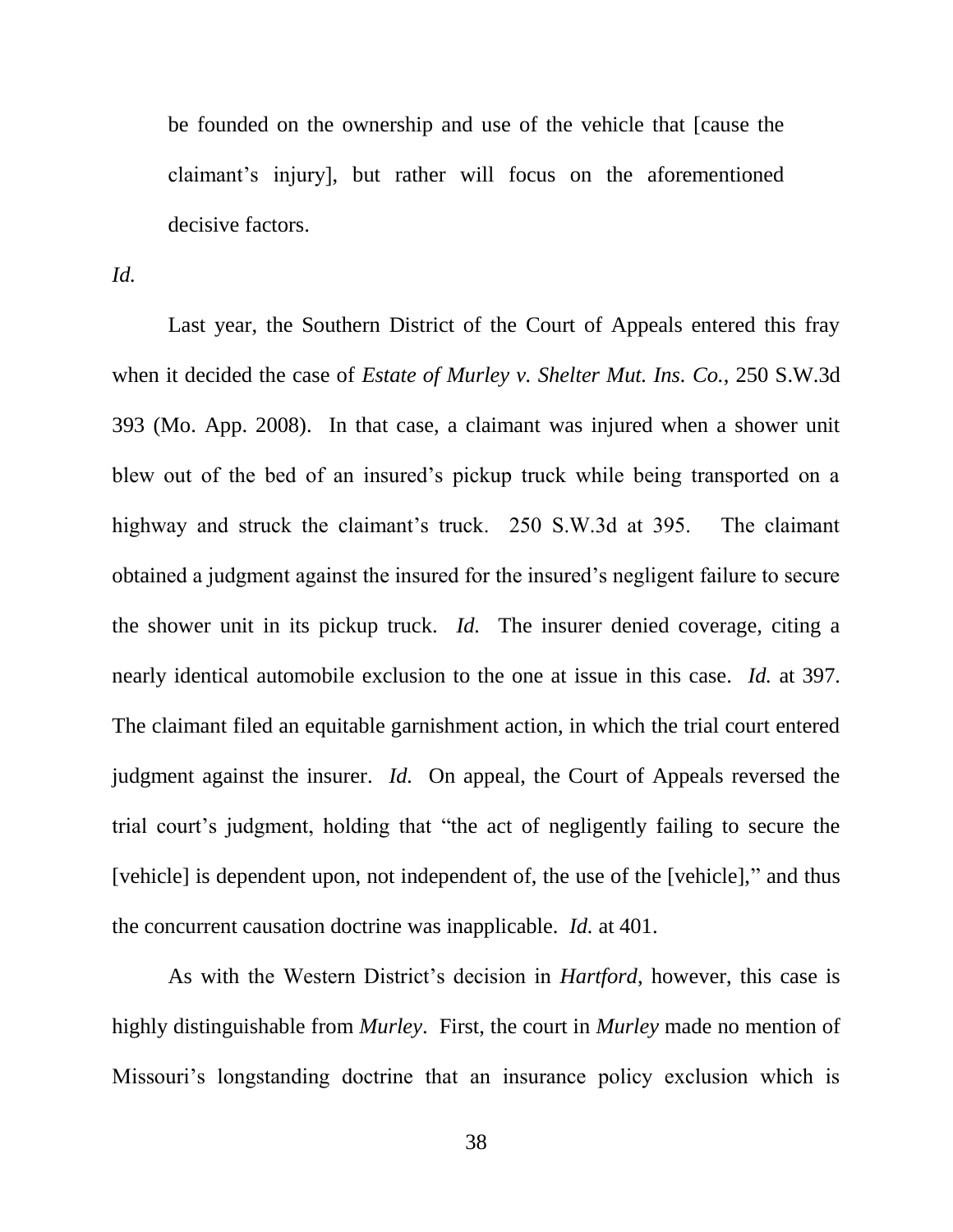> be founded on the ownership and use of the vehicle that [cause the claimant's injury], but rather will focus on the aforementioned decisive factors.

*Id.*

Last year, the Southern District of the Court of Appeals entered this fray when it decided the case of *Estate of Murley v. Shelter Mut. Ins. Co.*, 250 S.W.3d 393 (Mo. App. 2008). In that case, a claimant was injured when a shower unit blew out of the bed of an insured's pickup truck while being transported on a highway and struck the claimant's truck. 250 S.W.3d at 395. The claimant obtained a judgment against the insured for the insured's negligent failure to secure the shower unit in its pickup truck. *Id.* The insurer denied coverage, citing a nearly identical automobile exclusion to the one at issue in this case. *Id.* at 397. The claimant filed an equitable garnishment action, in which the trial court entered judgment against the insurer. *Id.* On appeal, the Court of Appeals reversed the trial court's judgment, holding that "the act of negligently failing to secure the [vehicle] is dependent upon, not independent of, the use of the [vehicle]," and thus the concurrent causation doctrine was inapplicable. *Id.* at 401.

As with the Western District's decision in *Hartford*, however, this case is highly distinguishable from *Murley*. First, the court in *Murley* made no mention of Missouri's longstanding doctrine that an insurance policy exclusion which is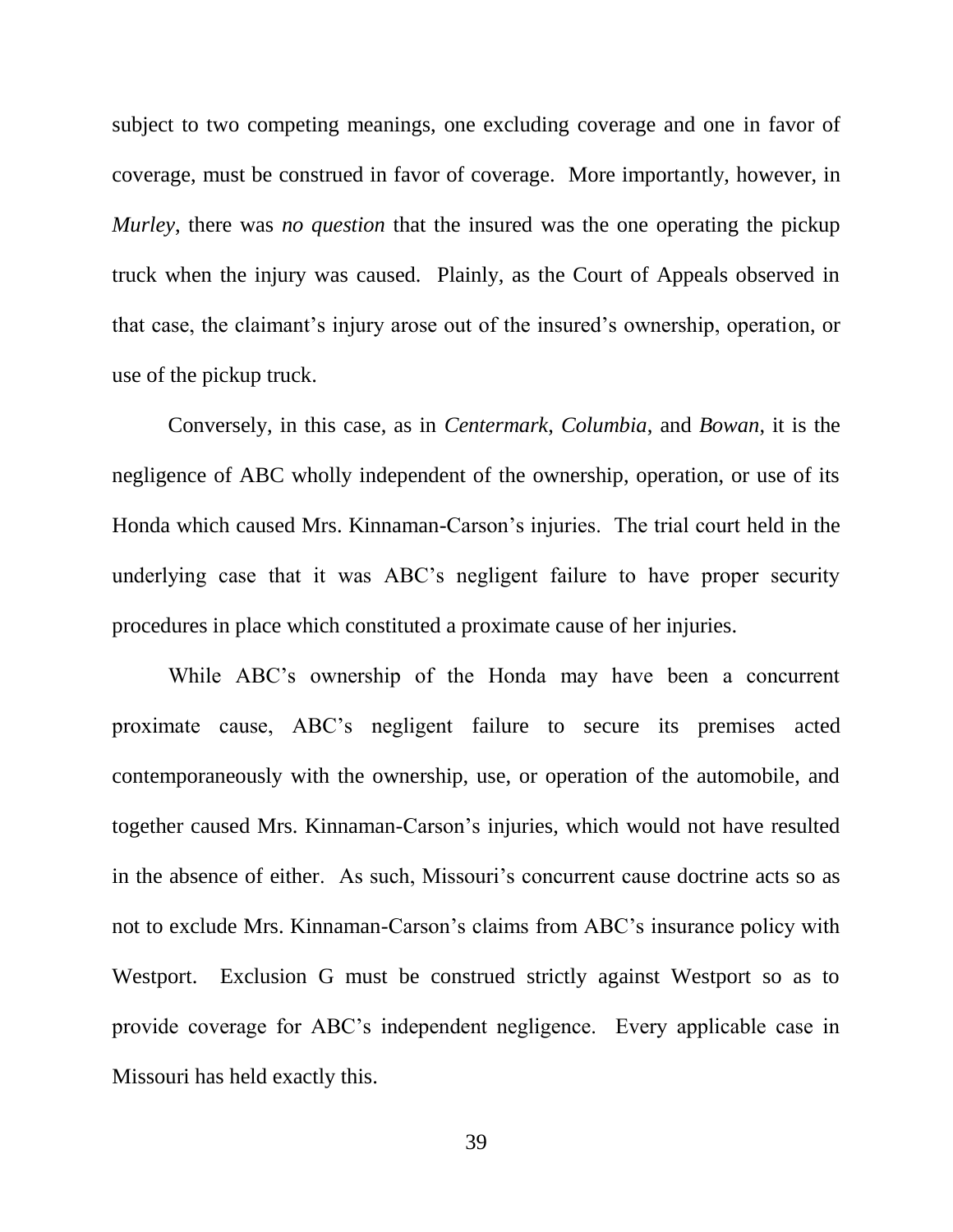subject to two competing meanings, one excluding coverage and one in favor of coverage, must be construed in favor of coverage. More importantly, however, in *Murley*, there was *no question* that the insured was the one operating the pickup truck when the injury was caused. Plainly, as the Court of Appeals observed in that case, the claimant's injury arose out of the insured's ownership, operation, or use of the pickup truck.

Conversely, in this case, as in *Centermark*, *Columbia*, and *Bowan*, it is the negligence of ABC wholly independent of the ownership, operation, or use of its Honda which caused Mrs. Kinnaman-Carson's injuries. The trial court held in the underlying case that it was ABC's negligent failure to have proper security procedures in place which constituted a proximate cause of her injuries.

While ABC's ownership of the Honda may have been a concurrent proximate cause, ABC's negligent failure to secure its premises acted contemporaneously with the ownership, use, or operation of the automobile, and together caused Mrs. Kinnaman-Carson's injuries, which would not have resulted in the absence of either. As such, Missouri's concurrent cause doctrine acts so as not to exclude Mrs. Kinnaman-Carson's claims from ABC's insurance policy with Westport. Exclusion G must be construed strictly against Westport so as to provide coverage for ABC's independent negligence. Every applicable case in Missouri has held exactly this.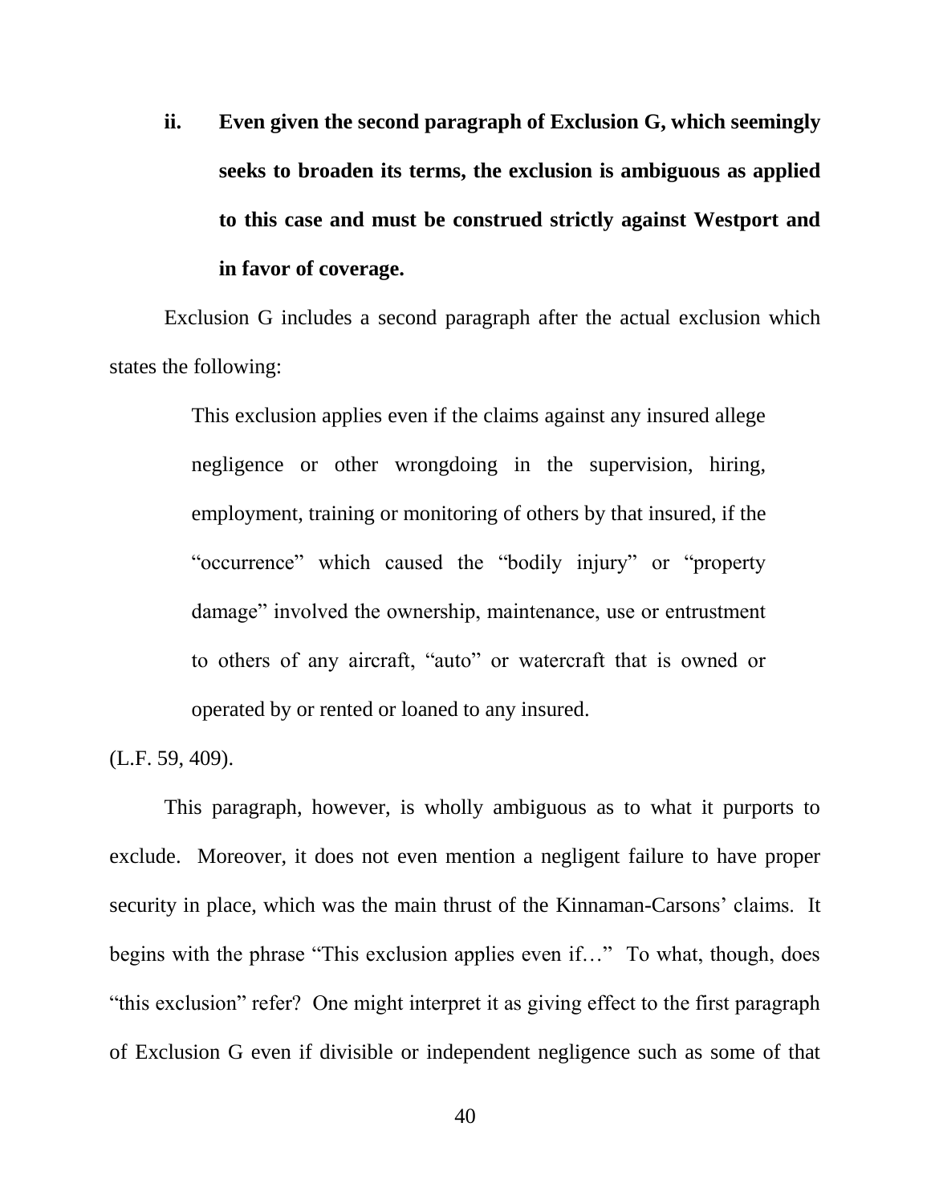**ii. Even given the second paragraph of Exclusion G, which seemingly seeks to broaden its terms, the exclusion is ambiguous as applied to this case and must be construed strictly against Westport and in favor of coverage.**

Exclusion G includes a second paragraph after the actual exclusion which states the following:

> This exclusion applies even if the claims against any insured allege negligence or other wrongdoing in the supervision, hiring, employment, training or monitoring of others by that insured, if the "occurrence" which caused the "bodily injury" or "property damage" involved the ownership, maintenance, use or entrustment to others of any aircraft, "auto" or watercraft that is owned or operated by or rented or loaned to any insured.

(L.F. 59, 409).

This paragraph, however, is wholly ambiguous as to what it purports to exclude. Moreover, it does not even mention a negligent failure to have proper security in place, which was the main thrust of the Kinnaman-Carsons' claims. It begins with the phrase "This exclusion applies even if…" To what, though, does "this exclusion" refer? One might interpret it as giving effect to the first paragraph of Exclusion G even if divisible or independent negligence such as some of that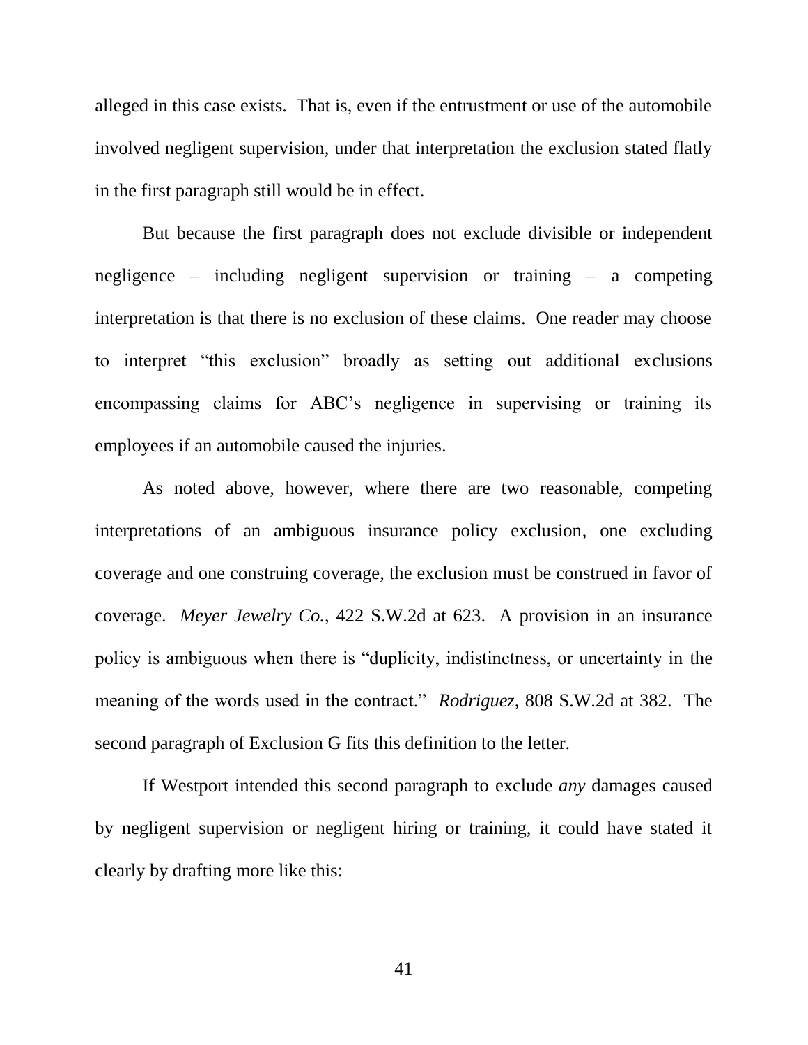alleged in this case exists. That is, even if the entrustment or use of the automobile involved negligent supervision, under that interpretation the exclusion stated flatly in the first paragraph still would be in effect.

But because the first paragraph does not exclude divisible or independent negligence – including negligent supervision or training – a competing interpretation is that there is no exclusion of these claims. One reader may choose to interpret "this exclusion" broadly as setting out additional exclusions encompassing claims for ABC's negligence in supervising or training its employees if an automobile caused the injuries.

As noted above, however, where there are two reasonable, competing interpretations of an ambiguous insurance policy exclusion, one excluding coverage and one construing coverage, the exclusion must be construed in favor of coverage. *Meyer Jewelry Co.*, 422 S.W.2d at 623. A provision in an insurance policy is ambiguous when there is "duplicity, indistinctness, or uncertainty in the meaning of the words used in the contract." *Rodriguez*, 808 S.W.2d at 382. The second paragraph of Exclusion G fits this definition to the letter.

If Westport intended this second paragraph to exclude *any* damages caused by negligent supervision or negligent hiring or training, it could have stated it clearly by drafting more like this: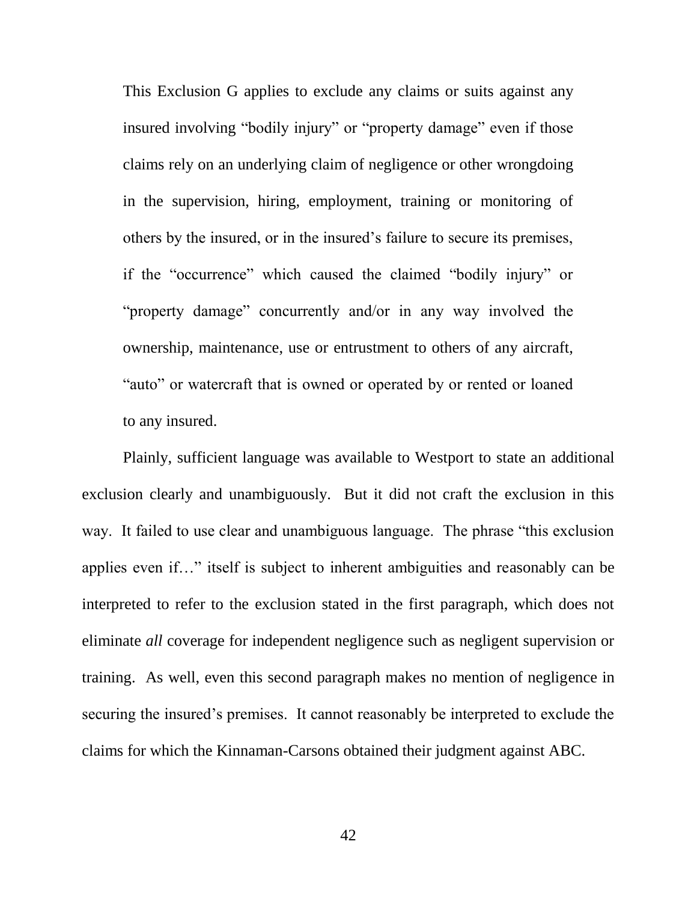> This Exclusion G applies to exclude any claims or suits against any insured involving "bodily injury" or "property damage" even if those claims rely on an underlying claim of negligence or other wrongdoing in the supervision, hiring, employment, training or monitoring of others by the insured, or in the insured's failure to secure its premises, if the "occurrence" which caused the claimed "bodily injury" or "property damage" concurrently and/or in any way involved the ownership, maintenance, use or entrustment to others of any aircraft, "auto" or watercraft that is owned or operated by or rented or loaned to any insured.

Plainly, sufficient language was available to Westport to state an additional exclusion clearly and unambiguously. But it did not craft the exclusion in this way. It failed to use clear and unambiguous language. The phrase "this exclusion applies even if…" itself is subject to inherent ambiguities and reasonably can be interpreted to refer to the exclusion stated in the first paragraph, which does not eliminate *all* coverage for independent negligence such as negligent supervision or training. As well, even this second paragraph makes no mention of negligence in securing the insured's premises. It cannot reasonably be interpreted to exclude the claims for which the Kinnaman-Carsons obtained their judgment against ABC.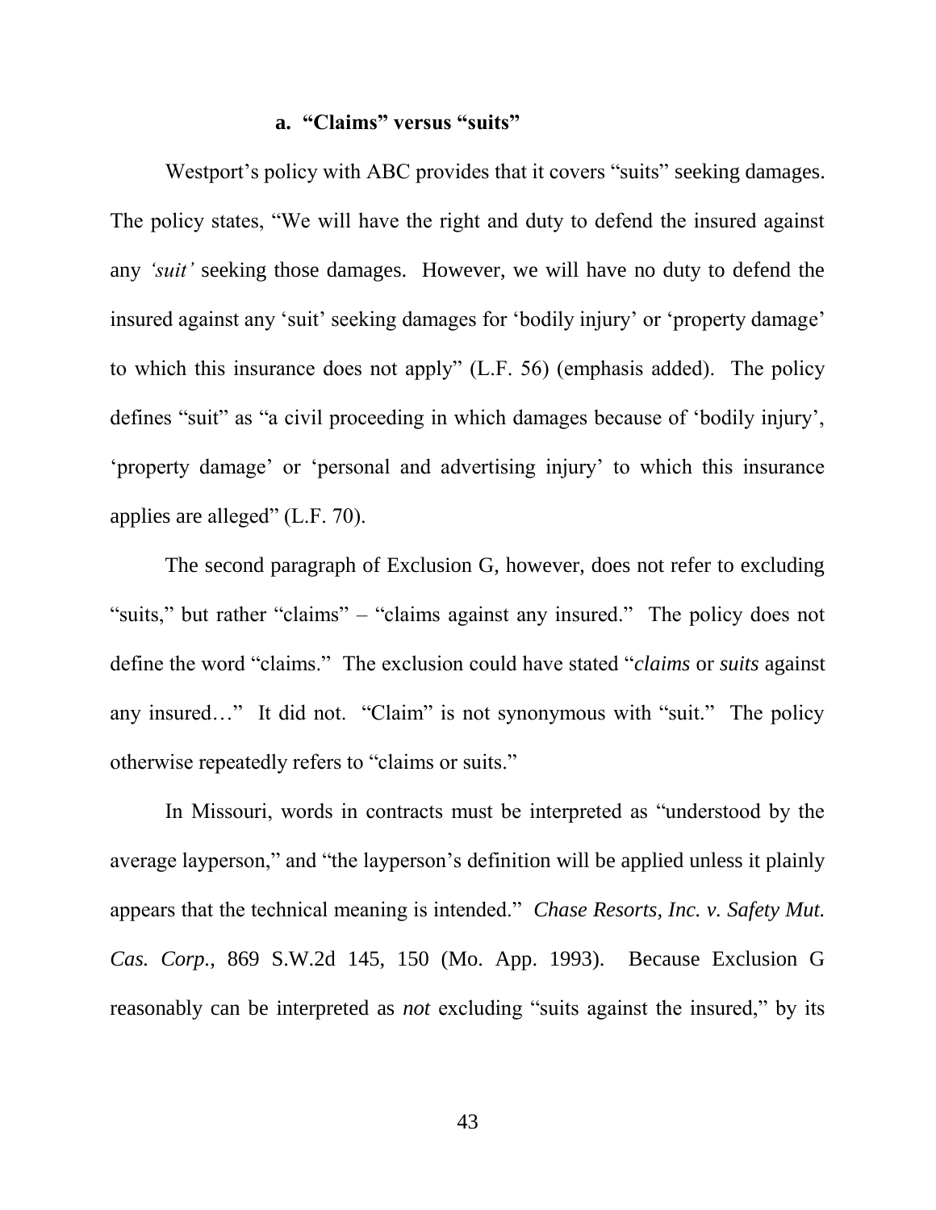### a. "Claims" versus "suits"

Westport's policy with ABC provides that it covers "suits" seeking damages. The policy states, "We will have the right and duty to defend the insured against any *'suit'* seeking those damages. However, we will have no duty to defend the insured against any 'suit' seeking damages for 'bodily injury' or 'property damage' to which this insurance does not apply" (L.F. 56) (emphasis added). The policy defines "suit" as "a civil proceeding in which damages because of 'bodily injury', 'property damage' or 'personal and advertising injury' to which this insurance applies are alleged" (L.F. 70).

The second paragraph of Exclusion G, however, does not refer to excluding "suits," but rather "claims" – "claims against any insured." The policy does not define the word "claims." The exclusion could have stated "*claims* or *suits* against any insured…" It did not. "Claim" is not synonymous with "suit." The policy otherwise repeatedly refers to "claims or suits."

In Missouri, words in contracts must be interpreted as "understood by the average layperson," and "the layperson's definition will be applied unless it plainly appears that the technical meaning is intended." *Chase Resorts, Inc. v. Safety Mut. Cas. Corp.*, 869 S.W.2d 145, 150 (Mo. App. 1993). Because Exclusion G reasonably can be interpreted as *not* excluding "suits against the insured," by its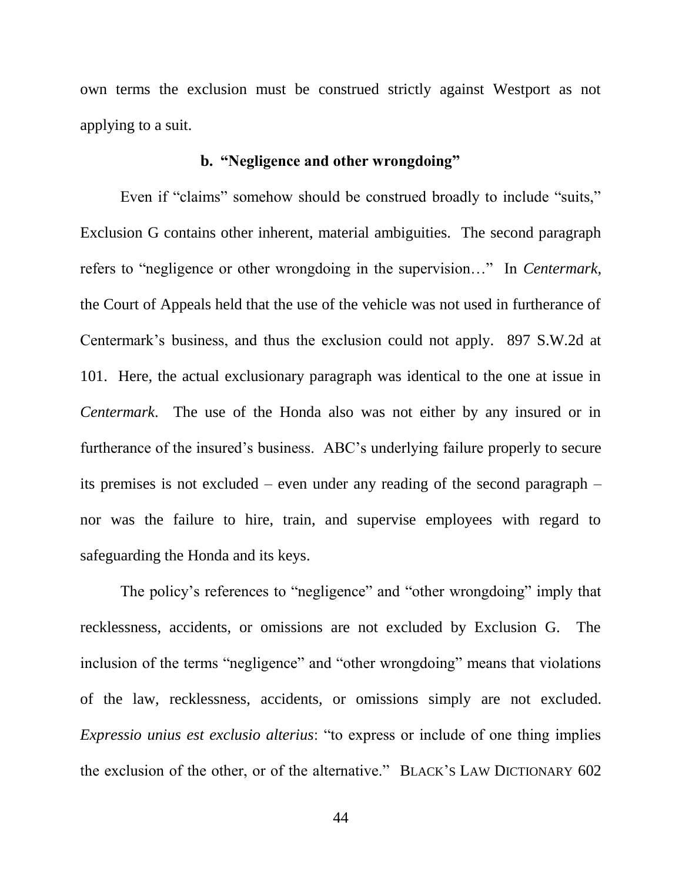own terms the exclusion must be construed strictly against Westport as not applying to a suit.

### b. "Negligence and other wrongdoing"

Even if "claims" somehow should be construed broadly to include "suits," Exclusion G contains other inherent, material ambiguities. The second paragraph refers to "negligence or other wrongdoing in the supervision…" In *Centermark*, the Court of Appeals held that the use of the vehicle was not used in furtherance of Centermark's business, and thus the exclusion could not apply. 897 S.W.2d at 101. Here, the actual exclusionary paragraph was identical to the one at issue in *Centermark*. The use of the Honda also was not either by any insured or in furtherance of the insured's business. ABC's underlying failure properly to secure its premises is not excluded – even under any reading of the second paragraph – nor was the failure to hire, train, and supervise employees with regard to safeguarding the Honda and its keys.

The policy's references to "negligence" and "other wrongdoing" imply that recklessness, accidents, or omissions are not excluded by Exclusion G. The inclusion of the terms "negligence" and "other wrongdoing" means that violations of the law, recklessness, accidents, or omissions simply are not excluded. *Expressio unius est exclusio alterius*: "to express or include of one thing implies the exclusion of the other, or of the alternative." BLACK'S LAW DICTIONARY 602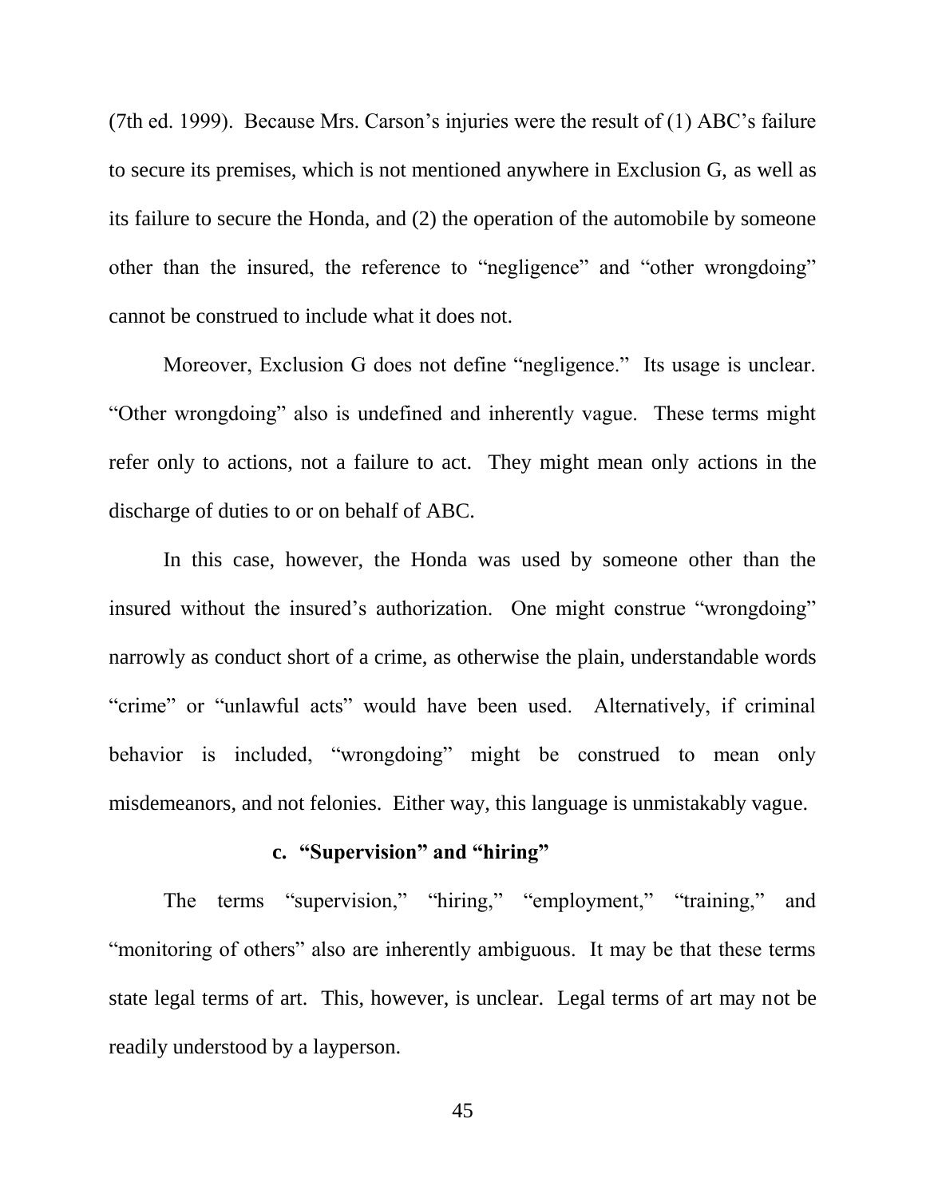(7th ed. 1999). Because Mrs. Carson's injuries were the result of (1) ABC's failure to secure its premises, which is not mentioned anywhere in Exclusion G, as well as its failure to secure the Honda, and (2) the operation of the automobile by someone other than the insured, the reference to "negligence" and "other wrongdoing" cannot be construed to include what it does not.

Moreover, Exclusion G does not define "negligence." Its usage is unclear. "Other wrongdoing" also is undefined and inherently vague. These terms might refer only to actions, not a failure to act. They might mean only actions in the discharge of duties to or on behalf of ABC.

In this case, however, the Honda was used by someone other than the insured without the insured's authorization. One might construe "wrongdoing" narrowly as conduct short of a crime, as otherwise the plain, understandable words "crime" or "unlawful acts" would have been used. Alternatively, if criminal behavior is included, "wrongdoing" might be construed to mean only misdemeanors, and not felonies. Either way, this language is unmistakably vague.

**c. "Supervision" and "hiring"**

The terms "supervision," "hiring," "employment," "training," and "monitoring of others" also are inherently ambiguous. It may be that these terms state legal terms of art. This, however, is unclear. Legal terms of art may not be readily understood by a layperson.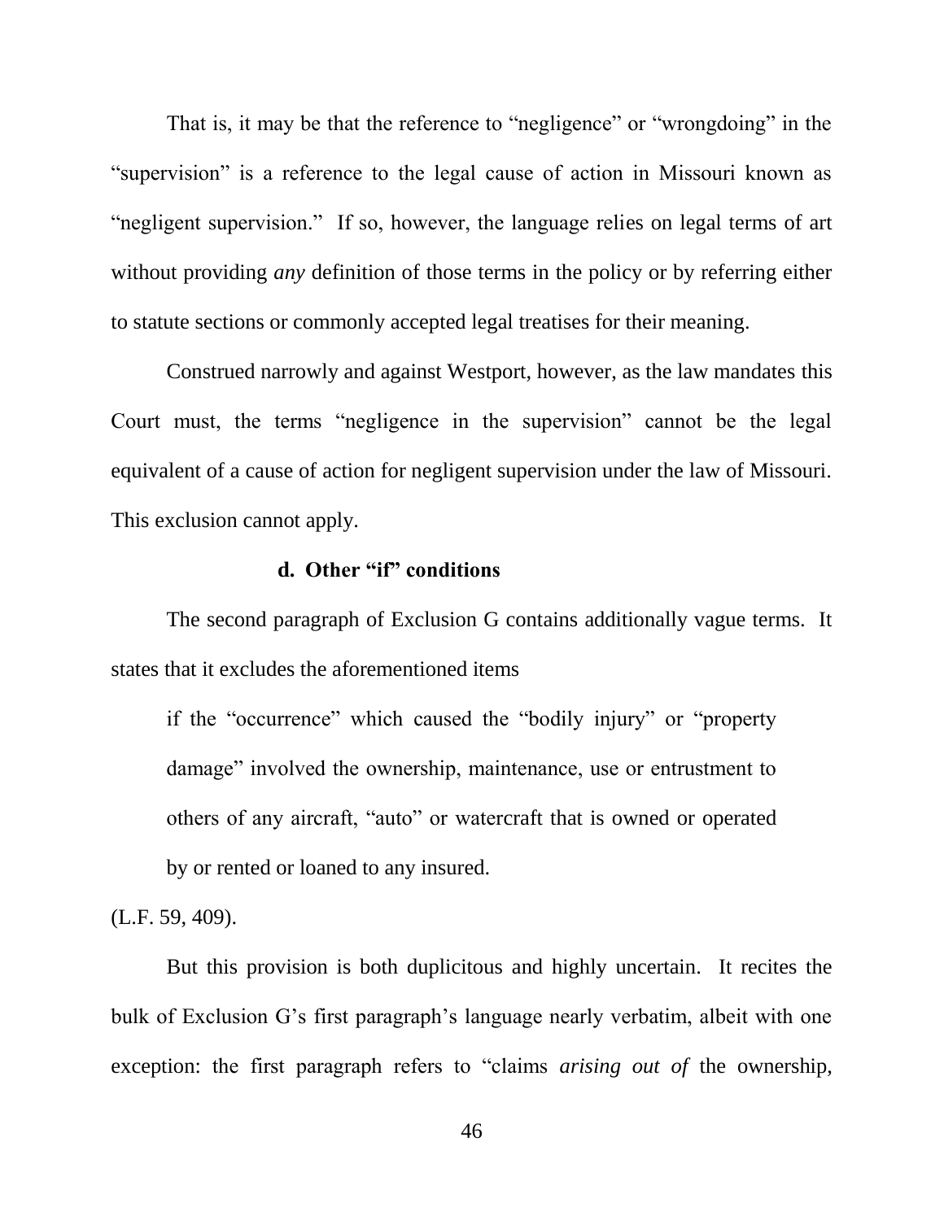That is, it may be that the reference to "negligence" or "wrongdoing" in the "supervision" is a reference to the legal cause of action in Missouri known as "negligent supervision." If so, however, the language relies on legal terms of art without providing *any* definition of those terms in the policy or by referring either to statute sections or commonly accepted legal treatises for their meaning.

Construed narrowly and against Westport, however, as the law mandates this Court must, the terms "negligence in the supervision" cannot be the legal equivalent of a cause of action for negligent supervision under the law of Missouri. This exclusion cannot apply.

#### d. Other "if" conditions

The second paragraph of Exclusion G contains additionally vague terms. It states that it excludes the aforementioned items

> if the "occurrence" which caused the "bodily injury" or "property damage" involved the ownership, maintenance, use or entrustment to others of any aircraft, "auto" or watercraft that is owned or operated by or rented or loaned to any insured.

(L.F. 59, 409).

But this provision is both duplicitous and highly uncertain. It recites the bulk of Exclusion G's first paragraph's language nearly verbatim, albeit with one exception: the first paragraph refers to "claims *arising out of* the ownership,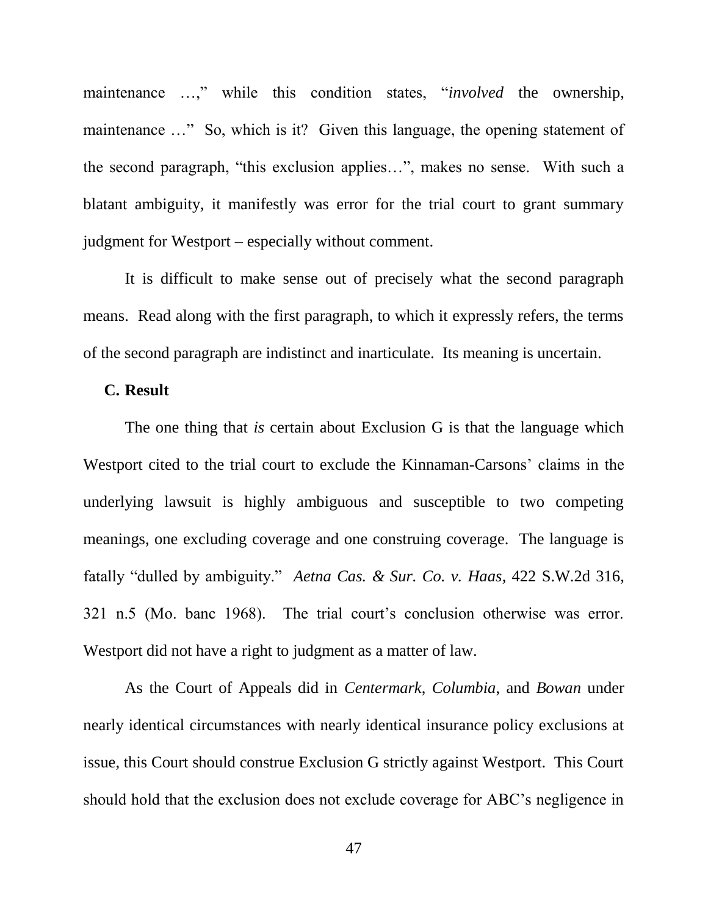maintenance …," while this condition states, "*involved* the ownership, maintenance …" So, which is it? Given this language, the opening statement of the second paragraph, "this exclusion applies…", makes no sense. With such a blatant ambiguity, it manifestly was error for the trial court to grant summary judgment for Westport – especially without comment.

It is difficult to make sense out of precisely what the second paragraph means. Read along with the first paragraph, to which it expressly refers, the terms of the second paragraph are indistinct and inarticulate. Its meaning is uncertain.

**C. Result**

The one thing that *is* certain about Exclusion G is that the language which Westport cited to the trial court to exclude the Kinnaman-Carsons' claims in the underlying lawsuit is highly ambiguous and susceptible to two competing meanings, one excluding coverage and one construing coverage. The language is fatally "dulled by ambiguity." *Aetna Cas. & Sur. Co. v. Haas*, 422 S.W.2d 316, 321 n.5 (Mo. banc 1968). The trial court's conclusion otherwise was error. Westport did not have a right to judgment as a matter of law.

As the Court of Appeals did in *Centermark*, *Columbia*, and *Bowan* under nearly identical circumstances with nearly identical insurance policy exclusions at issue, this Court should construe Exclusion G strictly against Westport. This Court should hold that the exclusion does not exclude coverage for ABC's negligence in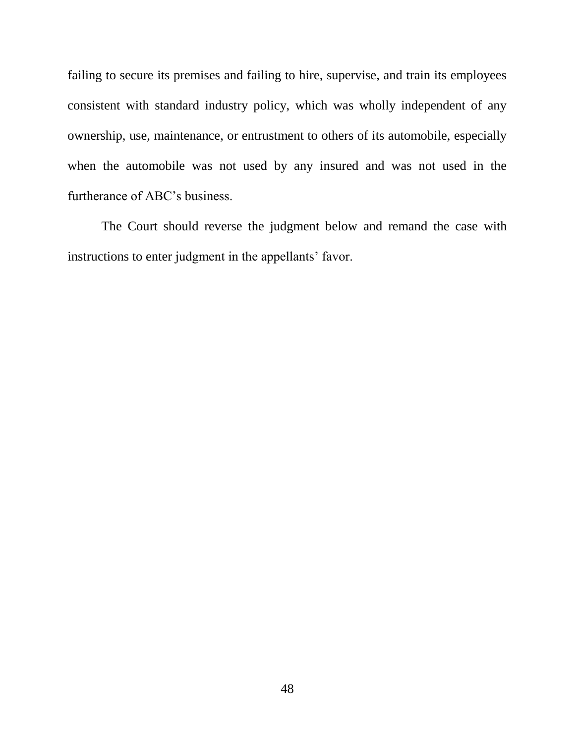failing to secure its premises and failing to hire, supervise, and train its employees consistent with standard industry policy, which was wholly independent of any ownership, use, maintenance, or entrustment to others of its automobile, especially when the automobile was not used by any insured and was not used in the furtherance of ABC's business.

The Court should reverse the judgment below and remand the case with instructions to enter judgment in the appellants' favor.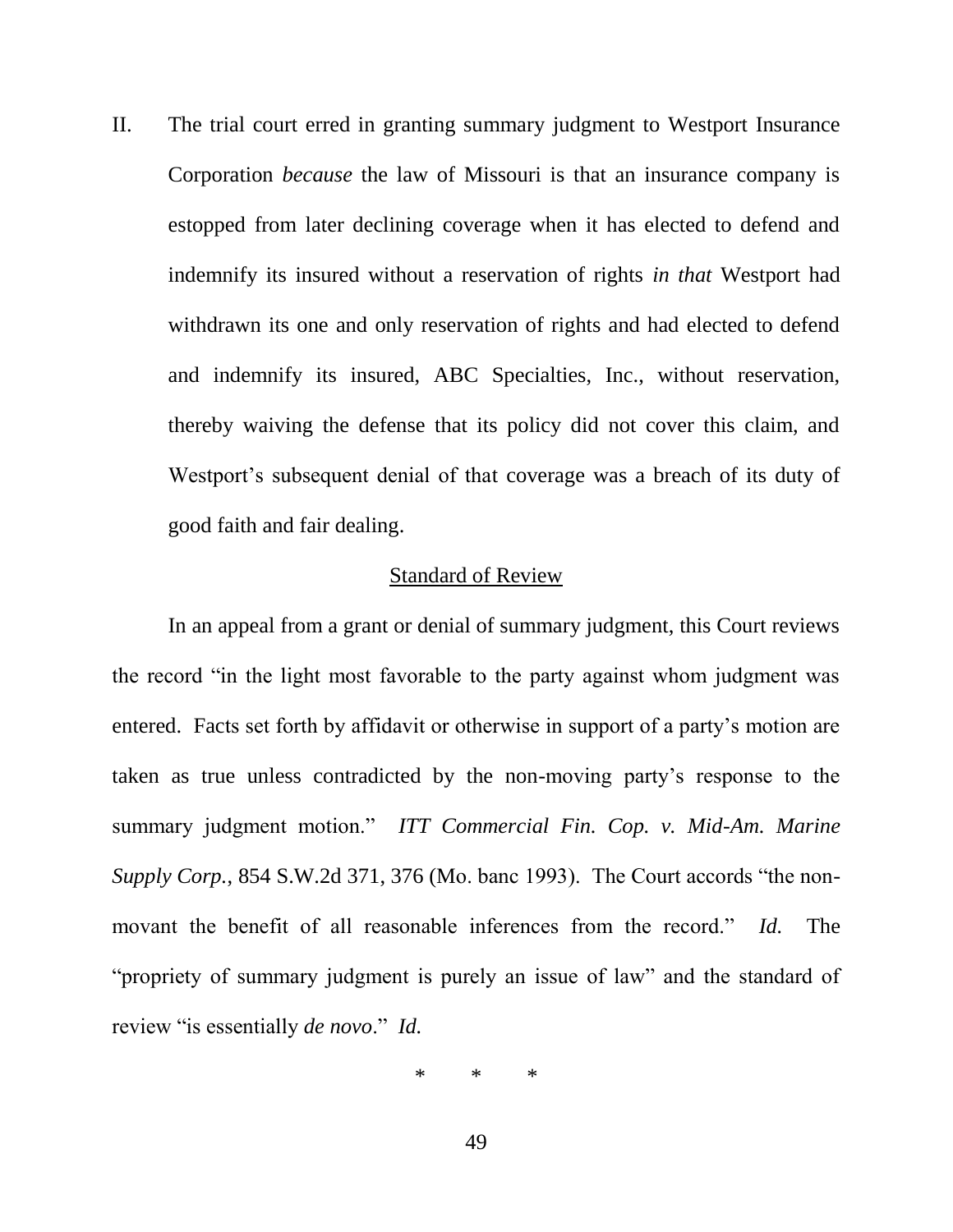II. The trial court erred in granting summary judgment to Westport Insurance Corporation *because* the law of Missouri is that an insurance company is estopped from later declining coverage when it has elected to defend and indemnify its insured without a reservation of rights *in that* Westport had withdrawn its one and only reservation of rights and had elected to defend and indemnify its insured, ABC Specialties, Inc., without reservation, thereby waiving the defense that its policy did not cover this claim, and Westport's subsequent denial of that coverage was a breach of its duty of good faith and fair dealing.

<u>Standard of Review</u>

In an appeal from a grant or denial of summary judgment, this Court reviews the record "in the light most favorable to the party against whom judgment was entered. Facts set forth by affidavit or otherwise in support of a party's motion are taken as true unless contradicted by the non-moving party's response to the summary judgment motion." *ITT Commercial Fin. Cop. v. Mid-Am. Marine Supply Corp.*, 854 S.W.2d 371, 376 (Mo. banc 1993). The Court accords "the non-movant the benefit of all reasonable inferences from the record." *Id.* The "propriety of summary judgment is purely an issue of law" and the standard of review "is essentially *de novo*." *Id.*

\* \* \*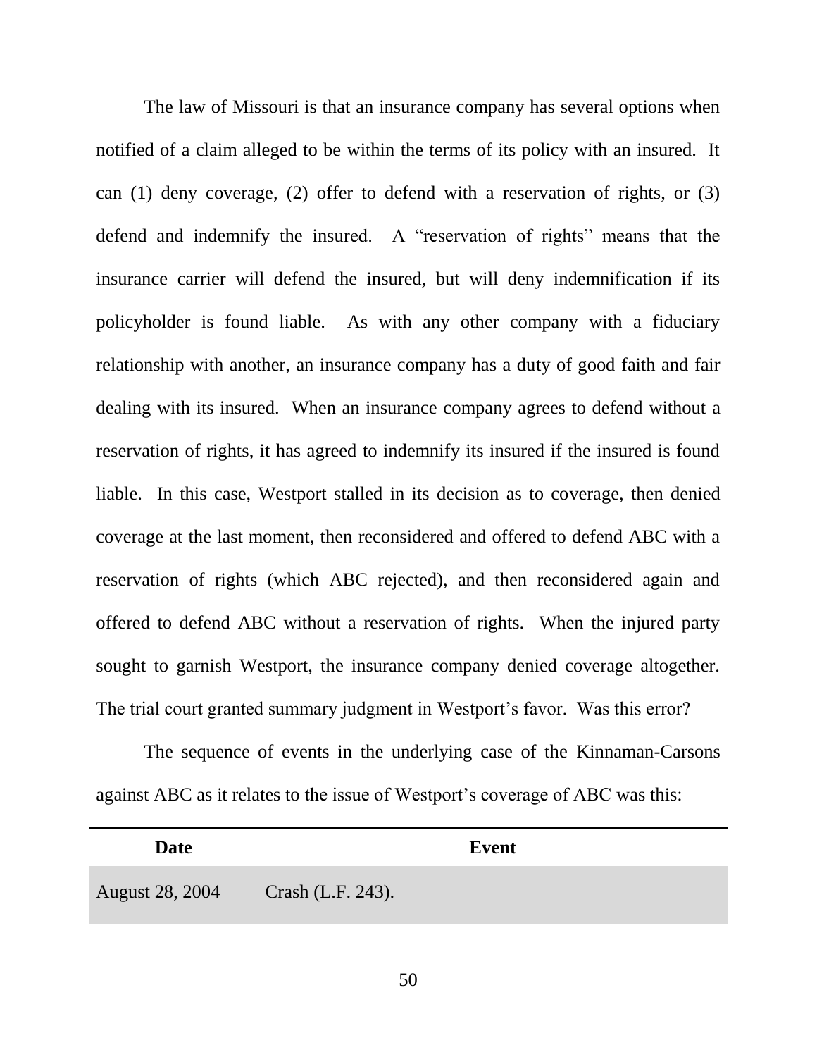The law of Missouri is that an insurance company has several options when notified of a claim alleged to be within the terms of its policy with an insured. It can (1) deny coverage, (2) offer to defend with a reservation of rights, or (3) defend and indemnify the insured. A "reservation of rights" means that the insurance carrier will defend the insured, but will deny indemnification if its policyholder is found liable. As with any other company with a fiduciary relationship with another, an insurance company has a duty of good faith and fair dealing with its insured. When an insurance company agrees to defend without a reservation of rights, it has agreed to indemnify its insured if the insured is found liable. In this case, Westport stalled in its decision as to coverage, then denied coverage at the last moment, then reconsidered and offered to defend ABC with a reservation of rights (which ABC rejected), and then reconsidered again and offered to defend ABC without a reservation of rights. When the injured party sought to garnish Westport, the insurance company denied coverage altogether. The trial court granted summary judgment in Westport's favor. Was this error?

The sequence of events in the underlying case of the Kinnaman-Carsons against ABC as it relates to the issue of Westport's coverage of ABC was this:

| Date | Event |
|---|---|
| August 28, 2004 | Crash (L.F. 243). |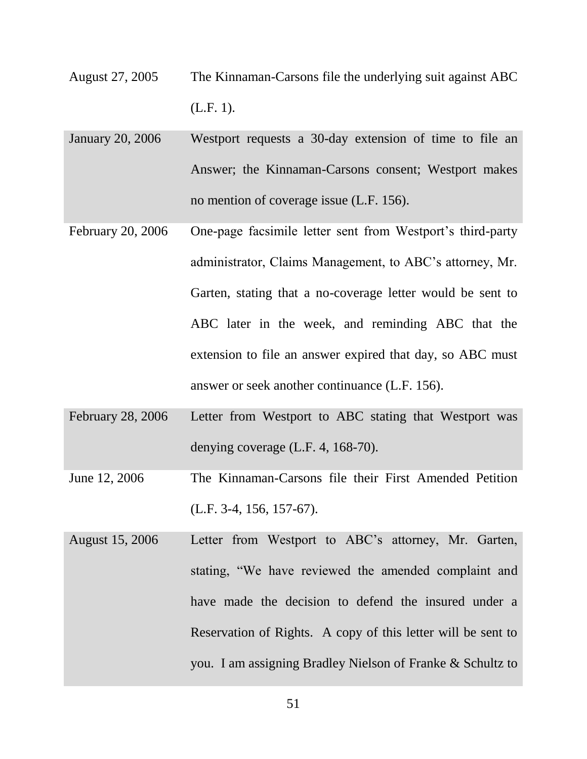| | |
|---|---|
| August 27, 2005 | The Kinnaman-Carsons file the underlying suit against ABC (L.F. 1). |
| January 20, 2006 | Westport requests a 30-day extension of time to file an Answer; the Kinnaman-Carsons consent; Westport makes no mention of coverage issue (L.F. 156). |
| February 20, 2006 | One-page facsimile letter sent from Westport's third-party administrator, Claims Management, to ABC's attorney, Mr. Garten, stating that a no-coverage letter would be sent to ABC later in the week, and reminding ABC that the extension to file an answer expired that day, so ABC must answer or seek another continuance (L.F. 156). |
| February 28, 2006 | Letter from Westport to ABC stating that Westport was denying coverage (L.F. 4, 168-70). |
| June 12, 2006 | The Kinnaman-Carsons file their First Amended Petition (L.F. 3-4, 156, 157-67). |
| August 15, 2006 | Letter from Westport to ABC's attorney, Mr. Garten, stating, "We have reviewed the amended complaint and have made the decision to defend the insured under a Reservation of Rights. A copy of this letter will be sent to you. I am assigning Bradley Nielson of Franke & Schultz to |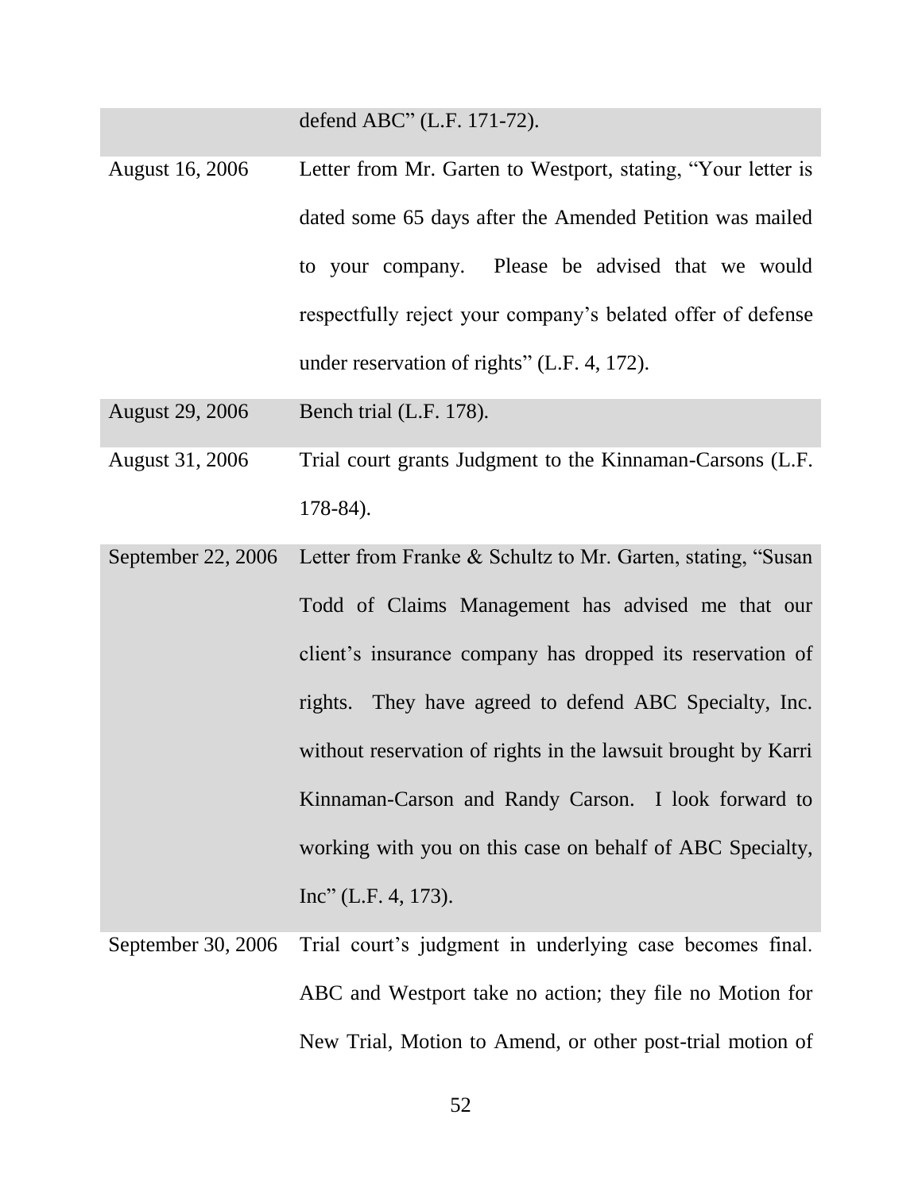| | |
|---|---|
| | defend ABC" (L.F. 171-72). |
| August 16, 2006 | Letter from Mr. Garten to Westport, stating, "Your letter is dated some 65 days after the Amended Petition was mailed to your company. Please be advised that we would respectfully reject your company's belated offer of defense under reservation of rights" (L.F. 4, 172). |
| August 29, 2006 | Bench trial (L.F. 178). |
| August 31, 2006 | Trial court grants Judgment to the Kinnaman-Carsons (L.F. 178-84). |
| September 22, 2006 | Letter from Franke & Schultz to Mr. Garten, stating, "Susan Todd of Claims Management has advised me that our client's insurance company has dropped its reservation of rights. They have agreed to defend ABC Specialty, Inc. without reservation of rights in the lawsuit brought by Karri Kinnaman-Carson and Randy Carson. I look forward to working with you on this case on behalf of ABC Specialty, Inc" (L.F. 4, 173). |
| September 30, 2006 | Trial court's judgment in underlying case becomes final. ABC and Westport take no action; they file no Motion for New Trial, Motion to Amend, or other post-trial motion of |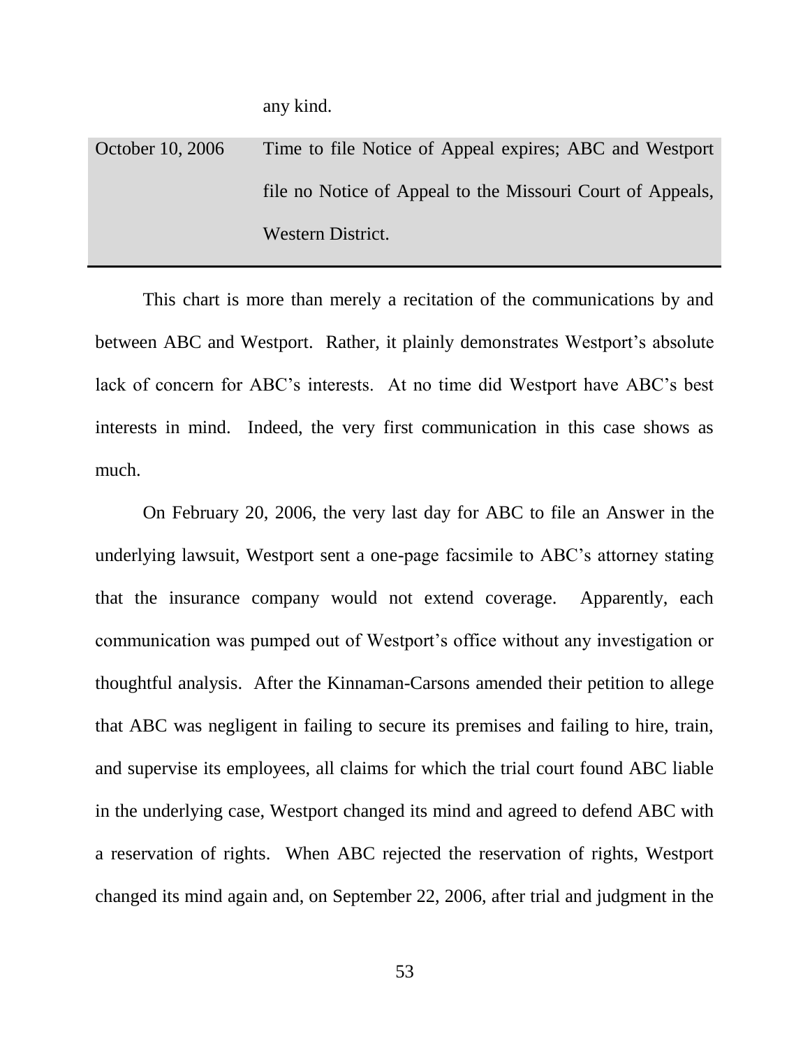| | any kind. |
|---|---|
| October 10, 2006 | Time to file Notice of Appeal expires; ABC and Westport file no Notice of Appeal to the Missouri Court of Appeals, Western District. |

This chart is more than merely a recitation of the communications by and between ABC and Westport. Rather, it plainly demonstrates Westport's absolute lack of concern for ABC's interests. At no time did Westport have ABC's best interests in mind. Indeed, the very first communication in this case shows as much.

On February 20, 2006, the very last day for ABC to file an Answer in the underlying lawsuit, Westport sent a one-page facsimile to ABC's attorney stating that the insurance company would not extend coverage. Apparently, each communication was pumped out of Westport's office without any investigation or thoughtful analysis. After the Kinnaman-Carsons amended their petition to allege that ABC was negligent in failing to secure its premises and failing to hire, train, and supervise its employees, all claims for which the trial court found ABC liable in the underlying case, Westport changed its mind and agreed to defend ABC with a reservation of rights. When ABC rejected the reservation of rights, Westport changed its mind again and, on September 22, 2006, after trial and judgment in the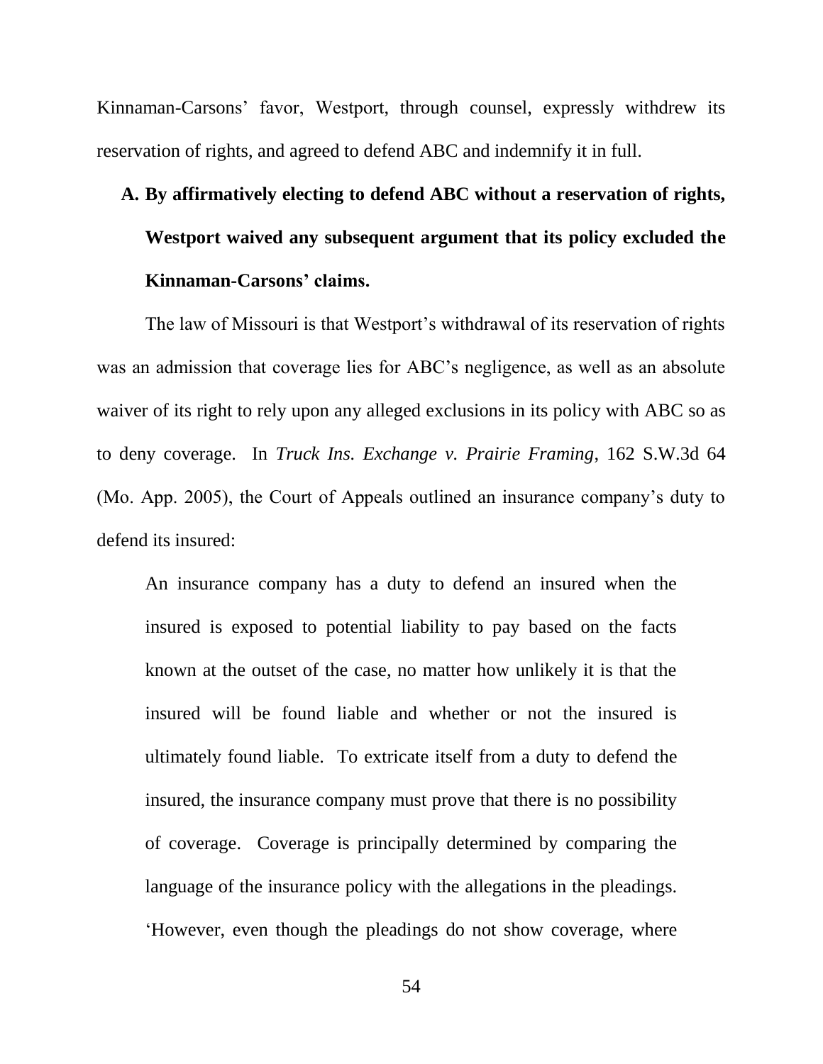Kinnaman-Carsons' favor, Westport, through counsel, expressly withdrew its reservation of rights, and agreed to defend ABC and indemnify it in full.

### A. By affirmatively electing to defend ABC without a reservation of rights, Westport waived any subsequent argument that its policy excluded the Kinnaman-Carsons' claims.

The law of Missouri is that Westport's withdrawal of its reservation of rights was an admission that coverage lies for ABC's negligence, as well as an absolute waiver of its right to rely upon any alleged exclusions in its policy with ABC so as to deny coverage. In *Truck Ins. Exchange v. Prairie Framing*, 162 S.W.3d 64 (Mo. App. 2005), the Court of Appeals outlined an insurance company's duty to defend its insured:

> An insurance company has a duty to defend an insured when the insured is exposed to potential liability to pay based on the facts known at the outset of the case, no matter how unlikely it is that the insured will be found liable and whether or not the insured is ultimately found liable. To extricate itself from a duty to defend the insured, the insurance company must prove that there is no possibility of coverage. Coverage is principally determined by comparing the language of the insurance policy with the allegations in the pleadings. 'However, even though the pleadings do not show coverage, where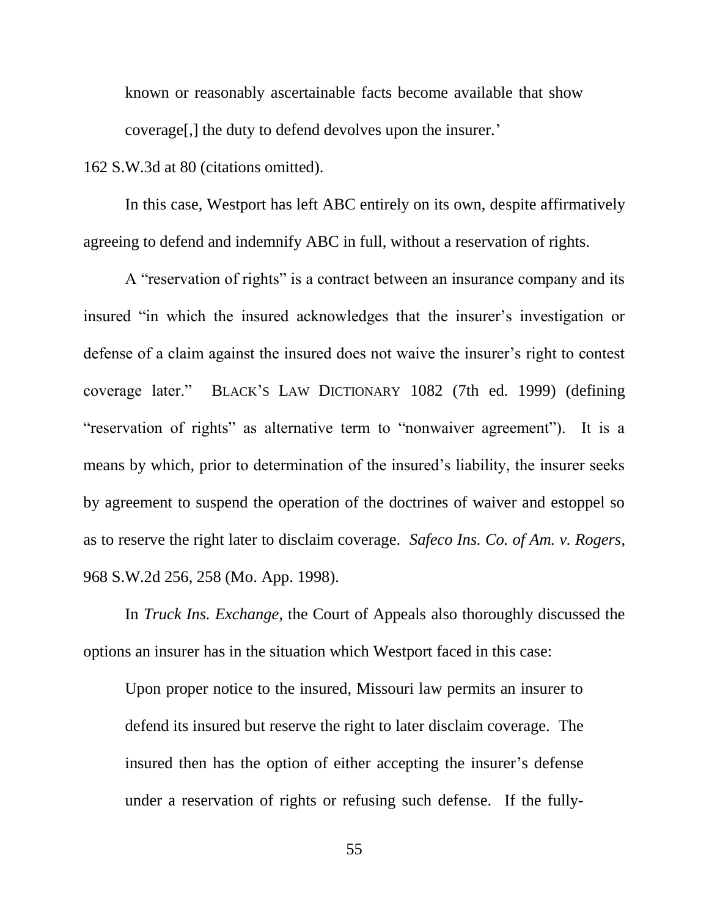> known or reasonably ascertainable facts become available that show coverage[,] the duty to defend devolves upon the insurer.'

162 S.W.3d at 80 (citations omitted).

In this case, Westport has left ABC entirely on its own, despite affirmatively agreeing to defend and indemnify ABC in full, without a reservation of rights.

A "reservation of rights" is a contract between an insurance company and its insured "in which the insured acknowledges that the insurer's investigation or defense of a claim against the insured does not waive the insurer's right to contest coverage later." BLACK'S LAW DICTIONARY 1082 (7th ed. 1999) (defining "reservation of rights" as alternative term to "nonwaiver agreement"). It is a means by which, prior to determination of the insured's liability, the insurer seeks by agreement to suspend the operation of the doctrines of waiver and estoppel so as to reserve the right later to disclaim coverage. *Safeco Ins. Co. of Am. v. Rogers*, 968 S.W.2d 256, 258 (Mo. App. 1998).

In *Truck Ins. Exchange*, the Court of Appeals also thoroughly discussed the options an insurer has in the situation which Westport faced in this case:

> Upon proper notice to the insured, Missouri law permits an insurer to defend its insured but reserve the right to later disclaim coverage. The insured then has the option of either accepting the insurer's defense under a reservation of rights or refusing such defense. If the fully-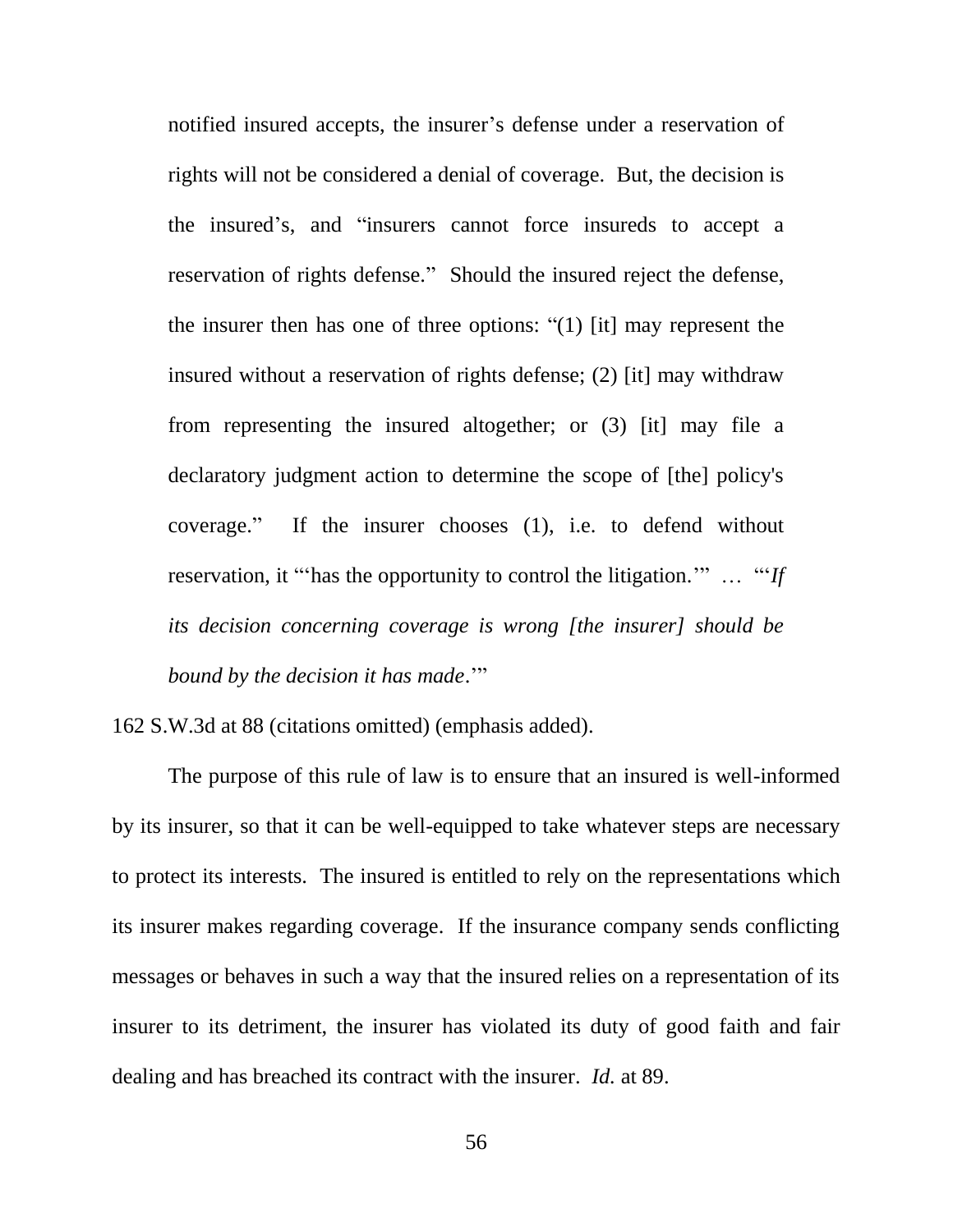> notified insured accepts, the insurer's defense under a reservation of rights will not be considered a denial of coverage. But, the decision is the insured's, and "insurers cannot force insureds to accept a reservation of rights defense." Should the insured reject the defense, the insurer then has one of three options: "(1) [it] may represent the insured without a reservation of rights defense; (2) [it] may withdraw from representing the insured altogether; or (3) [it] may file a declaratory judgment action to determine the scope of [the] policy's coverage." If the insurer chooses (1), i.e. to defend without reservation, it "'has the opportunity to control the litigation.'" … "'*If its decision concerning coverage is wrong [the insurer] should be bound by the decision it has made*.'"

162 S.W.3d at 88 (citations omitted) (emphasis added).

The purpose of this rule of law is to ensure that an insured is well-informed by its insurer, so that it can be well-equipped to take whatever steps are necessary to protect its interests. The insured is entitled to rely on the representations which its insurer makes regarding coverage. If the insurance company sends conflicting messages or behaves in such a way that the insured relies on a representation of its insurer to its detriment, the insurer has violated its duty of good faith and fair dealing and has breached its contract with the insurer. *Id.* at 89.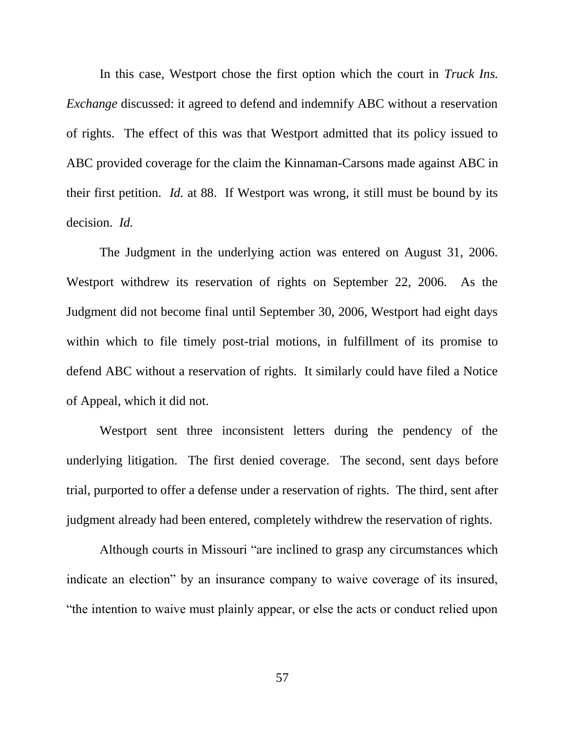In this case, Westport chose the first option which the court in *Truck Ins. Exchange* discussed: it agreed to defend and indemnify ABC without a reservation of rights. The effect of this was that Westport admitted that its policy issued to ABC provided coverage for the claim the Kinnaman-Carsons made against ABC in their first petition. *Id.* at 88. If Westport was wrong, it still must be bound by its decision. *Id.*

The Judgment in the underlying action was entered on August 31, 2006. Westport withdrew its reservation of rights on September 22, 2006. As the Judgment did not become final until September 30, 2006, Westport had eight days within which to file timely post-trial motions, in fulfillment of its promise to defend ABC without a reservation of rights. It similarly could have filed a Notice of Appeal, which it did not.

Westport sent three inconsistent letters during the pendency of the underlying litigation. The first denied coverage. The second, sent days before trial, purported to offer a defense under a reservation of rights. The third, sent after judgment already had been entered, completely withdrew the reservation of rights.

Although courts in Missouri "are inclined to grasp any circumstances which indicate an election" by an insurance company to waive coverage of its insured, "the intention to waive must plainly appear, or else the acts or conduct relied upon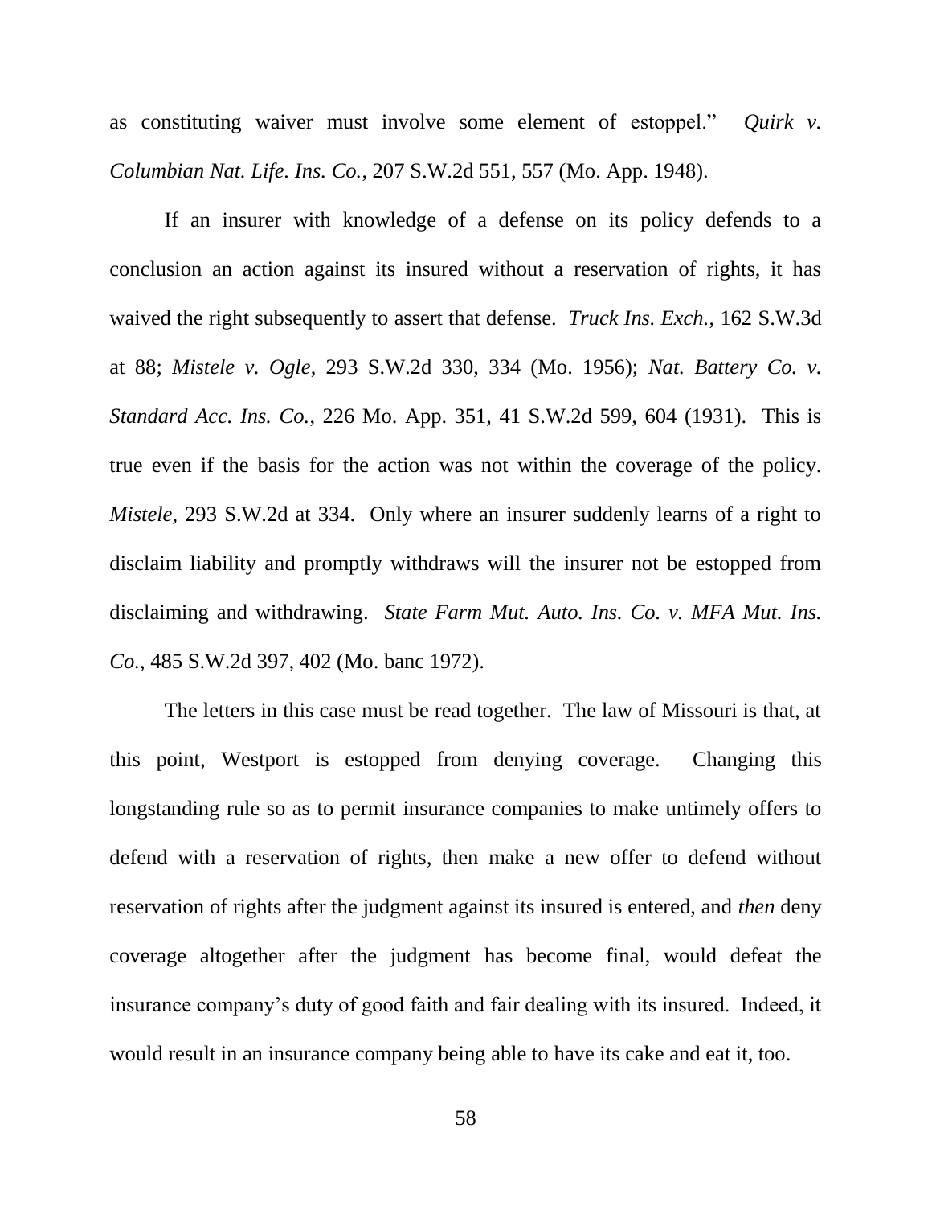as constituting waiver must involve some element of estoppel." *Quirk v. Columbian Nat. Life. Ins. Co.*, 207 S.W.2d 551, 557 (Mo. App. 1948).

If an insurer with knowledge of a defense on its policy defends to a conclusion an action against its insured without a reservation of rights, it has waived the right subsequently to assert that defense. *Truck Ins. Exch.*, 162 S.W.3d at 88; *Mistele v. Ogle*, 293 S.W.2d 330, 334 (Mo. 1956); *Nat. Battery Co. v. Standard Acc. Ins. Co.*, 226 Mo. App. 351, 41 S.W.2d 599, 604 (1931). This is true even if the basis for the action was not within the coverage of the policy. *Mistele*, 293 S.W.2d at 334. Only where an insurer suddenly learns of a right to disclaim liability and promptly withdraws will the insurer not be estopped from disclaiming and withdrawing. *State Farm Mut. Auto. Ins. Co. v. MFA Mut. Ins. Co.*, 485 S.W.2d 397, 402 (Mo. banc 1972).

The letters in this case must be read together. The law of Missouri is that, at this point, Westport is estopped from denying coverage. Changing this longstanding rule so as to permit insurance companies to make untimely offers to defend with a reservation of rights, then make a new offer to defend without reservation of rights after the judgment against its insured is entered, and *then* deny coverage altogether after the judgment has become final, would defeat the insurance company's duty of good faith and fair dealing with its insured. Indeed, it would result in an insurance company being able to have its cake and eat it, too.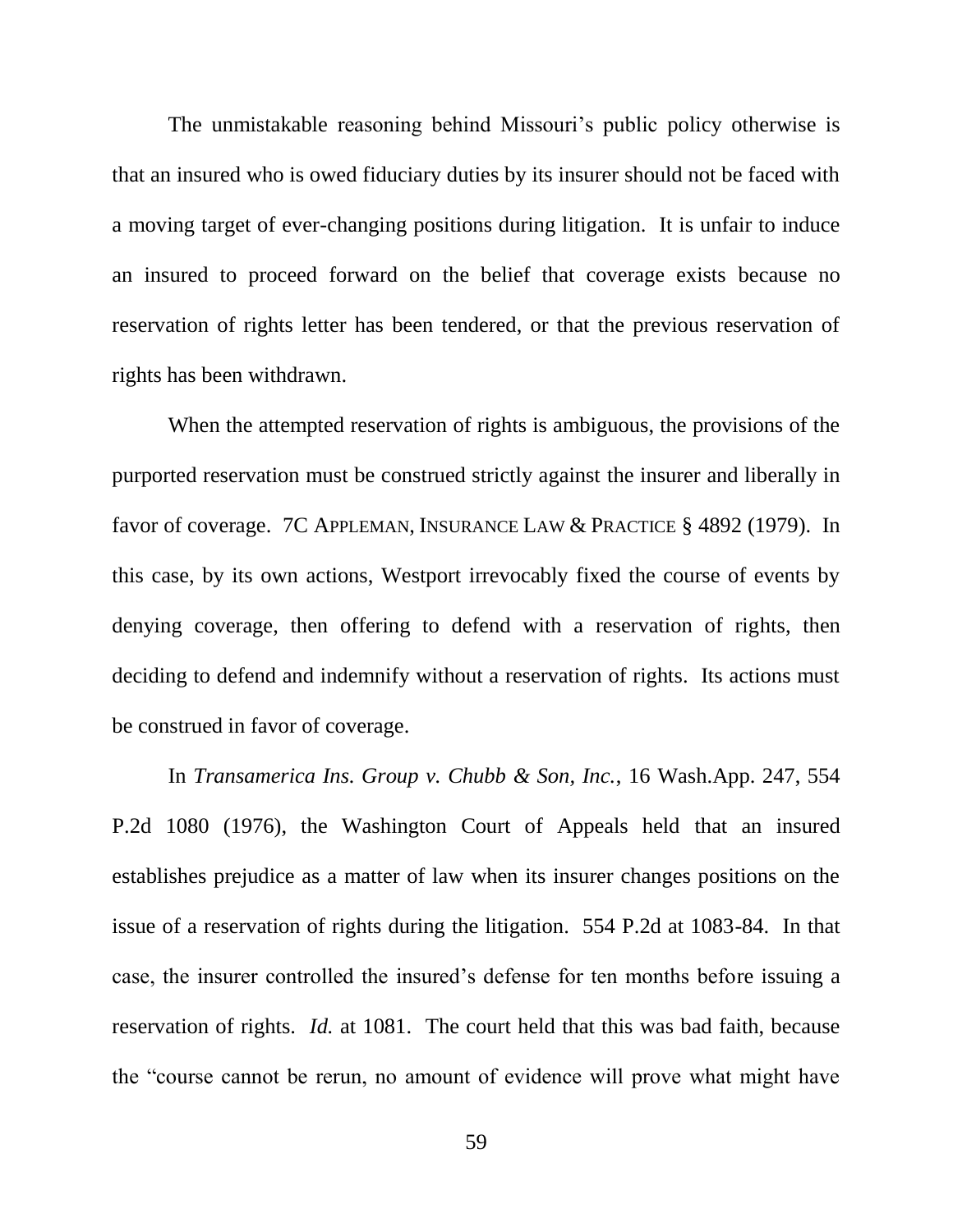The unmistakable reasoning behind Missouri's public policy otherwise is that an insured who is owed fiduciary duties by its insurer should not be faced with a moving target of ever-changing positions during litigation. It is unfair to induce an insured to proceed forward on the belief that coverage exists because no reservation of rights letter has been tendered, or that the previous reservation of rights has been withdrawn.

When the attempted reservation of rights is ambiguous, the provisions of the purported reservation must be construed strictly against the insurer and liberally in favor of coverage. 7C APPLEMAN, INSURANCE LAW & PRACTICE § 4892 (1979). In this case, by its own actions, Westport irrevocably fixed the course of events by denying coverage, then offering to defend with a reservation of rights, then deciding to defend and indemnify without a reservation of rights. Its actions must be construed in favor of coverage.

In *Transamerica Ins. Group v. Chubb & Son, Inc.*, 16 Wash.App. 247, 554 P.2d 1080 (1976), the Washington Court of Appeals held that an insured establishes prejudice as a matter of law when its insurer changes positions on the issue of a reservation of rights during the litigation. 554 P.2d at 1083-84. In that case, the insurer controlled the insured's defense for ten months before issuing a reservation of rights. *Id.* at 1081. The court held that this was bad faith, because the "course cannot be rerun, no amount of evidence will prove what might have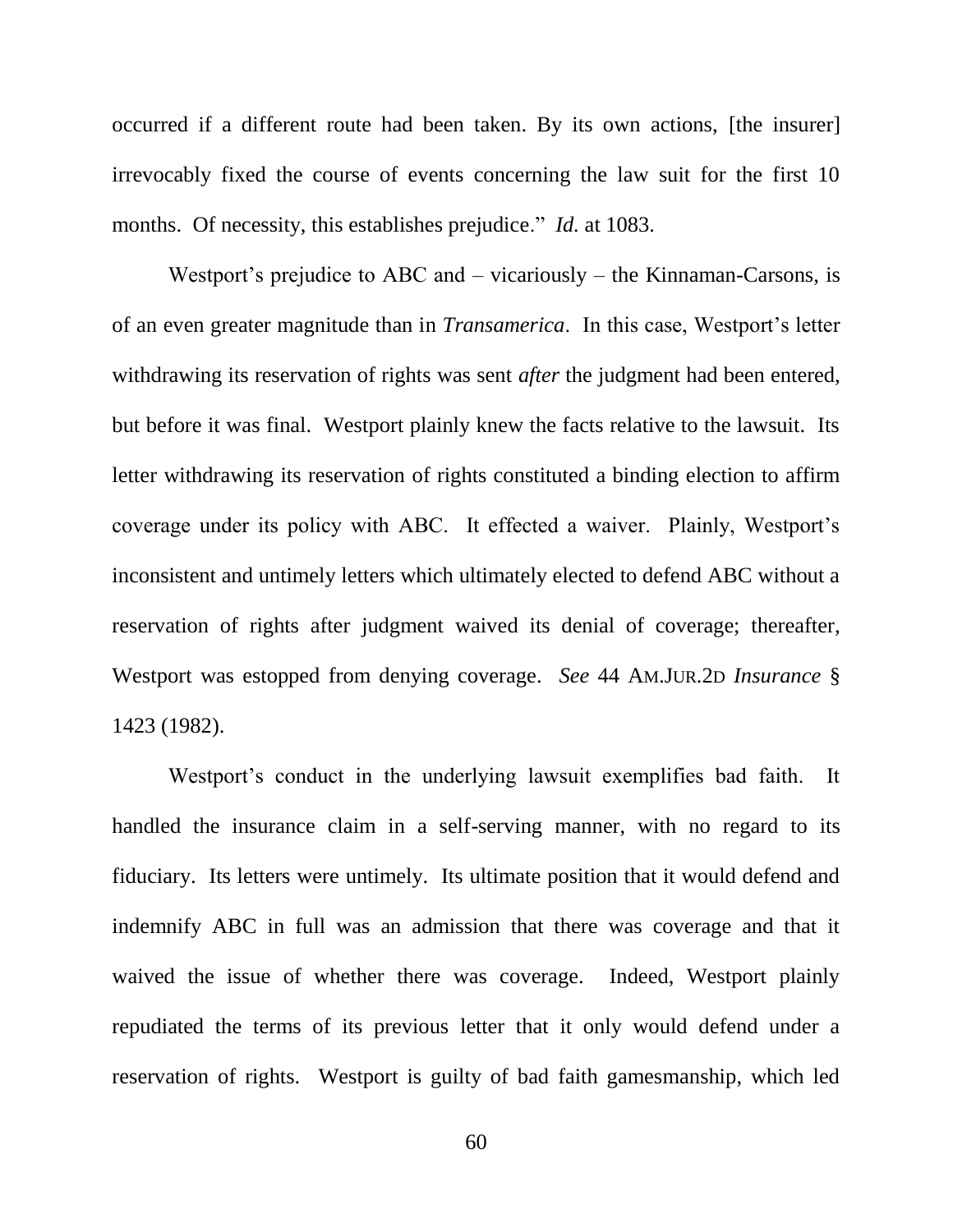occurred if a different route had been taken. By its own actions, [the insurer] irrevocably fixed the course of events concerning the law suit for the first 10 months. Of necessity, this establishes prejudice." *Id.* at 1083.

Westport's prejudice to ABC and – vicariously – the Kinnaman-Carsons, is of an even greater magnitude than in *Transamerica*. In this case, Westport's letter withdrawing its reservation of rights was sent *after* the judgment had been entered, but before it was final. Westport plainly knew the facts relative to the lawsuit. Its letter withdrawing its reservation of rights constituted a binding election to affirm coverage under its policy with ABC. It effected a waiver. Plainly, Westport's inconsistent and untimely letters which ultimately elected to defend ABC without a reservation of rights after judgment waived its denial of coverage; thereafter, Westport was estopped from denying coverage. *See* 44 AM.JUR.2D *Insurance* § 1423 (1982).

Westport's conduct in the underlying lawsuit exemplifies bad faith. It handled the insurance claim in a self-serving manner, with no regard to its fiduciary. Its letters were untimely. Its ultimate position that it would defend and indemnify ABC in full was an admission that there was coverage and that it waived the issue of whether there was coverage. Indeed, Westport plainly repudiated the terms of its previous letter that it only would defend under a reservation of rights. Westport is guilty of bad faith gamesmanship, which led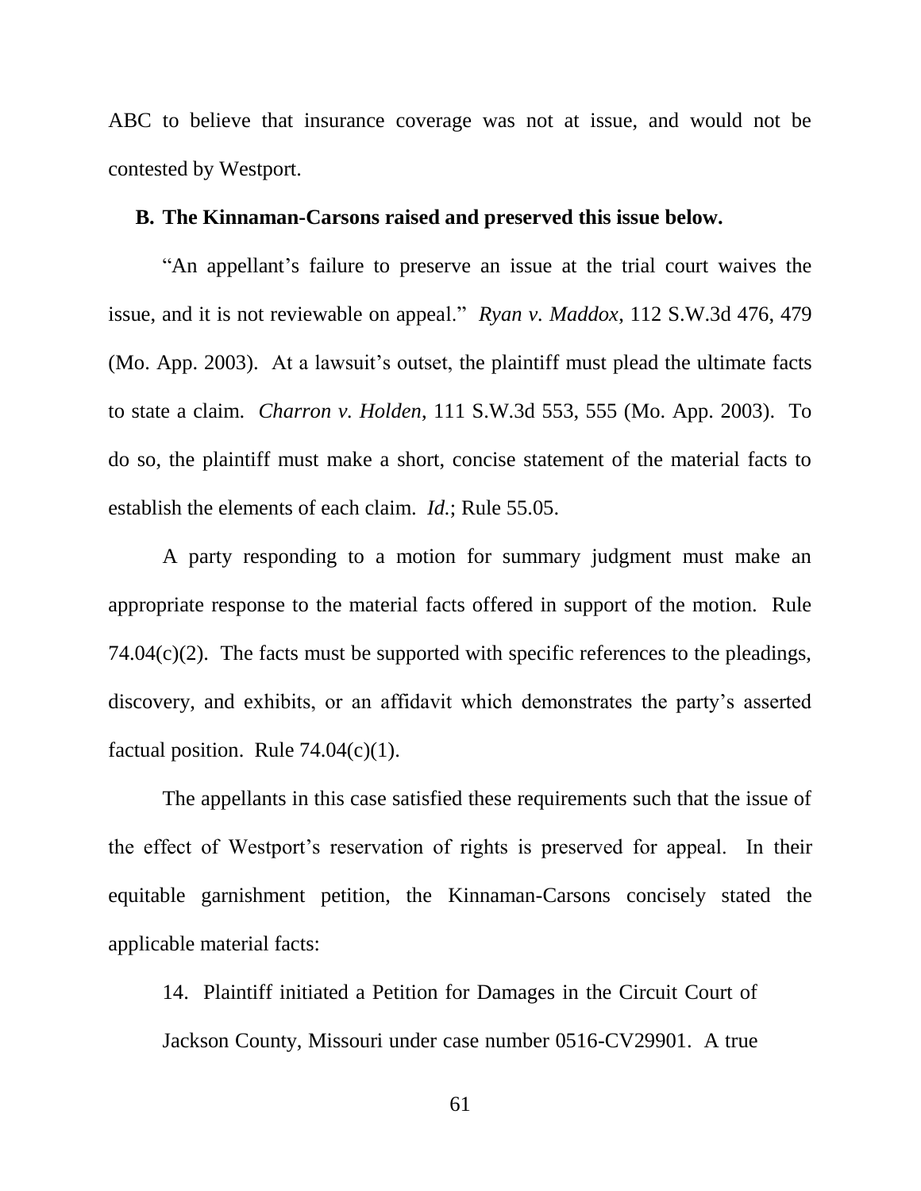ABC to believe that insurance coverage was not at issue, and would not be contested by Westport.

### B. The Kinnaman-Carsons raised and preserved this issue below.

"An appellant's failure to preserve an issue at the trial court waives the issue, and it is not reviewable on appeal." *Ryan v. Maddox*, 112 S.W.3d 476, 479 (Mo. App. 2003). At a lawsuit's outset, the plaintiff must plead the ultimate facts to state a claim. *Charron v. Holden*, 111 S.W.3d 553, 555 (Mo. App. 2003). To do so, the plaintiff must make a short, concise statement of the material facts to establish the elements of each claim. *Id.*; Rule 55.05.

A party responding to a motion for summary judgment must make an appropriate response to the material facts offered in support of the motion. Rule 74.04(c)(2). The facts must be supported with specific references to the pleadings, discovery, and exhibits, or an affidavit which demonstrates the party's asserted factual position. Rule 74.04(c)(1).

The appellants in this case satisfied these requirements such that the issue of the effect of Westport's reservation of rights is preserved for appeal. In their equitable garnishment petition, the Kinnaman-Carsons concisely stated the applicable material facts:

> 14. Plaintiff initiated a Petition for Damages in the Circuit Court of Jackson County, Missouri under case number 0516-CV29901. A true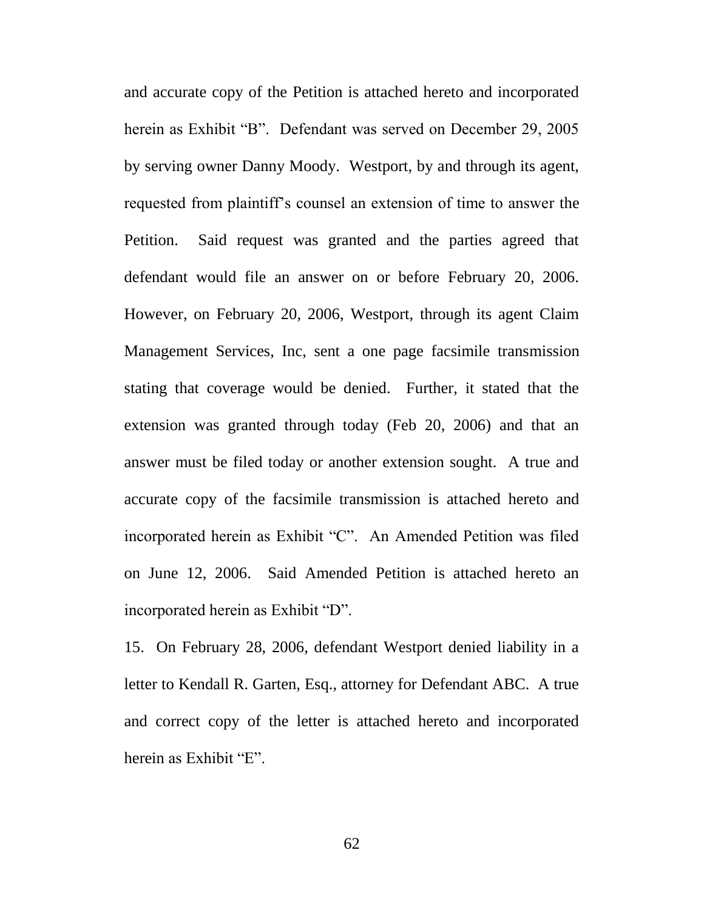and accurate copy of the Petition is attached hereto and incorporated herein as Exhibit "B". Defendant was served on December 29, 2005 by serving owner Danny Moody. Westport, by and through its agent, requested from plaintiff's counsel an extension of time to answer the Petition. Said request was granted and the parties agreed that defendant would file an answer on or before February 20, 2006. However, on February 20, 2006, Westport, through its agent Claim Management Services, Inc, sent a one page facsimile transmission stating that coverage would be denied. Further, it stated that the extension was granted through today (Feb 20, 2006) and that an answer must be filed today or another extension sought. A true and accurate copy of the facsimile transmission is attached hereto and incorporated herein as Exhibit "C". An Amended Petition was filed on June 12, 2006. Said Amended Petition is attached hereto an incorporated herein as Exhibit "D".

15. On February 28, 2006, defendant Westport denied liability in a letter to Kendall R. Garten, Esq., attorney for Defendant ABC. A true and correct copy of the letter is attached hereto and incorporated herein as Exhibit "E".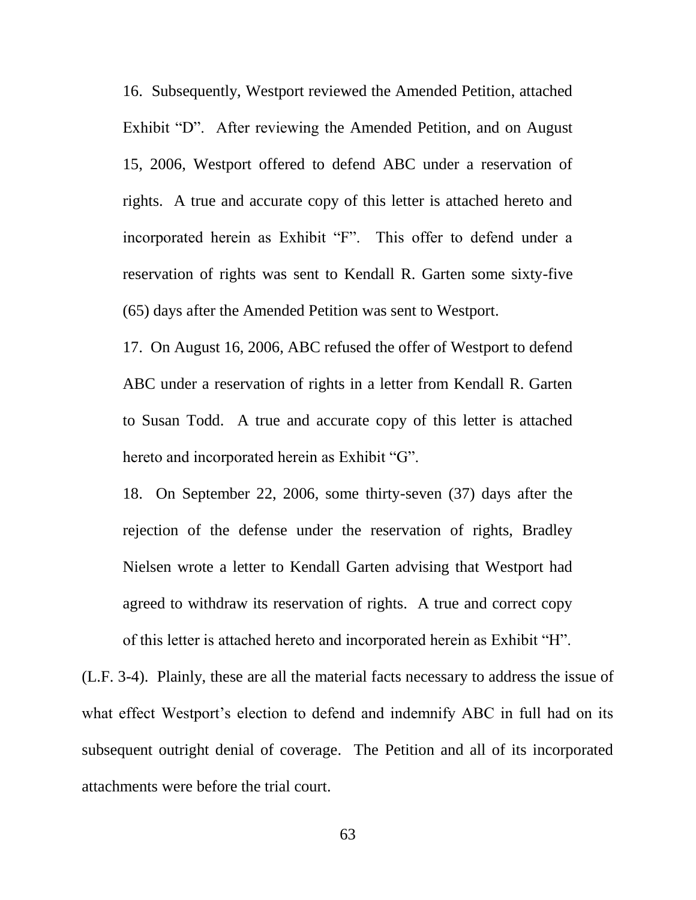16. Subsequently, Westport reviewed the Amended Petition, attached Exhibit "D". After reviewing the Amended Petition, and on August 15, 2006, Westport offered to defend ABC under a reservation of rights. A true and accurate copy of this letter is attached hereto and incorporated herein as Exhibit "F". This offer to defend under a reservation of rights was sent to Kendall R. Garten some sixty-five (65) days after the Amended Petition was sent to Westport.

17. On August 16, 2006, ABC refused the offer of Westport to defend ABC under a reservation of rights in a letter from Kendall R. Garten to Susan Todd. A true and accurate copy of this letter is attached hereto and incorporated herein as Exhibit "G".

18. On September 22, 2006, some thirty-seven (37) days after the rejection of the defense under the reservation of rights, Bradley Nielsen wrote a letter to Kendall Garten advising that Westport had agreed to withdraw its reservation of rights. A true and correct copy of this letter is attached hereto and incorporated herein as Exhibit "H".

(L.F. 3-4). Plainly, these are all the material facts necessary to address the issue of what effect Westport's election to defend and indemnify ABC in full had on its subsequent outright denial of coverage. The Petition and all of its incorporated attachments were before the trial court.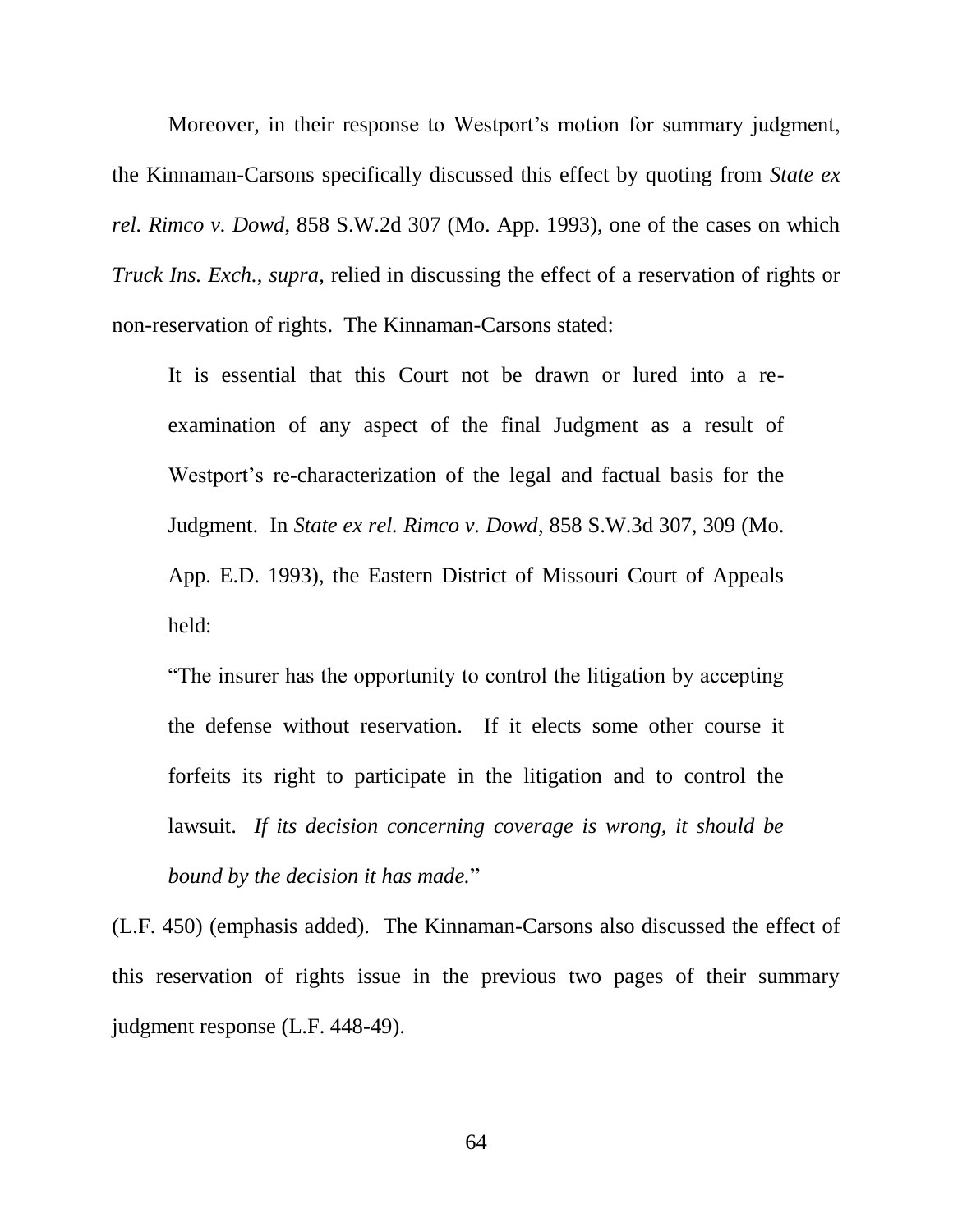Moreover, in their response to Westport's motion for summary judgment, the Kinnaman-Carsons specifically discussed this effect by quoting from *State ex rel. Rimco v. Dowd*, 858 S.W.2d 307 (Mo. App. 1993), one of the cases on which *Truck Ins. Exch.*, *supra*, relied in discussing the effect of a reservation of rights or non-reservation of rights. The Kinnaman-Carsons stated:

> It is essential that this Court not be drawn or lured into a re-examination of any aspect of the final Judgment as a result of Westport's re-characterization of the legal and factual basis for the Judgment. In *State ex rel. Rimco v. Dowd*, 858 S.W.3d 307, 309 (Mo. App. E.D. 1993), the Eastern District of Missouri Court of Appeals held:
>
> "The insurer has the opportunity to control the litigation by accepting the defense without reservation. If it elects some other course it forfeits its right to participate in the litigation and to control the lawsuit. *If its decision concerning coverage is wrong, it should be bound by the decision it has made.*"

(L.F. 450) (emphasis added). The Kinnaman-Carsons also discussed the effect of this reservation of rights issue in the previous two pages of their summary judgment response (L.F. 448-49).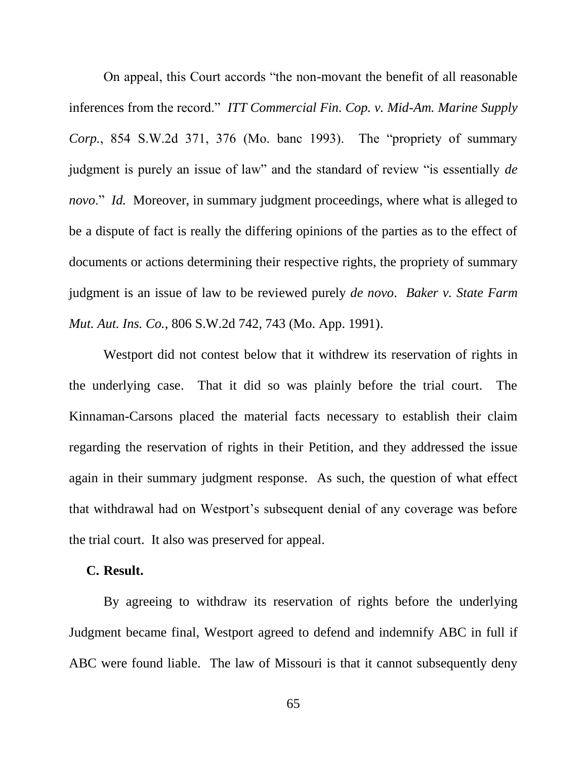On appeal, this Court accords "the non-movant the benefit of all reasonable inferences from the record." *ITT Commercial Fin. Cop. v. Mid-Am. Marine Supply Corp.*, 854 S.W.2d 371, 376 (Mo. banc 1993). The "propriety of summary judgment is purely an issue of law" and the standard of review "is essentially *de novo*." *Id.* Moreover, in summary judgment proceedings, where what is alleged to be a dispute of fact is really the differing opinions of the parties as to the effect of documents or actions determining their respective rights, the propriety of summary judgment is an issue of law to be reviewed purely *de novo*. *Baker v. State Farm Mut. Aut. Ins. Co.*, 806 S.W.2d 742, 743 (Mo. App. 1991).

Westport did not contest below that it withdrew its reservation of rights in the underlying case. That it did so was plainly before the trial court. The Kinnaman-Carsons placed the material facts necessary to establish their claim regarding the reservation of rights in their Petition, and they addressed the issue again in their summary judgment response. As such, the question of what effect that withdrawal had on Westport's subsequent denial of any coverage was before the trial court. It also was preserved for appeal.

**C. Result.**

By agreeing to withdraw its reservation of rights before the underlying Judgment became final, Westport agreed to defend and indemnify ABC in full if ABC were found liable. The law of Missouri is that it cannot subsequently deny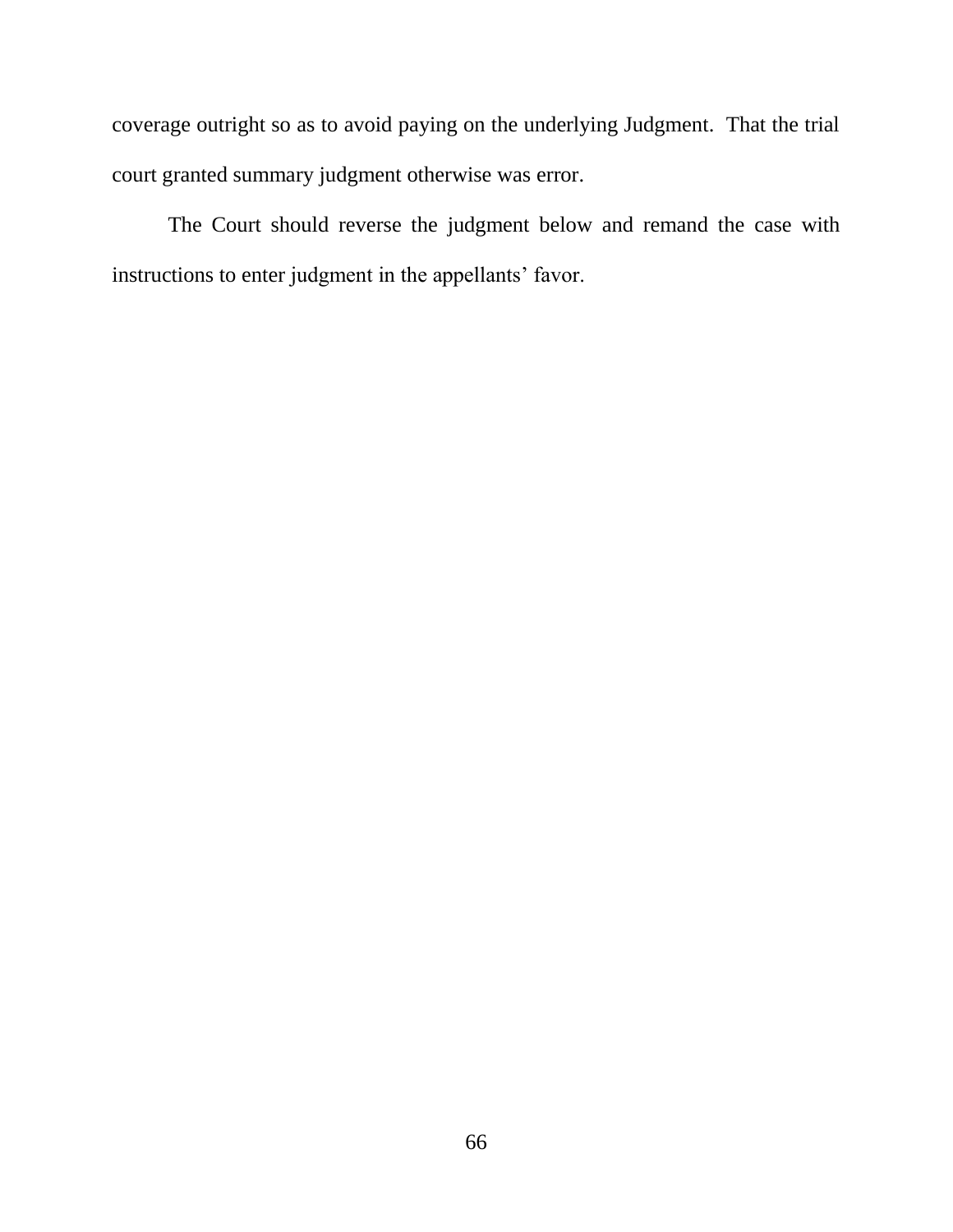coverage outright so as to avoid paying on the underlying Judgment. That the trial court granted summary judgment otherwise was error.

The Court should reverse the judgment below and remand the case with instructions to enter judgment in the appellants' favor.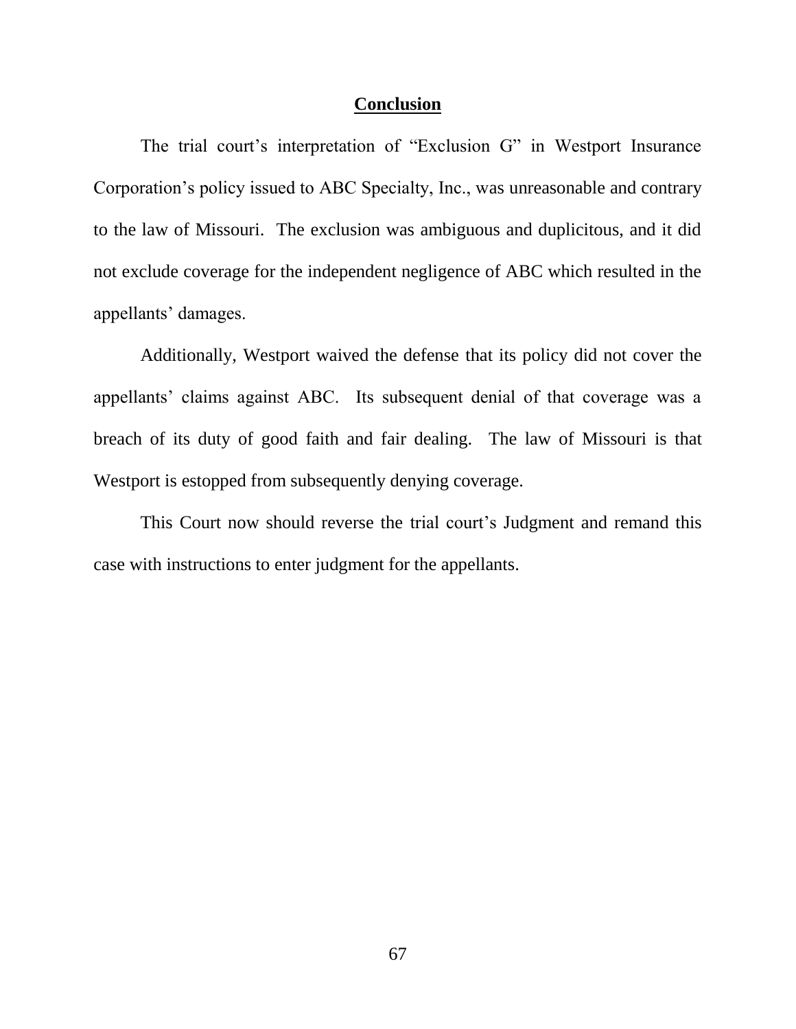## Conclusion

The trial court's interpretation of "Exclusion G" in Westport Insurance Corporation's policy issued to ABC Specialty, Inc., was unreasonable and contrary to the law of Missouri. The exclusion was ambiguous and duplicitous, and it did not exclude coverage for the independent negligence of ABC which resulted in the appellants' damages.

Additionally, Westport waived the defense that its policy did not cover the appellants' claims against ABC. Its subsequent denial of that coverage was a breach of its duty of good faith and fair dealing. The law of Missouri is that Westport is estopped from subsequently denying coverage.

This Court now should reverse the trial court's Judgment and remand this case with instructions to enter judgment for the appellants.